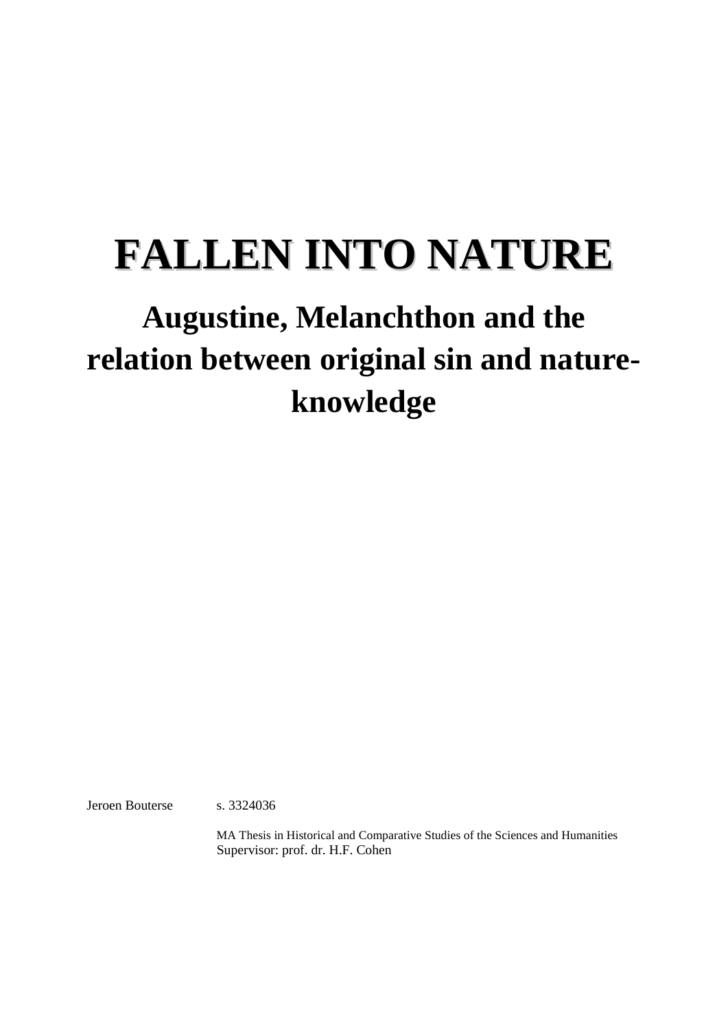# FALLEN INTO NATURE

## Augustine, Melanchthon and the relation between original sin and nature-knowledge

Jeroen Bouterse s. 3324036

MA Thesis in Historical and Comparative Studies of the Sciences and Humanities
Supervisor: prof. dr. H.F. Cohen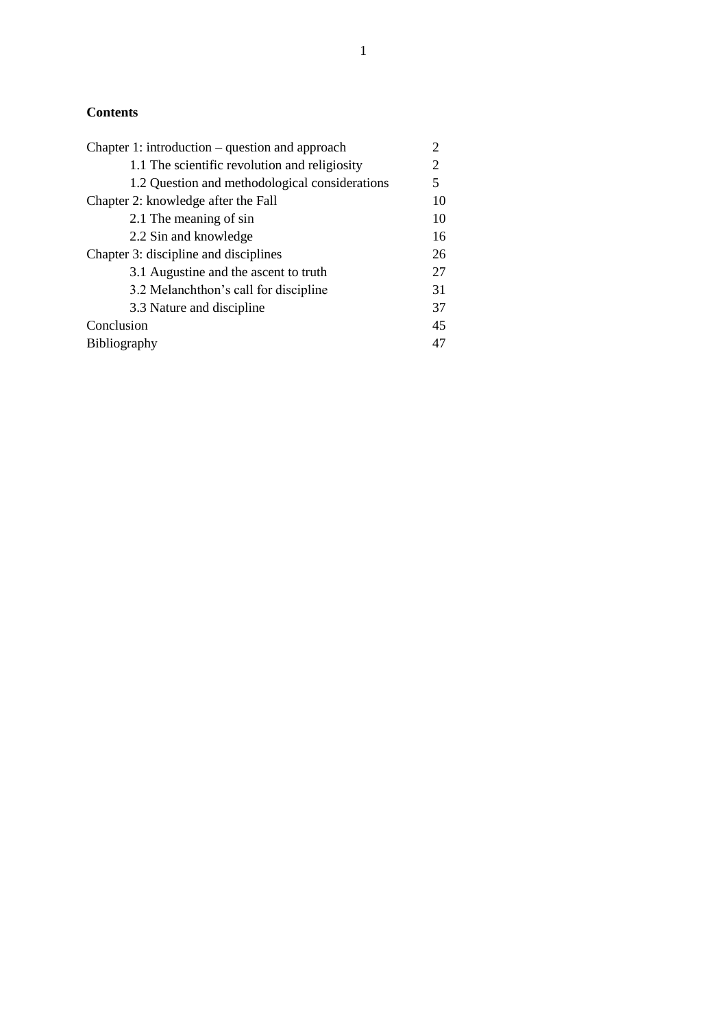**Contents**

| | |
|---|---|
| Chapter 1: introduction – question and approach | 2 |
| 1.1 The scientific revolution and religiosity | 2 |
| 1.2 Question and methodological considerations | 5 |
| Chapter 2: knowledge after the Fall | 10 |
| 2.1 The meaning of sin | 10 |
| 2.2 Sin and knowledge | 16 |
| Chapter 3: discipline and disciplines | 26 |
| 3.1 Augustine and the ascent to truth | 27 |
| 3.2 Melanchthon's call for discipline | 31 |
| 3.3 Nature and discipline | 37 |
| Conclusion | 45 |
| Bibliography | 47 |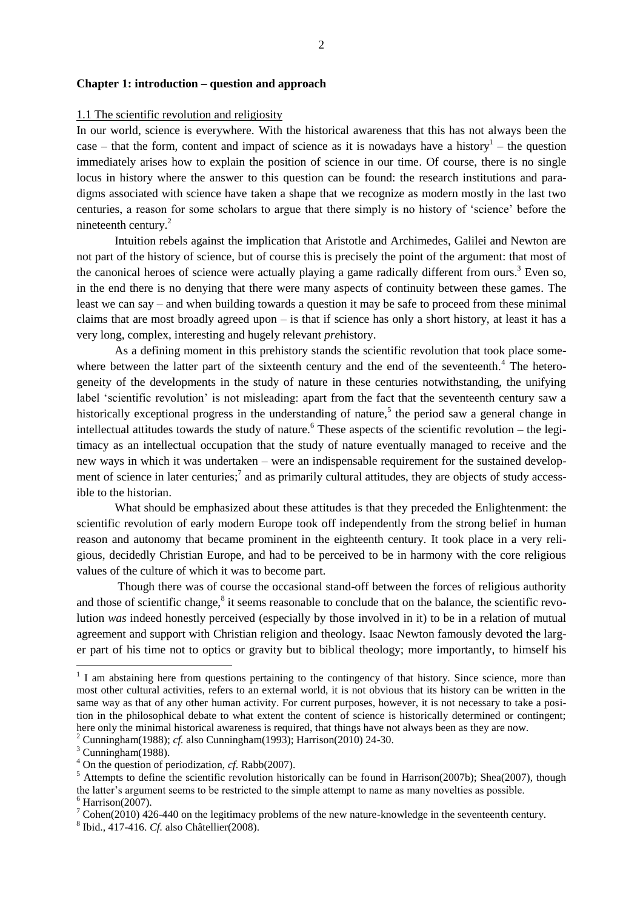## Chapter 1: introduction – question and approach

### 1.1 The scientific revolution and religiosity

In our world, science is everywhere. With the historical awareness that this has not always been the case – that the form, content and impact of science as it is nowadays have a history[1] – the question immediately arises how to explain the position of science in our time. Of course, there is no single locus in history where the answer to this question can be found: the research institutions and paradigms associated with science have taken a shape that we recognize as modern mostly in the last two centuries, a reason for some scholars to argue that there simply is no history of 'science' before the nineteenth century.[2]

Intuition rebels against the implication that Aristotle and Archimedes, Galilei and Newton are not part of the history of science, but of course this is precisely the point of the argument: that most of the canonical heroes of science were actually playing a game radically different from ours.[3] Even so, in the end there is no denying that there were many aspects of continuity between these games. The least we can say – and when building towards a question it may be safe to proceed from these minimal claims that are most broadly agreed upon – is that if science has only a short history, at least it has a very long, complex, interesting and hugely relevant *pre*history.

As a defining moment in this prehistory stands the scientific revolution that took place somewhere between the latter part of the sixteenth century and the end of the seventeenth.[4] The heterogeneity of the developments in the study of nature in these centuries notwithstanding, the unifying label 'scientific revolution' is not misleading: apart from the fact that the seventeenth century saw a historically exceptional progress in the understanding of nature,[5] the period saw a general change in intellectual attitudes towards the study of nature.[6] These aspects of the scientific revolution – the legitimacy as an intellectual occupation that the study of nature eventually managed to receive and the new ways in which it was undertaken – were an indispensable requirement for the sustained development of science in later centuries;[7] and as primarily cultural attitudes, they are objects of study accessible to the historian.

What should be emphasized about these attitudes is that they preceded the Enlightenment: the scientific revolution of early modern Europe took off independently from the strong belief in human reason and autonomy that became prominent in the eighteenth century. It took place in a very religious, decidedly Christian Europe, and had to be perceived to be in harmony with the core religious values of the culture of which it was to become part.

Though there was of course the occasional stand-off between the forces of religious authority and those of scientific change,[8] it seems reasonable to conclude that on the balance, the scientific revolution *was* indeed honestly perceived (especially by those involved in it) to be in a relation of mutual agreement and support with Christian religion and theology. Isaac Newton famously devoted the larger part of his time not to optics or gravity but to biblical theology; more importantly, to himself his

---

[1] I am abstaining here from questions pertaining to the contingency of that history. Since science, more than most other cultural activities, refers to an external world, it is not obvious that its history can be written in the same way as that of any other human activity. For current purposes, however, it is not necessary to take a position in the philosophical debate to what extent the content of science is historically determined or contingent; here only the minimal historical awareness is required, that things have not always been as they are now.

[2] Cunningham(1988); *cf.* also Cunningham(1993); Harrison(2010) 24-30.

[3] Cunningham(1988).

[4] On the question of periodization, *cf.* Rabb(2007).

[5] Attempts to define the scientific revolution historically can be found in Harrison(2007b); Shea(2007), though the latter's argument seems to be restricted to the simple attempt to name as many novelties as possible.

[6] Harrison(2007).

[7] Cohen(2010) 426-440 on the legitimacy problems of the new nature-knowledge in the seventeenth century.

[8] Ibid., 417-416. *Cf.* also Châtellier(2008).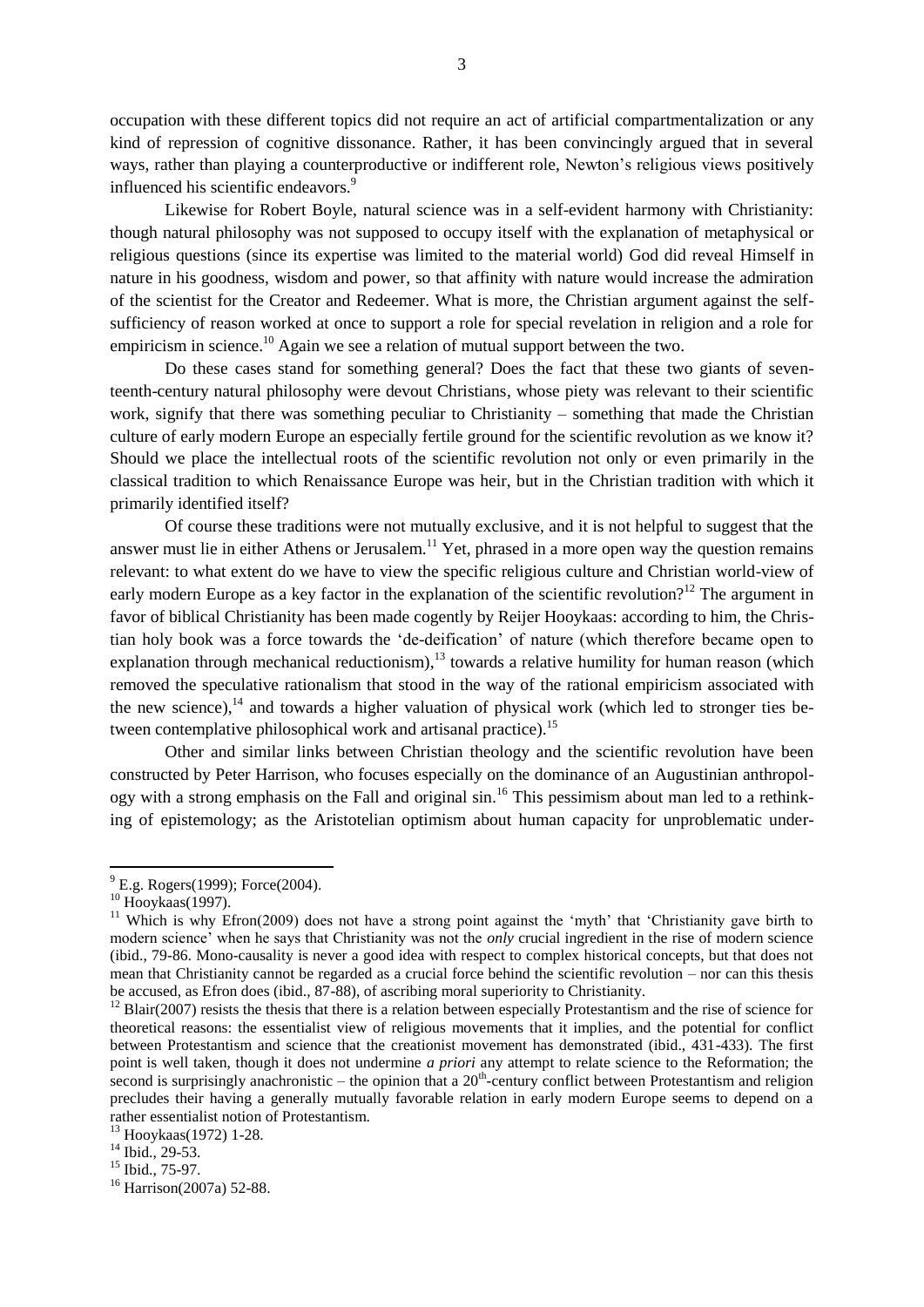occupation with these different topics did not require an act of artificial compartmentalization or any kind of repression of cognitive dissonance. Rather, it has been convincingly argued that in several ways, rather than playing a counterproductive or indifferent role, Newton's religious views positively influenced his scientific endeavors.[9]

Likewise for Robert Boyle, natural science was in a self-evident harmony with Christianity: though natural philosophy was not supposed to occupy itself with the explanation of metaphysical or religious questions (since its expertise was limited to the material world) God did reveal Himself in nature in his goodness, wisdom and power, so that affinity with nature would increase the admiration of the scientist for the Creator and Redeemer. What is more, the Christian argument against the self-sufficiency of reason worked at once to support a role for special revelation in religion and a role for empiricism in science.[10] Again we see a relation of mutual support between the two.

Do these cases stand for something general? Does the fact that these two giants of seventeenth-century natural philosophy were devout Christians, whose piety was relevant to their scientific work, signify that there was something peculiar to Christianity – something that made the Christian culture of early modern Europe an especially fertile ground for the scientific revolution as we know it? Should we place the intellectual roots of the scientific revolution not only or even primarily in the classical tradition to which Renaissance Europe was heir, but in the Christian tradition with which it primarily identified itself?

Of course these traditions were not mutually exclusive, and it is not helpful to suggest that the answer must lie in either Athens or Jerusalem.[11] Yet, phrased in a more open way the question remains relevant: to what extent do we have to view the specific religious culture and Christian world-view of early modern Europe as a key factor in the explanation of the scientific revolution?[12] The argument in favor of biblical Christianity has been made cogently by Reijer Hooykaas: according to him, the Christian holy book was a force towards the 'de-deification' of nature (which therefore became open to explanation through mechanical reductionism),[13] towards a relative humility for human reason (which removed the speculative rationalism that stood in the way of the rational empiricism associated with the new science),[14] and towards a higher valuation of physical work (which led to stronger ties between contemplative philosophical work and artisanal practice).[15]

Other and similar links between Christian theology and the scientific revolution have been constructed by Peter Harrison, who focuses especially on the dominance of an Augustinian anthropology with a strong emphasis on the Fall and original sin.[16] This pessimism about man led to a rethinking of epistemology; as the Aristotelian optimism about human capacity for unproblematic under-

---

[9] E.g. Rogers(1999); Force(2004).

[10] Hooykaas(1997).

[11] Which is why Efron(2009) does not have a strong point against the 'myth' that 'Christianity gave birth to modern science' when he says that Christianity was not the *only* crucial ingredient in the rise of modern science (ibid., 79-86. Mono-causality is never a good idea with respect to complex historical concepts, but that does not mean that Christianity cannot be regarded as a crucial force behind the scientific revolution – nor can this thesis be accused, as Efron does (ibid., 87-88), of ascribing moral superiority to Christianity.

[12] Blair(2007) resists the thesis that there is a relation between especially Protestantism and the rise of science for theoretical reasons: the essentialist view of religious movements that it implies, and the potential for conflict between Protestantism and science that the creationist movement has demonstrated (ibid., 431-433). The first point is well taken, though it does not undermine *a priori* any attempt to relate science to the Reformation; the second is surprisingly anachronistic – the opinion that a 20th-century conflict between Protestantism and religion precludes their having a generally mutually favorable relation in early modern Europe seems to depend on a rather essentialist notion of Protestantism.

[13] Hooykaas(1972) 1-28.

[14] Ibid., 29-53.

[15] Ibid., 75-97.

[16] Harrison(2007a) 52-88.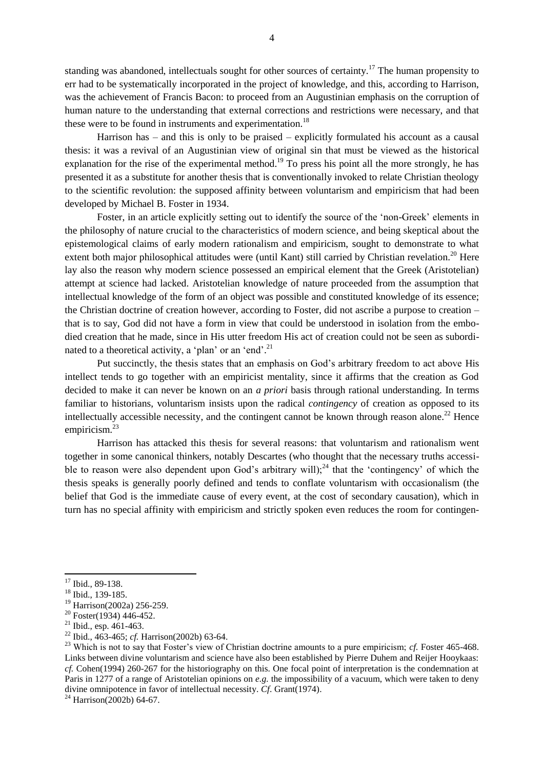standing was abandoned, intellectuals sought for other sources of certainty.[17] The human propensity to err had to be systematically incorporated in the project of knowledge, and this, according to Harrison, was the achievement of Francis Bacon: to proceed from an Augustinian emphasis on the corruption of human nature to the understanding that external corrections and restrictions were necessary, and that these were to be found in instruments and experimentation.[18]

Harrison has – and this is only to be praised – explicitly formulated his account as a causal thesis: it was a revival of an Augustinian view of original sin that must be viewed as the historical explanation for the rise of the experimental method.[19] To press his point all the more strongly, he has presented it as a substitute for another thesis that is conventionally invoked to relate Christian theology to the scientific revolution: the supposed affinity between voluntarism and empiricism that had been developed by Michael B. Foster in 1934.

Foster, in an article explicitly setting out to identify the source of the 'non-Greek' elements in the philosophy of nature crucial to the characteristics of modern science, and being skeptical about the epistemological claims of early modern rationalism and empiricism, sought to demonstrate to what extent both major philosophical attitudes were (until Kant) still carried by Christian revelation.[20] Here lay also the reason why modern science possessed an empirical element that the Greek (Aristotelian) attempt at science had lacked. Aristotelian knowledge of nature proceeded from the assumption that intellectual knowledge of the form of an object was possible and constituted knowledge of its essence; the Christian doctrine of creation however, according to Foster, did not ascribe a purpose to creation – that is to say, God did not have a form in view that could be understood in isolation from the embodied creation that he made, since in His utter freedom His act of creation could not be seen as subordinated to a theoretical activity, a 'plan' or an 'end'.[21]

Put succinctly, the thesis states that an emphasis on God's arbitrary freedom to act above His intellect tends to go together with an empiricist mentality, since it affirms that the creation as God decided to make it can never be known on an *a priori* basis through rational understanding. In terms familiar to historians, voluntarism insists upon the radical *contingency* of creation as opposed to its intellectually accessible necessity, and the contingent cannot be known through reason alone.[22] Hence empiricism.[23]

Harrison has attacked this thesis for several reasons: that voluntarism and rationalism went together in some canonical thinkers, notably Descartes (who thought that the necessary truths accessible to reason were also dependent upon God's arbitrary will);[24] that the 'contingency' of which the thesis speaks is generally poorly defined and tends to conflate voluntarism with occasionalism (the belief that God is the immediate cause of every event, at the cost of secondary causation), which in turn has no special affinity with empiricism and strictly spoken even reduces the room for contingen-

---

[17] Ibid., 89-138.

[18] Ibid., 139-185.

[19] Harrison(2002a) 256-259.

[20] Foster(1934) 446-452.

[21] Ibid., esp. 461-463.

[22] Ibid., 463-465; *cf.* Harrison(2002b) 63-64.

[23] Which is not to say that Foster's view of Christian doctrine amounts to a pure empiricism; *cf.* Foster 465-468. Links between divine voluntarism and science have also been established by Pierre Duhem and Reijer Hooykaas: *cf.* Cohen(1994) 260-267 for the historiography on this. One focal point of interpretation is the condemnation at Paris in 1277 of a range of Aristotelian opinions on *e.g.* the impossibility of a vacuum, which were taken to deny divine omnipotence in favor of intellectual necessity. *Cf*. Grant(1974).

[24] Harrison(2002b) 64-67.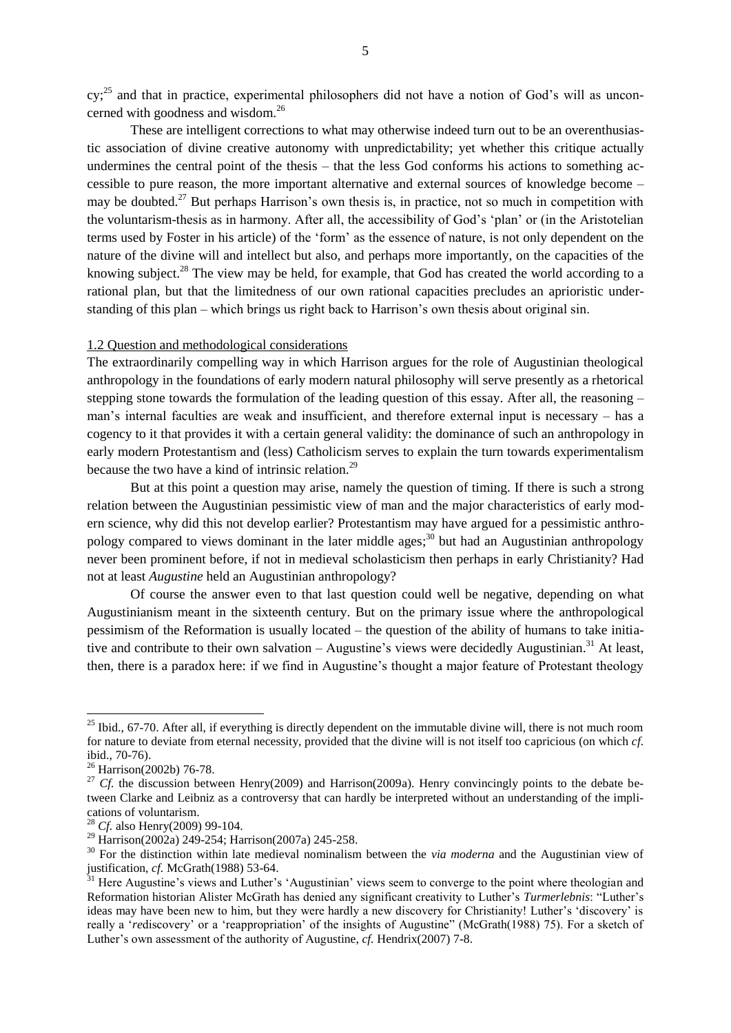cy;[25] and that in practice, experimental philosophers did not have a notion of God's will as unconcerned with goodness and wisdom.[26]

These are intelligent corrections to what may otherwise indeed turn out to be an overenthusiastic association of divine creative autonomy with unpredictability; yet whether this critique actually undermines the central point of the thesis – that the less God conforms his actions to something accessible to pure reason, the more important alternative and external sources of knowledge become – may be doubted.[27] But perhaps Harrison's own thesis is, in practice, not so much in competition with the voluntarism-thesis as in harmony. After all, the accessibility of God's 'plan' or (in the Aristotelian terms used by Foster in his article) of the 'form' as the essence of nature, is not only dependent on the nature of the divine will and intellect but also, and perhaps more importantly, on the capacities of the knowing subject.[28] The view may be held, for example, that God has created the world according to a rational plan, but that the limitedness of our own rational capacities precludes an aprioristic understanding of this plan – which brings us right back to Harrison's own thesis about original sin.

## 1.2 Question and methodological considerations

The extraordinarily compelling way in which Harrison argues for the role of Augustinian theological anthropology in the foundations of early modern natural philosophy will serve presently as a rhetorical stepping stone towards the formulation of the leading question of this essay. After all, the reasoning – man's internal faculties are weak and insufficient, and therefore external input is necessary – has a cogency to it that provides it with a certain general validity: the dominance of such an anthropology in early modern Protestantism and (less) Catholicism serves to explain the turn towards experimentalism because the two have a kind of intrinsic relation.[29]

But at this point a question may arise, namely the question of timing. If there is such a strong relation between the Augustinian pessimistic view of man and the major characteristics of early modern science, why did this not develop earlier? Protestantism may have argued for a pessimistic anthropology compared to views dominant in the later middle ages;[30] but had an Augustinian anthropology never been prominent before, if not in medieval scholasticism then perhaps in early Christianity? Had not at least *Augustine* held an Augustinian anthropology?

Of course the answer even to that last question could well be negative, depending on what Augustinianism meant in the sixteenth century. But on the primary issue where the anthropological pessimism of the Reformation is usually located – the question of the ability of humans to take initiative and contribute to their own salvation – Augustine's views were decidedly Augustinian.[31] At least, then, there is a paradox here: if we find in Augustine's thought a major feature of Protestant theology

---

[25] Ibid., 67-70. After all, if everything is directly dependent on the immutable divine will, there is not much room for nature to deviate from eternal necessity, provided that the divine will is not itself too capricious (on which *cf.* ibid., 70-76).

[26] Harrison(2002b) 76-78.

[27] *Cf.* the discussion between Henry(2009) and Harrison(2009a). Henry convincingly points to the debate between Clarke and Leibniz as a controversy that can hardly be interpreted without an understanding of the implications of voluntarism.

[28] *Cf.* also Henry(2009) 99-104.

[29] Harrison(2002a) 249-254; Harrison(2007a) 245-258.

[30] For the distinction within late medieval nominalism between the *via moderna* and the Augustinian view of justification, *cf.* McGrath(1988) 53-64.

[31] Here Augustine's views and Luther's 'Augustinian' views seem to converge to the point where theologian and Reformation historian Alister McGrath has denied any significant creativity to Luther's *Turmerlebnis*: "Luther's ideas may have been new to him, but they were hardly a new discovery for Christianity! Luther's 'discovery' is really a '*re*discovery' or a 'reappropriation' of the insights of Augustine" (McGrath(1988) 75). For a sketch of Luther's own assessment of the authority of Augustine, *cf.* Hendrix(2007) 7-8.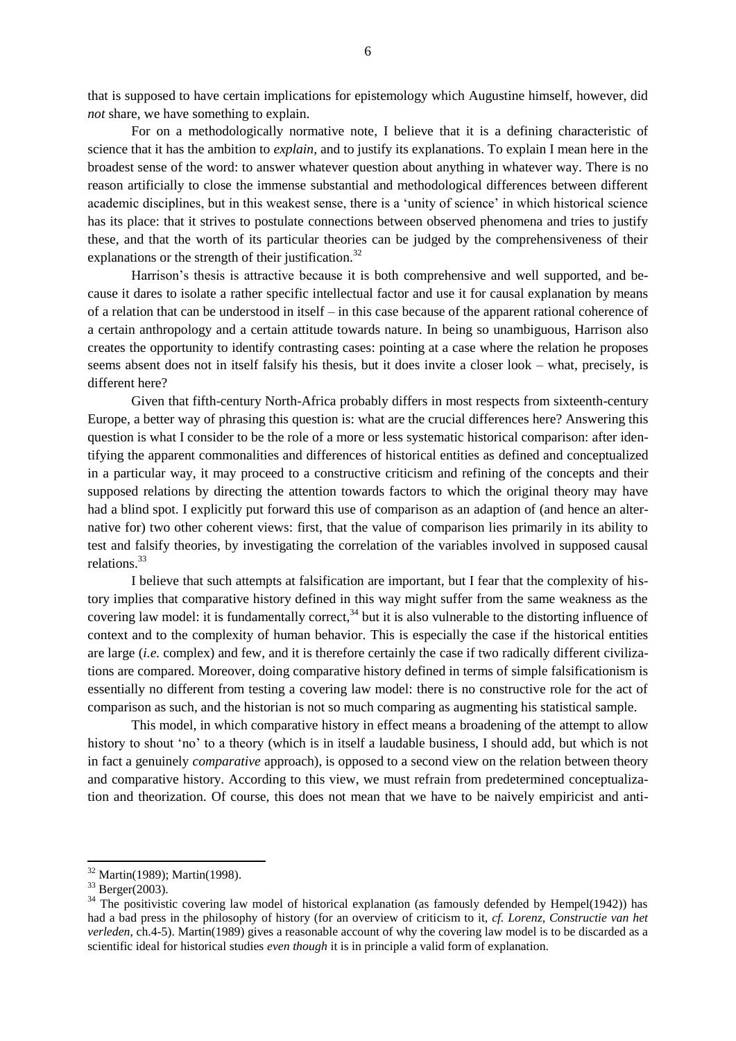that is supposed to have certain implications for epistemology which Augustine himself, however, did *not* share, we have something to explain.

For on a methodologically normative note, I believe that it is a defining characteristic of science that it has the ambition to *explain*, and to justify its explanations. To explain I mean here in the broadest sense of the word: to answer whatever question about anything in whatever way. There is no reason artificially to close the immense substantial and methodological differences between different academic disciplines, but in this weakest sense, there is a 'unity of science' in which historical science has its place: that it strives to postulate connections between observed phenomena and tries to justify these, and that the worth of its particular theories can be judged by the comprehensiveness of their explanations or the strength of their justification.[32]

Harrison's thesis is attractive because it is both comprehensive and well supported, and because it dares to isolate a rather specific intellectual factor and use it for causal explanation by means of a relation that can be understood in itself – in this case because of the apparent rational coherence of a certain anthropology and a certain attitude towards nature. In being so unambiguous, Harrison also creates the opportunity to identify contrasting cases: pointing at a case where the relation he proposes seems absent does not in itself falsify his thesis, but it does invite a closer look – what, precisely, is different here?

Given that fifth-century North-Africa probably differs in most respects from sixteenth-century Europe, a better way of phrasing this question is: what are the crucial differences here? Answering this question is what I consider to be the role of a more or less systematic historical comparison: after identifying the apparent commonalities and differences of historical entities as defined and conceptualized in a particular way, it may proceed to a constructive criticism and refining of the concepts and their supposed relations by directing the attention towards factors to which the original theory may have had a blind spot. I explicitly put forward this use of comparison as an adaption of (and hence an alternative for) two other coherent views: first, that the value of comparison lies primarily in its ability to test and falsify theories, by investigating the correlation of the variables involved in supposed causal relations.[33]

I believe that such attempts at falsification are important, but I fear that the complexity of history implies that comparative history defined in this way might suffer from the same weakness as the covering law model: it is fundamentally correct,[34] but it is also vulnerable to the distorting influence of context and to the complexity of human behavior. This is especially the case if the historical entities are large (*i.e.* complex) and few, and it is therefore certainly the case if two radically different civilizations are compared. Moreover, doing comparative history defined in terms of simple falsificationism is essentially no different from testing a covering law model: there is no constructive role for the act of comparison as such, and the historian is not so much comparing as augmenting his statistical sample.

This model, in which comparative history in effect means a broadening of the attempt to allow history to shout 'no' to a theory (which is in itself a laudable business, I should add, but which is not in fact a genuinely *comparative* approach), is opposed to a second view on the relation between theory and comparative history. According to this view, we must refrain from predetermined conceptualization and theorization. Of course, this does not mean that we have to be naively empiricist and anti-

---

[32] Martin(1989); Martin(1998).

[33] Berger(2003).

[34] The positivistic covering law model of historical explanation (as famously defended by Hempel(1942)) has had a bad press in the philosophy of history (for an overview of criticism to it, *cf. Lorenz, Constructie van het verleden*, ch.4-5). Martin(1989) gives a reasonable account of why the covering law model is to be discarded as a scientific ideal for historical studies *even though* it is in principle a valid form of explanation.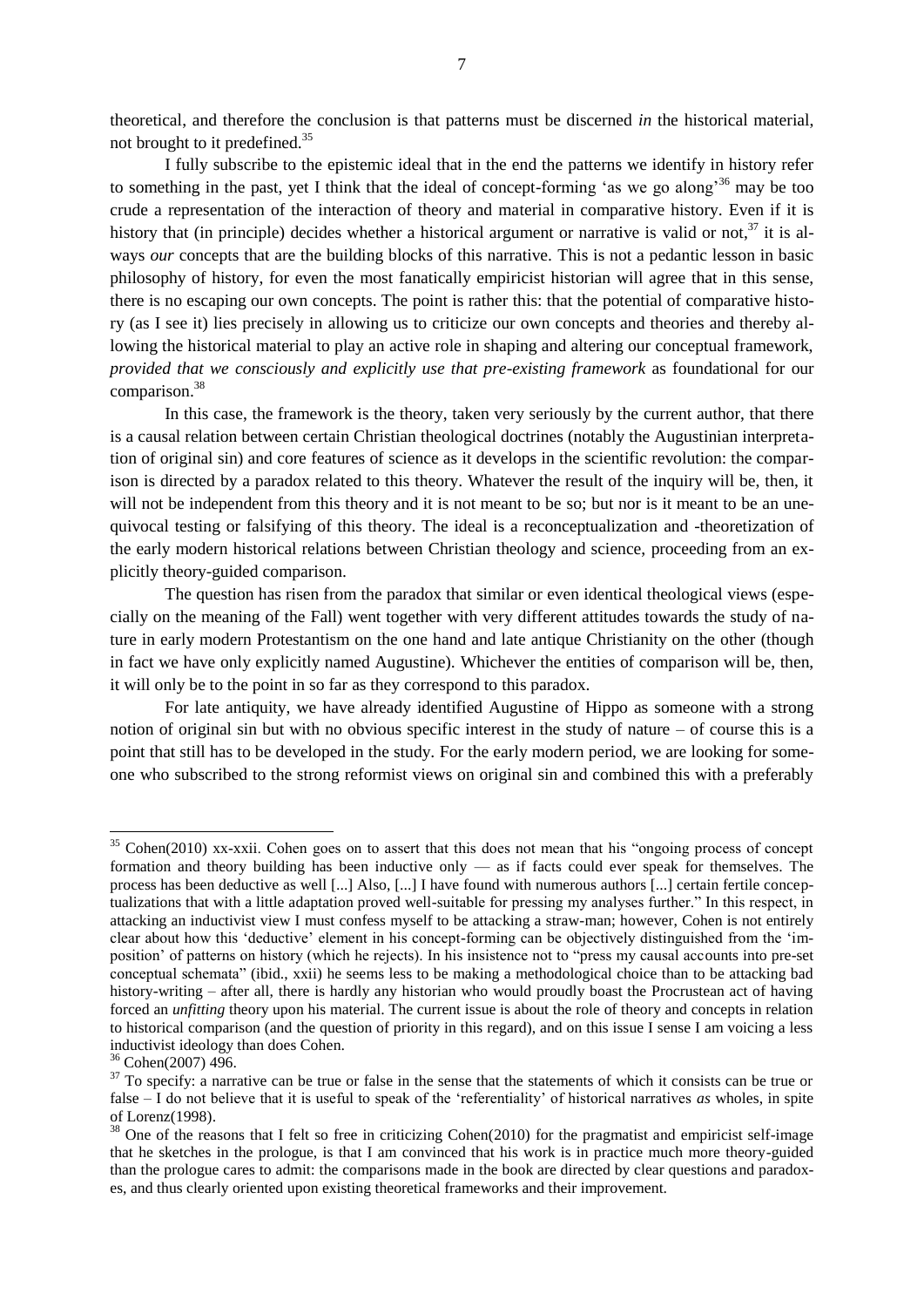theoretical, and therefore the conclusion is that patterns must be discerned *in* the historical material, not brought to it predefined.[35]

I fully subscribe to the epistemic ideal that in the end the patterns we identify in history refer to something in the past, yet I think that the ideal of concept-forming 'as we go along'[36] may be too crude a representation of the interaction of theory and material in comparative history. Even if it is history that (in principle) decides whether a historical argument or narrative is valid or not,[37] it is always *our* concepts that are the building blocks of this narrative. This is not a pedantic lesson in basic philosophy of history, for even the most fanatically empiricist historian will agree that in this sense, there is no escaping our own concepts. The point is rather this: that the potential of comparative history (as I see it) lies precisely in allowing us to criticize our own concepts and theories and thereby allowing the historical material to play an active role in shaping and altering our conceptual framework, *provided that we consciously and explicitly use that pre-existing framework* as foundational for our comparison.[38]

In this case, the framework is the theory, taken very seriously by the current author, that there is a causal relation between certain Christian theological doctrines (notably the Augustinian interpretation of original sin) and core features of science as it develops in the scientific revolution: the comparison is directed by a paradox related to this theory. Whatever the result of the inquiry will be, then, it will not be independent from this theory and it is not meant to be so; but nor is it meant to be an unequivocal testing or falsifying of this theory. The ideal is a reconceptualization and -theoretization of the early modern historical relations between Christian theology and science, proceeding from an explicitly theory-guided comparison.

The question has risen from the paradox that similar or even identical theological views (especially on the meaning of the Fall) went together with very different attitudes towards the study of nature in early modern Protestantism on the one hand and late antique Christianity on the other (though in fact we have only explicitly named Augustine). Whichever the entities of comparison will be, then, it will only be to the point in so far as they correspond to this paradox.

For late antiquity, we have already identified Augustine of Hippo as someone with a strong notion of original sin but with no obvious specific interest in the study of nature – of course this is a point that still has to be developed in the study. For the early modern period, we are looking for someone who subscribed to the strong reformist views on original sin and combined this with a preferably

---

[35] Cohen(2010) xx-xxii. Cohen goes on to assert that this does not mean that his "ongoing process of concept formation and theory building has been inductive only — as if facts could ever speak for themselves. The process has been deductive as well [...] Also, [...] I have found with numerous authors [...] certain fertile conceptualizations that with a little adaptation proved well-suitable for pressing my analyses further." In this respect, in attacking an inductivist view I must confess myself to be attacking a straw-man; however, Cohen is not entirely clear about how this 'deductive' element in his concept-forming can be objectively distinguished from the 'imposition' of patterns on history (which he rejects). In his insistence not to "press my causal accounts into pre-set conceptual schemata" (ibid., xxii) he seems less to be making a methodological choice than to be attacking bad history-writing – after all, there is hardly any historian who would proudly boast the Procrustean act of having forced an *unfitting* theory upon his material. The current issue is about the role of theory and concepts in relation to historical comparison (and the question of priority in this regard), and on this issue I sense I am voicing a less inductivist ideology than does Cohen.

[36] Cohen(2007) 496.

[37] To specify: a narrative can be true or false in the sense that the statements of which it consists can be true or false – I do not believe that it is useful to speak of the 'referentiality' of historical narratives *as* wholes, in spite of Lorenz(1998).

[38] One of the reasons that I felt so free in criticizing Cohen(2010) for the pragmatist and empiricist self-image that he sketches in the prologue, is that I am convinced that his work is in practice much more theory-guided than the prologue cares to admit: the comparisons made in the book are directed by clear questions and paradoxes, and thus clearly oriented upon existing theoretical frameworks and their improvement.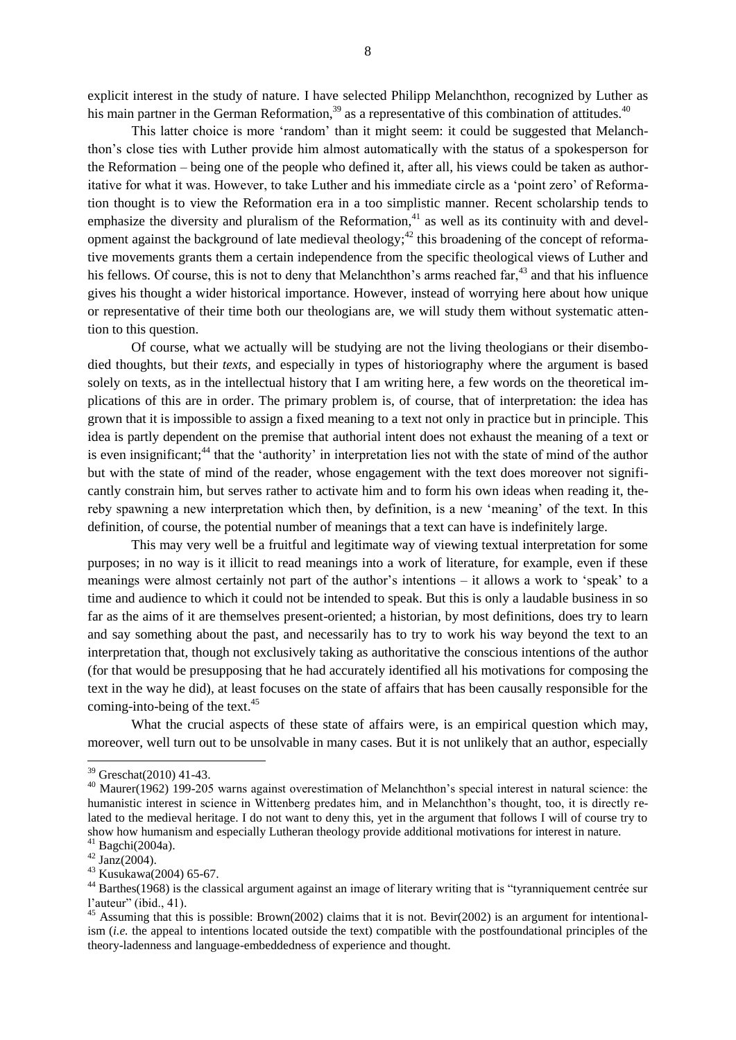explicit interest in the study of nature. I have selected Philipp Melanchthon, recognized by Luther as his main partner in the German Reformation,[39] as a representative of this combination of attitudes.[40]

This latter choice is more 'random' than it might seem: it could be suggested that Melanchthon's close ties with Luther provide him almost automatically with the status of a spokesperson for the Reformation – being one of the people who defined it, after all, his views could be taken as authoritative for what it was. However, to take Luther and his immediate circle as a 'point zero' of Reformation thought is to view the Reformation era in a too simplistic manner. Recent scholarship tends to emphasize the diversity and pluralism of the Reformation,[41] as well as its continuity with and development against the background of late medieval theology;[42] this broadening of the concept of reformative movements grants them a certain independence from the specific theological views of Luther and his fellows. Of course, this is not to deny that Melanchthon's arms reached far,[43] and that his influence gives his thought a wider historical importance. However, instead of worrying here about how unique or representative of their time both our theologians are, we will study them without systematic attention to this question.

Of course, what we actually will be studying are not the living theologians or their disembodied thoughts, but their *texts*, and especially in types of historiography where the argument is based solely on texts, as in the intellectual history that I am writing here, a few words on the theoretical implications of this are in order. The primary problem is, of course, that of interpretation: the idea has grown that it is impossible to assign a fixed meaning to a text not only in practice but in principle. This idea is partly dependent on the premise that authorial intent does not exhaust the meaning of a text or is even insignificant;[44] that the 'authority' in interpretation lies not with the state of mind of the author but with the state of mind of the reader, whose engagement with the text does moreover not significantly constrain him, but serves rather to activate him and to form his own ideas when reading it, thereby spawning a new interpretation which then, by definition, is a new 'meaning' of the text. In this definition, of course, the potential number of meanings that a text can have is indefinitely large.

This may very well be a fruitful and legitimate way of viewing textual interpretation for some purposes; in no way is it illicit to read meanings into a work of literature, for example, even if these meanings were almost certainly not part of the author's intentions – it allows a work to 'speak' to a time and audience to which it could not be intended to speak. But this is only a laudable business in so far as the aims of it are themselves present-oriented; a historian, by most definitions, does try to learn and say something about the past, and necessarily has to try to work his way beyond the text to an interpretation that, though not exclusively taking as authoritative the conscious intentions of the author (for that would be presupposing that he had accurately identified all his motivations for composing the text in the way he did), at least focuses on the state of affairs that has been causally responsible for the coming-into-being of the text.[45]

What the crucial aspects of these state of affairs were, is an empirical question which may, moreover, well turn out to be unsolvable in many cases. But it is not unlikely that an author, especially

---

[39] Greschat(2010) 41-43.

[40] Maurer(1962) 199-205 warns against overestimation of Melanchthon's special interest in natural science: the humanistic interest in science in Wittenberg predates him, and in Melanchthon's thought, too, it is directly related to the medieval heritage. I do not want to deny this, yet in the argument that follows I will of course try to show how humanism and especially Lutheran theology provide additional motivations for interest in nature.

[41] Bagchi(2004a).

[42] Janz(2004).

[43] Kusukawa(2004) 65-67.

[44] Barthes(1968) is the classical argument against an image of literary writing that is "tyranniquement centrée sur l'auteur" (ibid., 41).

[45] Assuming that this is possible: Brown(2002) claims that it is not. Bevir(2002) is an argument for intentionalism (*i.e.* the appeal to intentions located outside the text) compatible with the postfoundational principles of the theory-ladenness and language-embeddedness of experience and thought.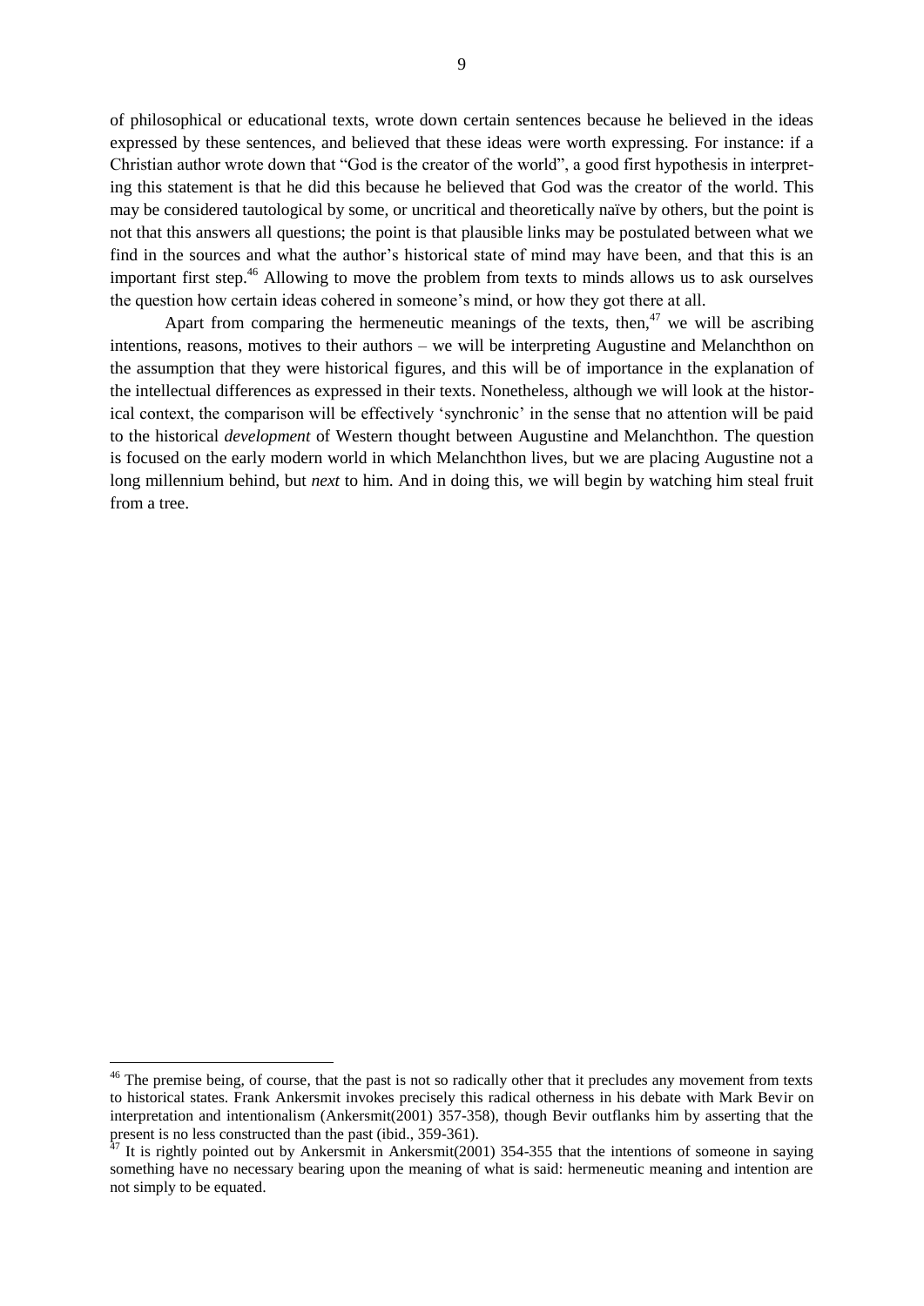of philosophical or educational texts, wrote down certain sentences because he believed in the ideas expressed by these sentences, and believed that these ideas were worth expressing. For instance: if a Christian author wrote down that "God is the creator of the world", a good first hypothesis in interpreting this statement is that he did this because he believed that God was the creator of the world. This may be considered tautological by some, or uncritical and theoretically naïve by others, but the point is not that this answers all questions; the point is that plausible links may be postulated between what we find in the sources and what the author's historical state of mind may have been, and that this is an important first step.[46] Allowing to move the problem from texts to minds allows us to ask ourselves the question how certain ideas cohered in someone's mind, or how they got there at all.

Apart from comparing the hermeneutic meanings of the texts, then,[47] we will be ascribing intentions, reasons, motives to their authors – we will be interpreting Augustine and Melanchthon on the assumption that they were historical figures, and this will be of importance in the explanation of the intellectual differences as expressed in their texts. Nonetheless, although we will look at the historical context, the comparison will be effectively 'synchronic' in the sense that no attention will be paid to the historical *development* of Western thought between Augustine and Melanchthon. The question is focused on the early modern world in which Melanchthon lives, but we are placing Augustine not a long millennium behind, but *next* to him. And in doing this, we will begin by watching him steal fruit from a tree.

---

[46] The premise being, of course, that the past is not so radically other that it precludes any movement from texts to historical states. Frank Ankersmit invokes precisely this radical otherness in his debate with Mark Bevir on interpretation and intentionalism (Ankersmit(2001) 357-358), though Bevir outflanks him by asserting that the present is no less constructed than the past (ibid., 359-361).

[47] It is rightly pointed out by Ankersmit in Ankersmit(2001) 354-355 that the intentions of someone in saying something have no necessary bearing upon the meaning of what is said: hermeneutic meaning and intention are not simply to be equated.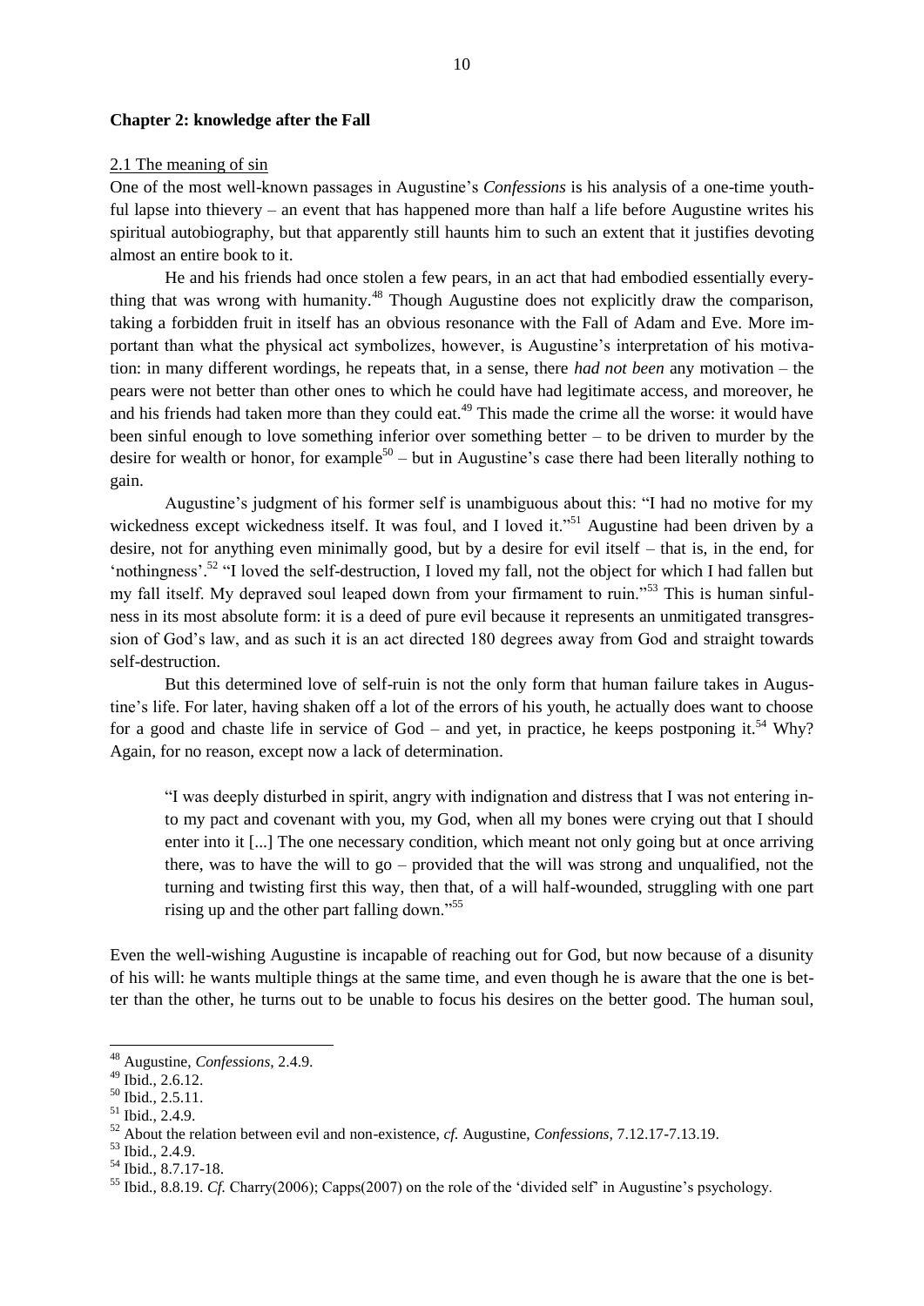## Chapter 2: knowledge after the Fall

### 2.1 The meaning of sin

One of the most well-known passages in Augustine's *Confessions* is his analysis of a one-time youthful lapse into thievery – an event that has happened more than half a life before Augustine writes his spiritual autobiography, but that apparently still haunts him to such an extent that it justifies devoting almost an entire book to it.

He and his friends had once stolen a few pears, in an act that had embodied essentially everything that was wrong with humanity.[48] Though Augustine does not explicitly draw the comparison, taking a forbidden fruit in itself has an obvious resonance with the Fall of Adam and Eve. More important than what the physical act symbolizes, however, is Augustine's interpretation of his motivation: in many different wordings, he repeats that, in a sense, there *had not been* any motivation – the pears were not better than other ones to which he could have had legitimate access, and moreover, he and his friends had taken more than they could eat.[49] This made the crime all the worse: it would have been sinful enough to love something inferior over something better – to be driven to murder by the desire for wealth or honor, for example[50] – but in Augustine's case there had been literally nothing to gain.

Augustine's judgment of his former self is unambiguous about this: "I had no motive for my wickedness except wickedness itself. It was foul, and I loved it."[51] Augustine had been driven by a desire, not for anything even minimally good, but by a desire for evil itself – that is, in the end, for 'nothingness'.[52] "I loved the self-destruction, I loved my fall, not the object for which I had fallen but my fall itself. My depraved soul leaped down from your firmament to ruin."[53] This is human sinfulness in its most absolute form: it is a deed of pure evil because it represents an unmitigated transgression of God's law, and as such it is an act directed 180 degrees away from God and straight towards self-destruction.

But this determined love of self-ruin is not the only form that human failure takes in Augustine's life. For later, having shaken off a lot of the errors of his youth, he actually does want to choose for a good and chaste life in service of God – and yet, in practice, he keeps postponing it.[54] Why? Again, for no reason, except now a lack of determination.

> "I was deeply disturbed in spirit, angry with indignation and distress that I was not entering into my pact and covenant with you, my God, when all my bones were crying out that I should enter into it [...] The one necessary condition, which meant not only going but at once arriving there, was to have the will to go – provided that the will was strong and unqualified, not the turning and twisting first this way, then that, of a will half-wounded, struggling with one part rising up and the other part falling down."[55]

Even the well-wishing Augustine is incapable of reaching out for God, but now because of a disunity of his will: he wants multiple things at the same time, and even though he is aware that the one is better than the other, he turns out to be unable to focus his desires on the better good. The human soul,

---

[48] Augustine, *Confessions*, 2.4.9.

[49] Ibid., 2.6.12.

[50] Ibid., 2.5.11.

[51] Ibid., 2.4.9.

[52] About the relation between evil and non-existence, *cf.* Augustine, *Confessions*, 7.12.17-7.13.19.

[53] Ibid., 2.4.9.

[54] Ibid., 8.7.17-18.

[55] Ibid., 8.8.19. *Cf.* Charry(2006); Capps(2007) on the role of the 'divided self' in Augustine's psychology.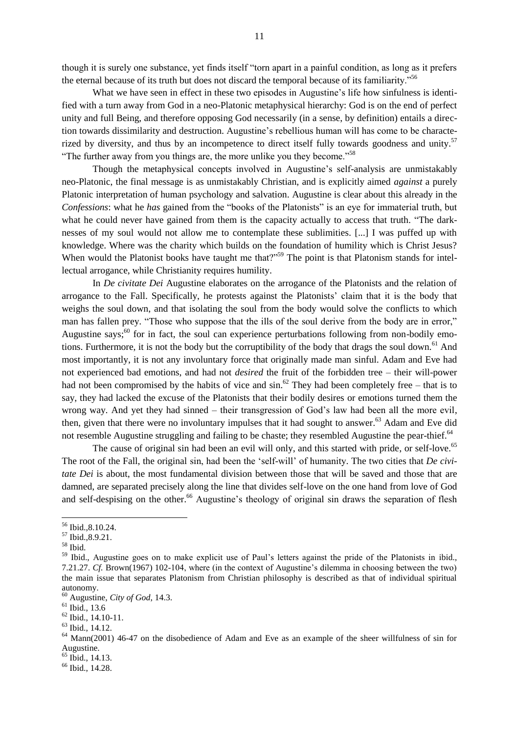though it is surely one substance, yet finds itself "torn apart in a painful condition, as long as it prefers the eternal because of its truth but does not discard the temporal because of its familiarity."[56]

What we have seen in effect in these two episodes in Augustine's life how sinfulness is identified with a turn away from God in a neo-Platonic metaphysical hierarchy: God is on the end of perfect unity and full Being, and therefore opposing God necessarily (in a sense, by definition) entails a direction towards dissimilarity and destruction. Augustine's rebellious human will has come to be characterized by diversity, and thus by an incompetence to direct itself fully towards goodness and unity.[57] "The further away from you things are, the more unlike you they become."[58]

Though the metaphysical concepts involved in Augustine's self-analysis are unmistakably neo-Platonic, the final message is as unmistakably Christian, and is explicitly aimed *against* a purely Platonic interpretation of human psychology and salvation. Augustine is clear about this already in the *Confessions*: what he *has* gained from the "books of the Platonists" is an eye for immaterial truth, but what he could never have gained from them is the capacity actually to access that truth. "The darknesses of my soul would not allow me to contemplate these sublimities. [...] I was puffed up with knowledge. Where was the charity which builds on the foundation of humility which is Christ Jesus? When would the Platonist books have taught me that?"[59] The point is that Platonism stands for intellectual arrogance, while Christianity requires humility.

In *De civitate Dei* Augustine elaborates on the arrogance of the Platonists and the relation of arrogance to the Fall. Specifically, he protests against the Platonists' claim that it is the body that weighs the soul down, and that isolating the soul from the body would solve the conflicts to which man has fallen prey. "Those who suppose that the ills of the soul derive from the body are in error," Augustine says;[60] for in fact, the soul can experience perturbations following from non-bodily emotions. Furthermore, it is not the body but the corruptibility of the body that drags the soul down.[61] And most importantly, it is not any involuntary force that originally made man sinful. Adam and Eve had not experienced bad emotions, and had not *desired* the fruit of the forbidden tree – their will-power had not been compromised by the habits of vice and sin.[62] They had been completely free – that is to say, they had lacked the excuse of the Platonists that their bodily desires or emotions turned them the wrong way. And yet they had sinned – their transgression of God's law had been all the more evil, then, given that there were no involuntary impulses that it had sought to answer.[63] Adam and Eve did not resemble Augustine struggling and failing to be chaste; they resembled Augustine the pear-thief.[64]

The cause of original sin had been an evil will only, and this started with pride, or self-love.[65] The root of the Fall, the original sin, had been the 'self-will' of humanity. The two cities that *De civitate Dei* is about, the most fundamental division between those that will be saved and those that are damned, are separated precisely along the line that divides self-love on the one hand from love of God and self-despising on the other.[66] Augustine's theology of original sin draws the separation of flesh

---

[56] Ibid.,8.10.24.

[57] Ibid.,8.9.21.

[58] Ibid.

[59] Ibid., Augustine goes on to make explicit use of Paul's letters against the pride of the Platonists in ibid., 7.21.27. *Cf.* Brown(1967) 102-104, where (in the context of Augustine's dilemma in choosing between the two) the main issue that separates Platonism from Christian philosophy is described as that of individual spiritual autonomy.

[60] Augustine, *City of God*, 14.3.

[61] Ibid., 13.6

[62] Ibid., 14.10-11.

[63] Ibid., 14.12.

[64] Mann(2001) 46-47 on the disobedience of Adam and Eve as an example of the sheer willfulness of sin for Augustine.

[65] Ibid., 14.13.

[66] Ibid., 14.28.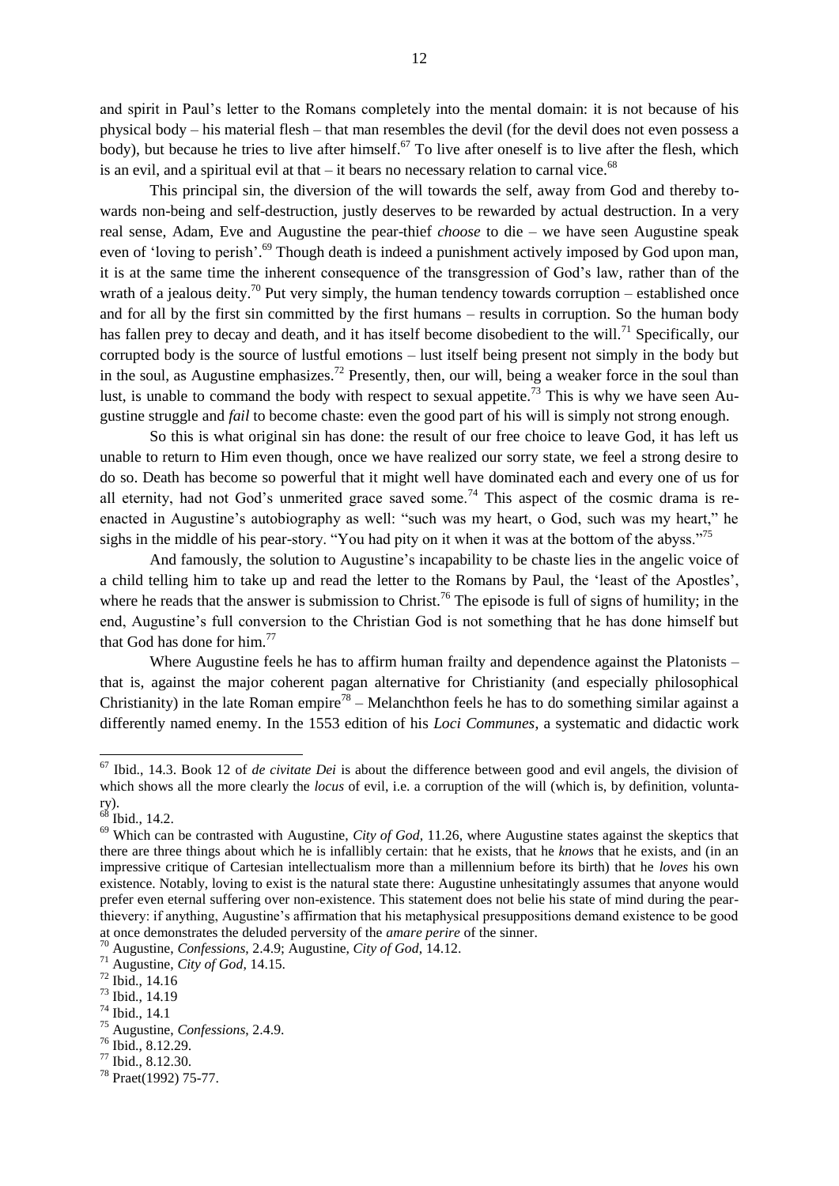and spirit in Paul's letter to the Romans completely into the mental domain: it is not because of his physical body – his material flesh – that man resembles the devil (for the devil does not even possess a body), but because he tries to live after himself.[67] To live after oneself is to live after the flesh, which is an evil, and a spiritual evil at that – it bears no necessary relation to carnal vice.[68]

This principal sin, the diversion of the will towards the self, away from God and thereby towards non-being and self-destruction, justly deserves to be rewarded by actual destruction. In a very real sense, Adam, Eve and Augustine the pear-thief *choose* to die – we have seen Augustine speak even of 'loving to perish'.[69] Though death is indeed a punishment actively imposed by God upon man, it is at the same time the inherent consequence of the transgression of God's law, rather than of the wrath of a jealous deity.[70] Put very simply, the human tendency towards corruption – established once and for all by the first sin committed by the first humans – results in corruption. So the human body has fallen prey to decay and death, and it has itself become disobedient to the will.[71] Specifically, our corrupted body is the source of lustful emotions – lust itself being present not simply in the body but in the soul, as Augustine emphasizes.[72] Presently, then, our will, being a weaker force in the soul than lust, is unable to command the body with respect to sexual appetite.[73] This is why we have seen Augustine struggle and *fail* to become chaste: even the good part of his will is simply not strong enough.

So this is what original sin has done: the result of our free choice to leave God, it has left us unable to return to Him even though, once we have realized our sorry state, we feel a strong desire to do so. Death has become so powerful that it might well have dominated each and every one of us for all eternity, had not God's unmerited grace saved some.[74] This aspect of the cosmic drama is reenacted in Augustine's autobiography as well: "such was my heart, o God, such was my heart," he sighs in the middle of his pear-story. "You had pity on it when it was at the bottom of the abyss."[75]

And famously, the solution to Augustine's incapability to be chaste lies in the angelic voice of a child telling him to take up and read the letter to the Romans by Paul, the 'least of the Apostles', where he reads that the answer is submission to Christ.[76] The episode is full of signs of humility; in the end, Augustine's full conversion to the Christian God is not something that he has done himself but that God has done for him.[77]

Where Augustine feels he has to affirm human frailty and dependence against the Platonists – that is, against the major coherent pagan alternative for Christianity (and especially philosophical Christianity) in the late Roman empire[78] – Melanchthon feels he has to do something similar against a differently named enemy. In the 1553 edition of his *Loci Communes*, a systematic and didactic work

---

[67] Ibid., 14.3. Book 12 of *de civitate Dei* is about the difference between good and evil angels, the division of which shows all the more clearly the *locus* of evil, i.e. a corruption of the will (which is, by definition, voluntary).

[68] Ibid., 14.2.

[69] Which can be contrasted with Augustine, *City of God*, 11.26, where Augustine states against the skeptics that there are three things about which he is infallibly certain: that he exists, that he *knows* that he exists, and (in an impressive critique of Cartesian intellectualism more than a millennium before its birth) that he *loves* his own existence. Notably, loving to exist is the natural state there: Augustine unhesitatingly assumes that anyone would prefer even eternal suffering over non-existence. This statement does not belie his state of mind during the pear-thievery: if anything, Augustine's affirmation that his metaphysical presuppositions demand existence to be good at once demonstrates the deluded perversity of the *amare perire* of the sinner.

[70] Augustine, *Confessions*, 2.4.9; Augustine, *City of God*, 14.12.

[71] Augustine, *City of God*, 14.15.

[72] Ibid., 14.16

[73] Ibid., 14.19

[74] Ibid., 14.1

[75] Augustine, *Confessions*, 2.4.9.

[76] Ibid., 8.12.29.

[77] Ibid., 8.12.30.

[78] Praet(1992) 75-77.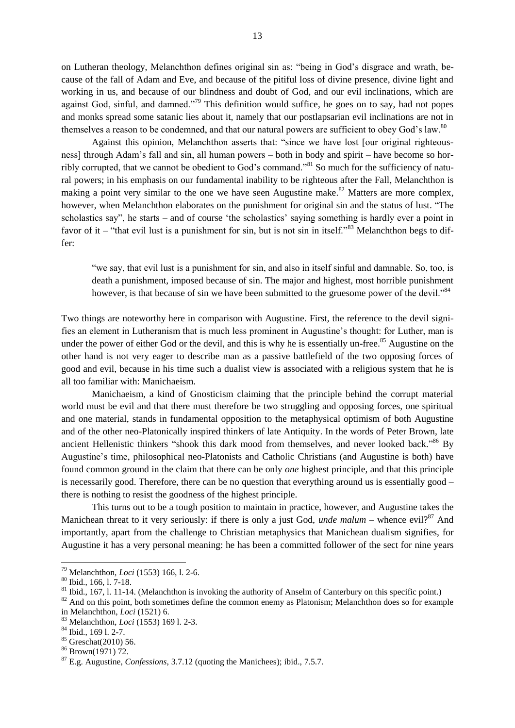on Lutheran theology, Melanchthon defines original sin as: "being in God's disgrace and wrath, because of the fall of Adam and Eve, and because of the pitiful loss of divine presence, divine light and working in us, and because of our blindness and doubt of God, and our evil inclinations, which are against God, sinful, and damned."[79] This definition would suffice, he goes on to say, had not popes and monks spread some satanic lies about it, namely that our postlapsarian evil inclinations are not in themselves a reason to be condemned, and that our natural powers are sufficient to obey God's law.[80]

Against this opinion, Melanchthon asserts that: "since we have lost [our original righteousness] through Adam's fall and sin, all human powers – both in body and spirit – have become so horribly corrupted, that we cannot be obedient to God's command."[81] So much for the sufficiency of natural powers; in his emphasis on our fundamental inability to be righteous after the Fall, Melanchthon is making a point very similar to the one we have seen Augustine make.[82] Matters are more complex, however, when Melanchthon elaborates on the punishment for original sin and the status of lust. "The scholastics say", he starts – and of course 'the scholastics' saying something is hardly ever a point in favor of it – "that evil lust is a punishment for sin, but is not sin in itself."[83] Melanchthon begs to differ:

> "we say, that evil lust is a punishment for sin, and also in itself sinful and damnable. So, too, is death a punishment, imposed because of sin. The major and highest, most horrible punishment however, is that because of sin we have been submitted to the gruesome power of the devil."[84]

Two things are noteworthy here in comparison with Augustine. First, the reference to the devil signifies an element in Lutheranism that is much less prominent in Augustine's thought: for Luther, man is under the power of either God or the devil, and this is why he is essentially un-free.[85] Augustine on the other hand is not very eager to describe man as a passive battlefield of the two opposing forces of good and evil, because in his time such a dualist view is associated with a religious system that he is all too familiar with: Manichaeism.

Manichaeism, a kind of Gnosticism claiming that the principle behind the corrupt material world must be evil and that there must therefore be two struggling and opposing forces, one spiritual and one material, stands in fundamental opposition to the metaphysical optimism of both Augustine and of the other neo-Platonically inspired thinkers of late Antiquity. In the words of Peter Brown, late ancient Hellenistic thinkers "shook this dark mood from themselves, and never looked back."[86] By Augustine's time, philosophical neo-Platonists and Catholic Christians (and Augustine is both) have found common ground in the claim that there can be only *one* highest principle, and that this principle is necessarily good. Therefore, there can be no question that everything around us is essentially good – there is nothing to resist the goodness of the highest principle.

This turns out to be a tough position to maintain in practice, however, and Augustine takes the Manichean threat to it very seriously: if there is only a just God, *unde malum* – whence evil?[87] And importantly, apart from the challenge to Christian metaphysics that Manichean dualism signifies, for Augustine it has a very personal meaning: he has been a committed follower of the sect for nine years

---

[79] Melanchthon, *Loci* (1553) 166, l. 2-6.

[80] Ibid., 166, l. 7-18.

[81] Ibid., 167, l. 11-14. (Melanchthon is invoking the authority of Anselm of Canterbury on this specific point.)

[82] And on this point, both sometimes define the common enemy as Platonism; Melanchthon does so for example in Melanchthon, *Loci* (1521) 6.

[83] Melanchthon, *Loci* (1553) 169 l. 2-3.

[84] Ibid., 169 l. 2-7.

[85] Greschat(2010) 56.

[86] Brown(1971) 72.

[87] E.g. Augustine, *Confessions*, 3.7.12 (quoting the Manichees); ibid., 7.5.7.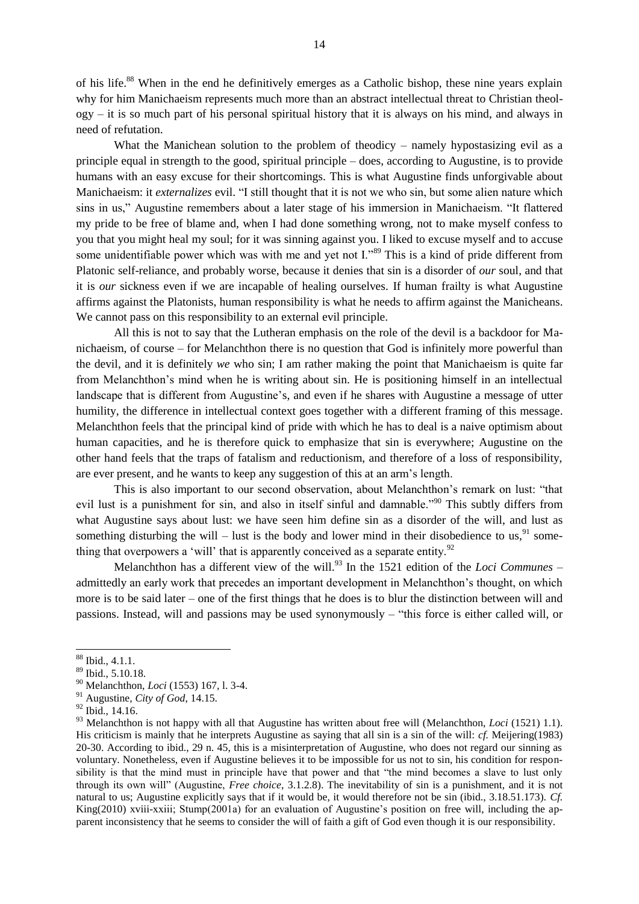of his life.[88] When in the end he definitively emerges as a Catholic bishop, these nine years explain why for him Manichaeism represents much more than an abstract intellectual threat to Christian theology – it is so much part of his personal spiritual history that it is always on his mind, and always in need of refutation.

What the Manichean solution to the problem of theodicy – namely hypostasizing evil as a principle equal in strength to the good, spiritual principle – does, according to Augustine, is to provide humans with an easy excuse for their shortcomings. This is what Augustine finds unforgivable about Manichaeism: it *externalizes* evil. "I still thought that it is not we who sin, but some alien nature which sins in us," Augustine remembers about a later stage of his immersion in Manichaeism. "It flattered my pride to be free of blame and, when I had done something wrong, not to make myself confess to you that you might heal my soul; for it was sinning against you. I liked to excuse myself and to accuse some unidentifiable power which was with me and yet not I."[89] This is a kind of pride different from Platonic self-reliance, and probably worse, because it denies that sin is a disorder of *our* soul, and that it is *our* sickness even if we are incapable of healing ourselves. If human frailty is what Augustine affirms against the Platonists, human responsibility is what he needs to affirm against the Manicheans. We cannot pass on this responsibility to an external evil principle.

All this is not to say that the Lutheran emphasis on the role of the devil is a backdoor for Manichaeism, of course – for Melanchthon there is no question that God is infinitely more powerful than the devil, and it is definitely *we* who sin; I am rather making the point that Manichaeism is quite far from Melanchthon's mind when he is writing about sin. He is positioning himself in an intellectual landscape that is different from Augustine's, and even if he shares with Augustine a message of utter humility, the difference in intellectual context goes together with a different framing of this message. Melanchthon feels that the principal kind of pride with which he has to deal is a naive optimism about human capacities, and he is therefore quick to emphasize that sin is everywhere; Augustine on the other hand feels that the traps of fatalism and reductionism, and therefore of a loss of responsibility, are ever present, and he wants to keep any suggestion of this at an arm's length.

This is also important to our second observation, about Melanchthon's remark on lust: "that evil lust is a punishment for sin, and also in itself sinful and damnable."[90] This subtly differs from what Augustine says about lust: we have seen him define sin as a disorder of the will, and lust as something disturbing the will – lust is the body and lower mind in their disobedience to us,[91] something that overpowers a 'will' that is apparently conceived as a separate entity.[92]

Melanchthon has a different view of the will.[93] In the 1521 edition of the *Loci Communes* – admittedly an early work that precedes an important development in Melanchthon's thought, on which more is to be said later – one of the first things that he does is to blur the distinction between will and passions. Instead, will and passions may be used synonymously – "this force is either called will, or

---

[88] Ibid., 4.1.1.

[89] Ibid., 5.10.18.

[90] Melanchthon, *Loci* (1553) 167, l. 3-4.

[91] Augustine, *City of God*, 14.15.

[92] Ibid., 14.16.

[93] Melanchthon is not happy with all that Augustine has written about free will (Melanchthon, *Loci* (1521) 1.1). His criticism is mainly that he interprets Augustine as saying that all sin is a sin of the will: *cf.* Meijering(1983) 20-30. According to ibid., 29 n. 45, this is a misinterpretation of Augustine, who does not regard our sinning as voluntary. Nonetheless, even if Augustine believes it to be impossible for us not to sin, his condition for responsibility is that the mind must in principle have that power and that "the mind becomes a slave to lust only through its own will" (Augustine, *Free choice*, 3.1.2.8). The inevitability of sin is a punishment, and it is not natural to us; Augustine explicitly says that if it would be, it would therefore not be sin (ibid., 3.18.51.173). *Cf.* King(2010) xviii-xxiii; Stump(2001a) for an evaluation of Augustine's position on free will, including the apparent inconsistency that he seems to consider the will of faith a gift of God even though it is our responsibility.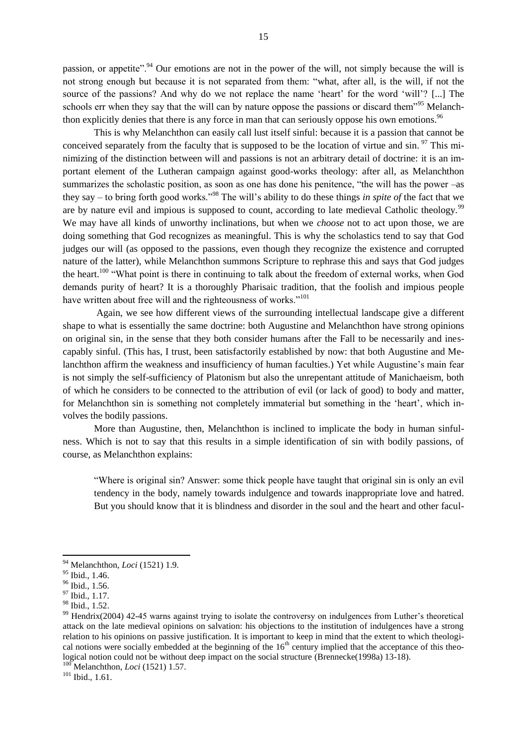passion, or appetite".[94] Our emotions are not in the power of the will, not simply because the will is not strong enough but because it is not separated from them: "what, after all, is the will, if not the source of the passions? And why do we not replace the name 'heart' for the word 'will'? [...] The schools err when they say that the will can by nature oppose the passions or discard them"[95] Melanchthon explicitly denies that there is any force in man that can seriously oppose his own emotions.[96]

This is why Melanchthon can easily call lust itself sinful: because it is a passion that cannot be conceived separately from the faculty that is supposed to be the location of virtue and sin. [97] This minimizing of the distinction between will and passions is not an arbitrary detail of doctrine: it is an important element of the Lutheran campaign against good-works theology: after all, as Melanchthon summarizes the scholastic position, as soon as one has done his penitence, "the will has the power –as they say – to bring forth good works."[98] The will's ability to do these things *in spite of* the fact that we are by nature evil and impious is supposed to count, according to late medieval Catholic theology.[99] We may have all kinds of unworthy inclinations, but when we *choose* not to act upon those, we are doing something that God recognizes as meaningful. This is why the scholastics tend to say that God judges our will (as opposed to the passions, even though they recognize the existence and corrupted nature of the latter), while Melanchthon summons Scripture to rephrase this and says that God judges the heart.[100] "What point is there in continuing to talk about the freedom of external works, when God demands purity of heart? It is a thoroughly Pharisaic tradition, that the foolish and impious people have written about free will and the righteousness of works."[101]

Again, we see how different views of the surrounding intellectual landscape give a different shape to what is essentially the same doctrine: both Augustine and Melanchthon have strong opinions on original sin, in the sense that they both consider humans after the Fall to be necessarily and inescapably sinful. (This has, I trust, been satisfactorily established by now: that both Augustine and Melanchthon affirm the weakness and insufficiency of human faculties.) Yet while Augustine's main fear is not simply the self-sufficiency of Platonism but also the unrepentant attitude of Manichaeism, both of which he considers to be connected to the attribution of evil (or lack of good) to body and matter, for Melanchthon sin is something not completely immaterial but something in the 'heart', which involves the bodily passions.

More than Augustine, then, Melanchthon is inclined to implicate the body in human sinfulness. Which is not to say that this results in a simple identification of sin with bodily passions, of course, as Melanchthon explains:

> "Where is original sin? Answer: some thick people have taught that original sin is only an evil tendency in the body, namely towards indulgence and towards inappropriate love and hatred. But you should know that it is blindness and disorder in the soul and the heart and other facul-

---

[94] Melanchthon, *Loci* (1521) 1.9.

[95] Ibid., 1.46.

[96] Ibid., 1.56.

[97] Ibid., 1.17.

[98] Ibid., 1.52.

[99] Hendrix(2004) 42-45 warns against trying to isolate the controversy on indulgences from Luther's theoretical attack on the late medieval opinions on salvation: his objections to the institution of indulgences have a strong relation to his opinions on passive justification. It is important to keep in mind that the extent to which theological notions were socially embedded at the beginning of the 16th century implied that the acceptance of this theological notion could not be without deep impact on the social structure (Brennecke(1998a) 13-18).

[100] Melanchthon, *Loci* (1521) 1.57.

[101] Ibid., 1.61.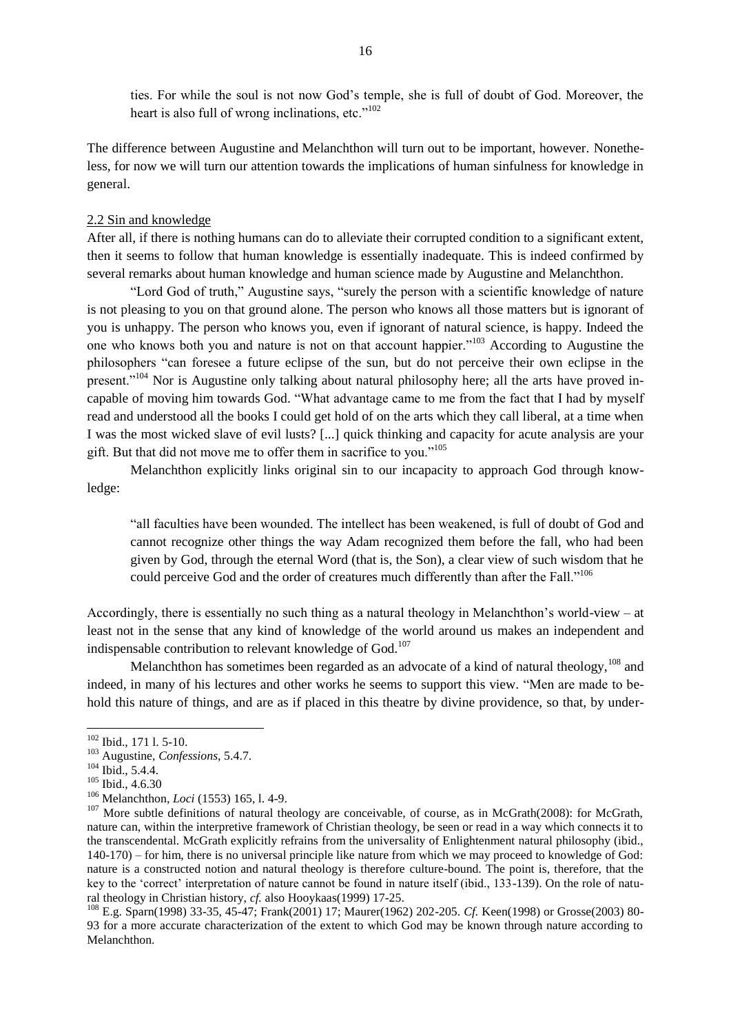ties. For while the soul is not now God's temple, she is full of doubt of God. Moreover, the heart is also full of wrong inclinations, etc."[102]

The difference between Augustine and Melanchthon will turn out to be important, however. Nonetheless, for now we will turn our attention towards the implications of human sinfulness for knowledge in general.

## 2.2 Sin and knowledge

After all, if there is nothing humans can do to alleviate their corrupted condition to a significant extent, then it seems to follow that human knowledge is essentially inadequate. This is indeed confirmed by several remarks about human knowledge and human science made by Augustine and Melanchthon.

"Lord God of truth," Augustine says, "surely the person with a scientific knowledge of nature is not pleasing to you on that ground alone. The person who knows all those matters but is ignorant of you is unhappy. The person who knows you, even if ignorant of natural science, is happy. Indeed the one who knows both you and nature is not on that account happier."[103] According to Augustine the philosophers "can foresee a future eclipse of the sun, but do not perceive their own eclipse in the present."[104] Nor is Augustine only talking about natural philosophy here; all the arts have proved incapable of moving him towards God. "What advantage came to me from the fact that I had by myself read and understood all the books I could get hold of on the arts which they call liberal, at a time when I was the most wicked slave of evil lusts? [...] quick thinking and capacity for acute analysis are your gift. But that did not move me to offer them in sacrifice to you."[105]

Melanchthon explicitly links original sin to our incapacity to approach God through knowledge:

> "all faculties have been wounded. The intellect has been weakened, is full of doubt of God and cannot recognize other things the way Adam recognized them before the fall, who had been given by God, through the eternal Word (that is, the Son), a clear view of such wisdom that he could perceive God and the order of creatures much differently than after the Fall."[106]

Accordingly, there is essentially no such thing as a natural theology in Melanchthon's world-view – at least not in the sense that any kind of knowledge of the world around us makes an independent and indispensable contribution to relevant knowledge of God.[107]

Melanchthon has sometimes been regarded as an advocate of a kind of natural theology,[108] and indeed, in many of his lectures and other works he seems to support this view. "Men are made to behold this nature of things, and are as if placed in this theatre by divine providence, so that, by under-

---

[102] Ibid., 171 l. 5-10.

[103] Augustine, *Confessions*, 5.4.7.

[104] Ibid., 5.4.4.

[105] Ibid., 4.6.30

[106] Melanchthon, *Loci* (1553) 165, l. 4-9.

[107] More subtle definitions of natural theology are conceivable, of course, as in McGrath(2008): for McGrath, nature can, within the interpretive framework of Christian theology, be seen or read in a way which connects it to the transcendental. McGrath explicitly refrains from the universality of Enlightenment natural philosophy (ibid., 140-170) – for him, there is no universal principle like nature from which we may proceed to knowledge of God: nature is a constructed notion and natural theology is therefore culture-bound. The point is, therefore, that the key to the 'correct' interpretation of nature cannot be found in nature itself (ibid., 133-139). On the role of natural theology in Christian history, *cf.* also Hooykaas(1999) 17-25.

[108] E.g. Sparn(1998) 33-35, 45-47; Frank(2001) 17; Maurer(1962) 202-205. *Cf.* Keen(1998) or Grosse(2003) 80-93 for a more accurate characterization of the extent to which God may be known through nature according to Melanchthon.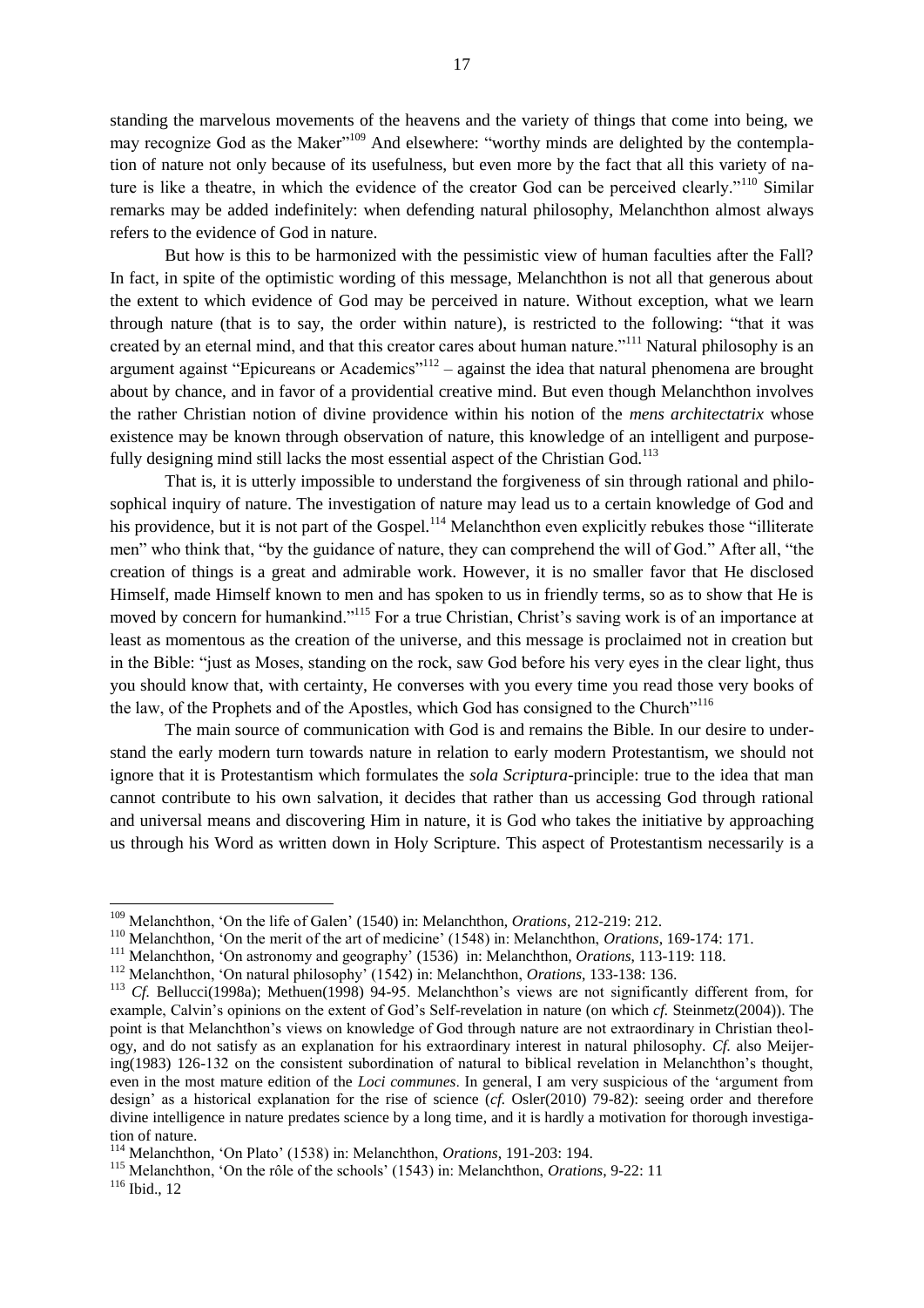standing the marvelous movements of the heavens and the variety of things that come into being, we may recognize God as the Maker"[109] And elsewhere: "worthy minds are delighted by the contemplation of nature not only because of its usefulness, but even more by the fact that all this variety of nature is like a theatre, in which the evidence of the creator God can be perceived clearly."[110] Similar remarks may be added indefinitely: when defending natural philosophy, Melanchthon almost always refers to the evidence of God in nature.

But how is this to be harmonized with the pessimistic view of human faculties after the Fall? In fact, in spite of the optimistic wording of this message, Melanchthon is not all that generous about the extent to which evidence of God may be perceived in nature. Without exception, what we learn through nature (that is to say, the order within nature), is restricted to the following: "that it was created by an eternal mind, and that this creator cares about human nature."[111] Natural philosophy is an argument against "Epicureans or Academics"[112] – against the idea that natural phenomena are brought about by chance, and in favor of a providential creative mind. But even though Melanchthon involves the rather Christian notion of divine providence within his notion of the *mens architectatrix* whose existence may be known through observation of nature, this knowledge of an intelligent and purposefully designing mind still lacks the most essential aspect of the Christian God.[113]

That is, it is utterly impossible to understand the forgiveness of sin through rational and philosophical inquiry of nature. The investigation of nature may lead us to a certain knowledge of God and his providence, but it is not part of the Gospel.[114] Melanchthon even explicitly rebukes those "illiterate men" who think that, "by the guidance of nature, they can comprehend the will of God." After all, "the creation of things is a great and admirable work. However, it is no smaller favor that He disclosed Himself, made Himself known to men and has spoken to us in friendly terms, so as to show that He is moved by concern for humankind."[115] For a true Christian, Christ's saving work is of an importance at least as momentous as the creation of the universe, and this message is proclaimed not in creation but in the Bible: "just as Moses, standing on the rock, saw God before his very eyes in the clear light, thus you should know that, with certainty, He converses with you every time you read those very books of the law, of the Prophets and of the Apostles, which God has consigned to the Church"[116]

The main source of communication with God is and remains the Bible. In our desire to understand the early modern turn towards nature in relation to early modern Protestantism, we should not ignore that it is Protestantism which formulates the *sola Scriptura*-principle: true to the idea that man cannot contribute to his own salvation, it decides that rather than us accessing God through rational and universal means and discovering Him in nature, it is God who takes the initiative by approaching us through his Word as written down in Holy Scripture. This aspect of Protestantism necessarily is a

---

[109] Melanchthon, 'On the life of Galen' (1540) in: Melanchthon, *Orations*, 212-219: 212.

[110] Melanchthon, 'On the merit of the art of medicine' (1548) in: Melanchthon, *Orations*, 169-174: 171.

[111] Melanchthon, 'On astronomy and geography' (1536) in: Melanchthon, *Orations*, 113-119: 118.

[112] Melanchthon, 'On natural philosophy' (1542) in: Melanchthon, *Orations*, 133-138: 136.

[113] *Cf.* Bellucci(1998a); Methuen(1998) 94-95. Melanchthon's views are not significantly different from, for example, Calvin's opinions on the extent of God's Self-revelation in nature (on which *cf.* Steinmetz(2004)). The point is that Melanchthon's views on knowledge of God through nature are not extraordinary in Christian theology, and do not satisfy as an explanation for his extraordinary interest in natural philosophy. *Cf.* also Meijering(1983) 126-132 on the consistent subordination of natural to biblical revelation in Melanchthon's thought, even in the most mature edition of the *Loci communes*. In general, I am very suspicious of the 'argument from design' as a historical explanation for the rise of science (*cf.* Osler(2010) 79-82): seeing order and therefore divine intelligence in nature predates science by a long time, and it is hardly a motivation for thorough investigation of nature.

[114] Melanchthon, 'On Plato' (1538) in: Melanchthon, *Orations*, 191-203: 194.

[115] Melanchthon, 'On the rôle of the schools' (1543) in: Melanchthon, *Orations*, 9-22: 11

[116] Ibid., 12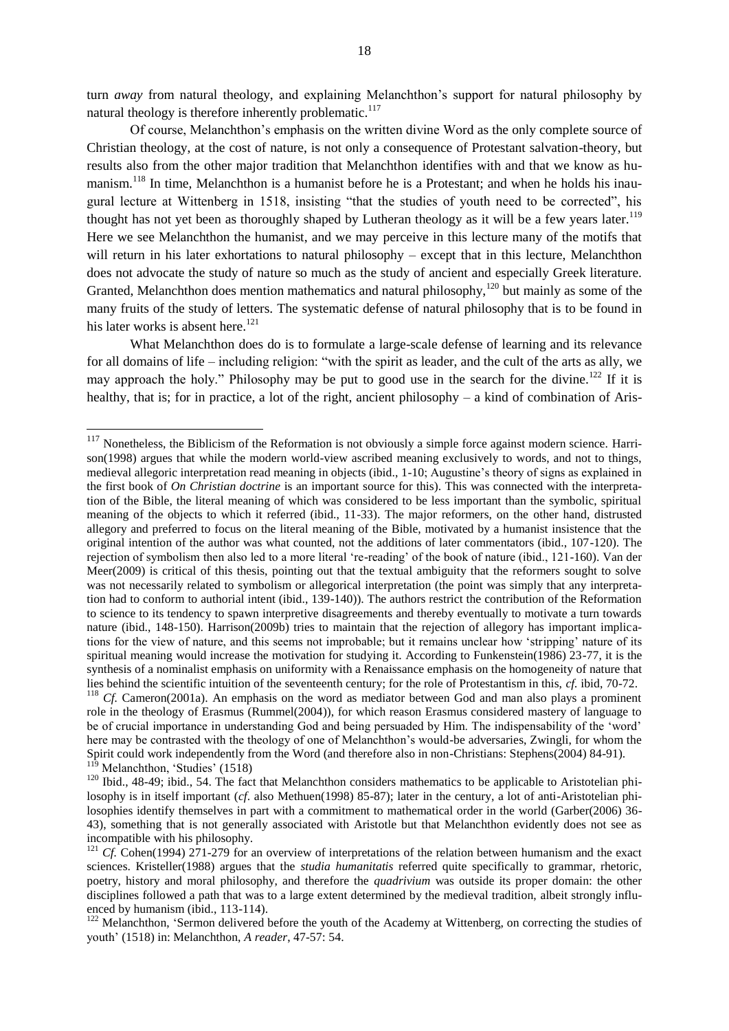turn *away* from natural theology, and explaining Melanchthon's support for natural philosophy by natural theology is therefore inherently problematic.[117]

Of course, Melanchthon's emphasis on the written divine Word as the only complete source of Christian theology, at the cost of nature, is not only a consequence of Protestant salvation-theory, but results also from the other major tradition that Melanchthon identifies with and that we know as humanism.[118] In time, Melanchthon is a humanist before he is a Protestant; and when he holds his inaugural lecture at Wittenberg in 1518, insisting "that the studies of youth need to be corrected", his thought has not yet been as thoroughly shaped by Lutheran theology as it will be a few years later.[119] Here we see Melanchthon the humanist, and we may perceive in this lecture many of the motifs that will return in his later exhortations to natural philosophy – except that in this lecture, Melanchthon does not advocate the study of nature so much as the study of ancient and especially Greek literature. Granted, Melanchthon does mention mathematics and natural philosophy,[120] but mainly as some of the many fruits of the study of letters. The systematic defense of natural philosophy that is to be found in his later works is absent here.[121]

What Melanchthon does do is to formulate a large-scale defense of learning and its relevance for all domains of life – including religion: "with the spirit as leader, and the cult of the arts as ally, we may approach the holy." Philosophy may be put to good use in the search for the divine.[122] If it is healthy, that is; for in practice, a lot of the right, ancient philosophy – a kind of combination of Aris-

---

[117] Nonetheless, the Biblicism of the Reformation is not obviously a simple force against modern science. Harrison(1998) argues that while the modern world-view ascribed meaning exclusively to words, and not to things, medieval allegoric interpretation read meaning in objects (ibid., 1-10; Augustine's theory of signs as explained in the first book of *On Christian doctrine* is an important source for this). This was connected with the interpretation of the Bible, the literal meaning of which was considered to be less important than the symbolic, spiritual meaning of the objects to which it referred (ibid., 11-33). The major reformers, on the other hand, distrusted allegory and preferred to focus on the literal meaning of the Bible, motivated by a humanist insistence that the original intention of the author was what counted, not the additions of later commentators (ibid., 107-120). The rejection of symbolism then also led to a more literal 're-reading' of the book of nature (ibid., 121-160). Van der Meer(2009) is critical of this thesis, pointing out that the textual ambiguity that the reformers sought to solve was not necessarily related to symbolism or allegorical interpretation (the point was simply that any interpretation had to conform to authorial intent (ibid., 139-140)). The authors restrict the contribution of the Reformation to science to its tendency to spawn interpretive disagreements and thereby eventually to motivate a turn towards nature (ibid., 148-150). Harrison(2009b) tries to maintain that the rejection of allegory has important implications for the view of nature, and this seems not improbable; but it remains unclear how 'stripping' nature of its spiritual meaning would increase the motivation for studying it. According to Funkenstein(1986) 23-77, it is the synthesis of a nominalist emphasis on uniformity with a Renaissance emphasis on the homogeneity of nature that lies behind the scientific intuition of the seventeenth century; for the role of Protestantism in this, *cf.* ibid, 70-72.

[118] *Cf.* Cameron(2001a). An emphasis on the word as mediator between God and man also plays a prominent role in the theology of Erasmus (Rummel(2004)), for which reason Erasmus considered mastery of language to be of crucial importance in understanding God and being persuaded by Him. The indispensability of the 'word' here may be contrasted with the theology of one of Melanchthon's would-be adversaries, Zwingli, for whom the Spirit could work independently from the Word (and therefore also in non-Christians: Stephens(2004) 84-91).

[119] Melanchthon, 'Studies' (1518)

[120] Ibid., 48-49; ibid., 54. The fact that Melanchthon considers mathematics to be applicable to Aristotelian philosophy is in itself important (*cf.* also Methuen(1998) 85-87); later in the century, a lot of anti-Aristotelian philosophies identify themselves in part with a commitment to mathematical order in the world (Garber(2006) 36-43), something that is not generally associated with Aristotle but that Melanchthon evidently does not see as incompatible with his philosophy.

[121] *Cf.* Cohen(1994) 271-279 for an overview of interpretations of the relation between humanism and the exact sciences. Kristeller(1988) argues that the *studia humanitatis* referred quite specifically to grammar, rhetoric, poetry, history and moral philosophy, and therefore the *quadrivium* was outside its proper domain: the other disciplines followed a path that was to a large extent determined by the medieval tradition, albeit strongly influenced by humanism (ibid., 113-114).

[122] Melanchthon, 'Sermon delivered before the youth of the Academy at Wittenberg, on correcting the studies of youth' (1518) in: Melanchthon, *A reader*, 47-57: 54.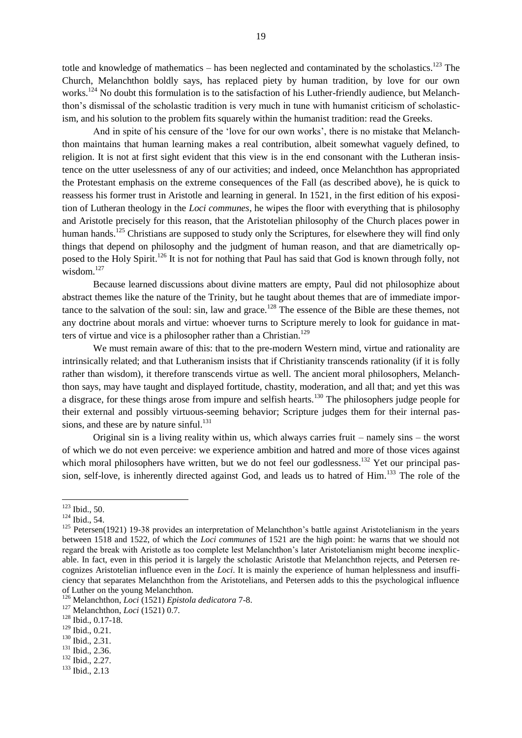totle and knowledge of mathematics – has been neglected and contaminated by the scholastics.[123] The Church, Melanchthon boldly says, has replaced piety by human tradition, by love for our own works.[124] No doubt this formulation is to the satisfaction of his Luther-friendly audience, but Melanchthon's dismissal of the scholastic tradition is very much in tune with humanist criticism of scholasticism, and his solution to the problem fits squarely within the humanist tradition: read the Greeks.

And in spite of his censure of the 'love for our own works', there is no mistake that Melanchthon maintains that human learning makes a real contribution, albeit somewhat vaguely defined, to religion. It is not at first sight evident that this view is in the end consonant with the Lutheran insistence on the utter uselessness of any of our activities; and indeed, once Melanchthon has appropriated the Protestant emphasis on the extreme consequences of the Fall (as described above), he is quick to reassess his former trust in Aristotle and learning in general. In 1521, in the first edition of his exposition of Lutheran theology in the *Loci communes*, he wipes the floor with everything that is philosophy and Aristotle precisely for this reason, that the Aristotelian philosophy of the Church places power in human hands.[125] Christians are supposed to study only the Scriptures, for elsewhere they will find only things that depend on philosophy and the judgment of human reason, and that are diametrically opposed to the Holy Spirit.[126] It is not for nothing that Paul has said that God is known through folly, not wisdom.[127]

Because learned discussions about divine matters are empty, Paul did not philosophize about abstract themes like the nature of the Trinity, but he taught about themes that are of immediate importance to the salvation of the soul: sin, law and grace.[128] The essence of the Bible are these themes, not any doctrine about morals and virtue: whoever turns to Scripture merely to look for guidance in matters of virtue and vice is a philosopher rather than a Christian.[129]

We must remain aware of this: that to the pre-modern Western mind, virtue and rationality are intrinsically related; and that Lutheranism insists that if Christianity transcends rationality (if it is folly rather than wisdom), it therefore transcends virtue as well. The ancient moral philosophers, Melanchthon says, may have taught and displayed fortitude, chastity, moderation, and all that; and yet this was a disgrace, for these things arose from impure and selfish hearts.[130] The philosophers judge people for their external and possibly virtuous-seeming behavior; Scripture judges them for their internal passions, and these are by nature sinful.[131]

Original sin is a living reality within us, which always carries fruit – namely sins – the worst of which we do not even perceive: we experience ambition and hatred and more of those vices against which moral philosophers have written, but we do not feel our godlessness.[132] Yet our principal passion, self-love, is inherently directed against God, and leads us to hatred of Him.[133] The role of the

---

[123] Ibid., 50.

[124] Ibid., 54.

[125] Petersen(1921) 19-38 provides an interpretation of Melanchthon's battle against Aristotelianism in the years between 1518 and 1522, of which the *Loci communes* of 1521 are the high point: he warns that we should not regard the break with Aristotle as too complete lest Melanchthon's later Aristotelianism might become inexplicable. In fact, even in this period it is largely the scholastic Aristotle that Melanchthon rejects, and Petersen recognizes Aristotelian influence even in the *Loci*. It is mainly the experience of human helplessness and insufficiency that separates Melanchthon from the Aristotelians, and Petersen adds to this the psychological influence of Luther on the young Melanchthon.

[126] Melanchthon, *Loci* (1521) *Epistola dedicatora* 7-8.

[127] Melanchthon, *Loci* (1521) 0.7.

[128] Ibid., 0.17-18.

[129] Ibid., 0.21.

[130] Ibid., 2.31.

[131] Ibid., 2.36.

[132] Ibid., 2.27.

[133] Ibid., 2.13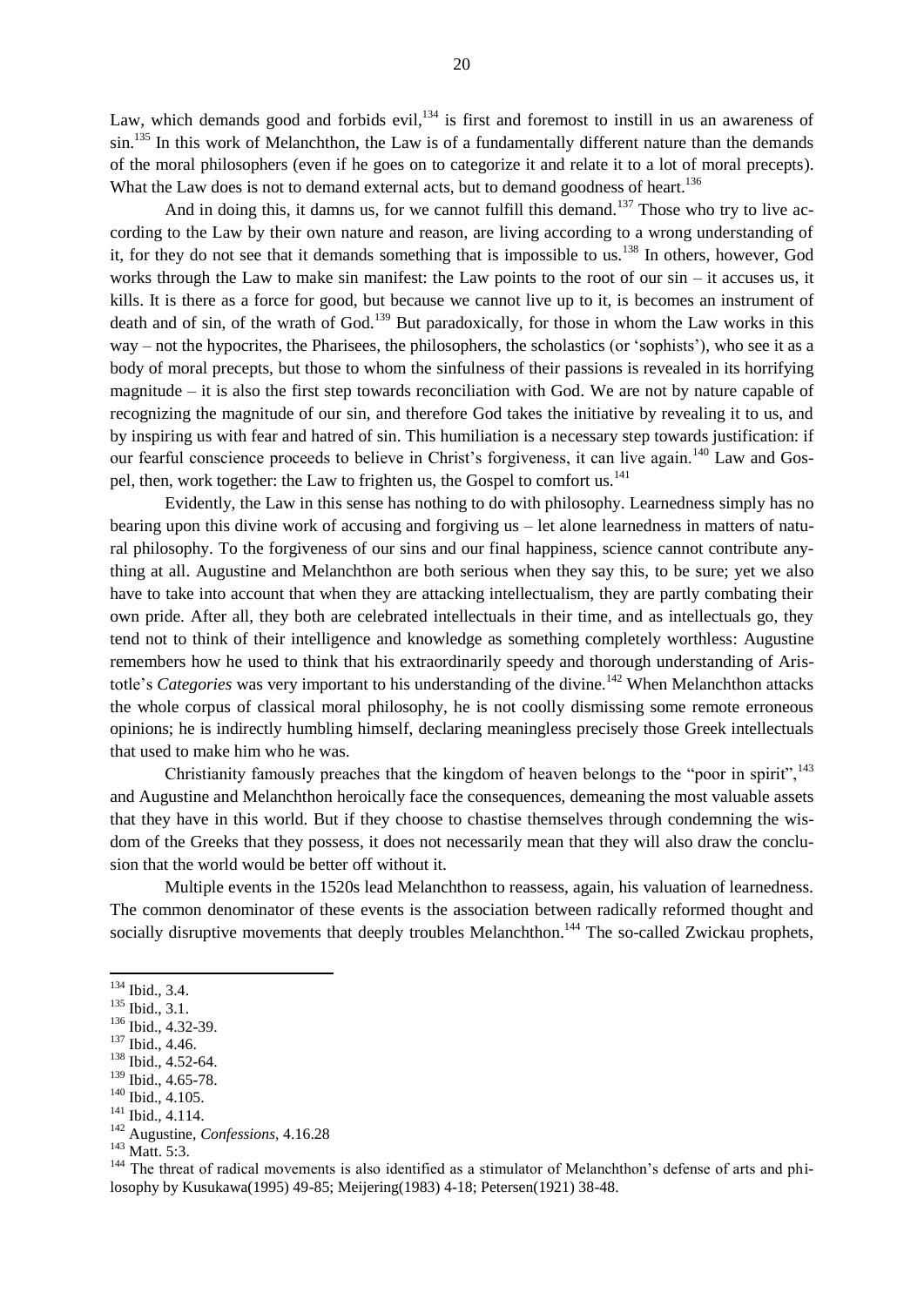Law, which demands good and forbids evil,[134] is first and foremost to instill in us an awareness of sin.[135] In this work of Melanchthon, the Law is of a fundamentally different nature than the demands of the moral philosophers (even if he goes on to categorize it and relate it to a lot of moral precepts). What the Law does is not to demand external acts, but to demand goodness of heart.[136]

And in doing this, it damns us, for we cannot fulfill this demand.[137] Those who try to live according to the Law by their own nature and reason, are living according to a wrong understanding of it, for they do not see that it demands something that is impossible to us.[138] In others, however, God works through the Law to make sin manifest: the Law points to the root of our sin – it accuses us, it kills. It is there as a force for good, but because we cannot live up to it, is becomes an instrument of death and of sin, of the wrath of God.[139] But paradoxically, for those in whom the Law works in this way – not the hypocrites, the Pharisees, the philosophers, the scholastics (or 'sophists'), who see it as a body of moral precepts, but those to whom the sinfulness of their passions is revealed in its horrifying magnitude – it is also the first step towards reconciliation with God. We are not by nature capable of recognizing the magnitude of our sin, and therefore God takes the initiative by revealing it to us, and by inspiring us with fear and hatred of sin. This humiliation is a necessary step towards justification: if our fearful conscience proceeds to believe in Christ's forgiveness, it can live again.[140] Law and Gospel, then, work together: the Law to frighten us, the Gospel to comfort us.[141]

Evidently, the Law in this sense has nothing to do with philosophy. Learnedness simply has no bearing upon this divine work of accusing and forgiving us – let alone learnedness in matters of natural philosophy. To the forgiveness of our sins and our final happiness, science cannot contribute anything at all. Augustine and Melanchthon are both serious when they say this, to be sure; yet we also have to take into account that when they are attacking intellectualism, they are partly combating their own pride. After all, they both are celebrated intellectuals in their time, and as intellectuals go, they tend not to think of their intelligence and knowledge as something completely worthless: Augustine remembers how he used to think that his extraordinarily speedy and thorough understanding of Aristotle's *Categories* was very important to his understanding of the divine.[142] When Melanchthon attacks the whole corpus of classical moral philosophy, he is not coolly dismissing some remote erroneous opinions; he is indirectly humbling himself, declaring meaningless precisely those Greek intellectuals that used to make him who he was.

Christianity famously preaches that the kingdom of heaven belongs to the "poor in spirit",[143] and Augustine and Melanchthon heroically face the consequences, demeaning the most valuable assets that they have in this world. But if they choose to chastise themselves through condemning the wisdom of the Greeks that they possess, it does not necessarily mean that they will also draw the conclusion that the world would be better off without it.

Multiple events in the 1520s lead Melanchthon to reassess, again, his valuation of learnedness. The common denominator of these events is the association between radically reformed thought and socially disruptive movements that deeply troubles Melanchthon.[144] The so-called Zwickau prophets,

---

[134] Ibid., 3.4.
[135] Ibid., 3.1.
[136] Ibid., 4.32-39.
[137] Ibid., 4.46.
[138] Ibid., 4.52-64.
[139] Ibid., 4.65-78.
[140] Ibid., 4.105.
[141] Ibid., 4.114.
[142] Augustine, *Confessions*, 4.16.28
[143] Matt. 5:3.
[144] The threat of radical movements is also identified as a stimulator of Melanchthon's defense of arts and philosophy by Kusukawa(1995) 49-85; Meijering(1983) 4-18; Petersen(1921) 38-48.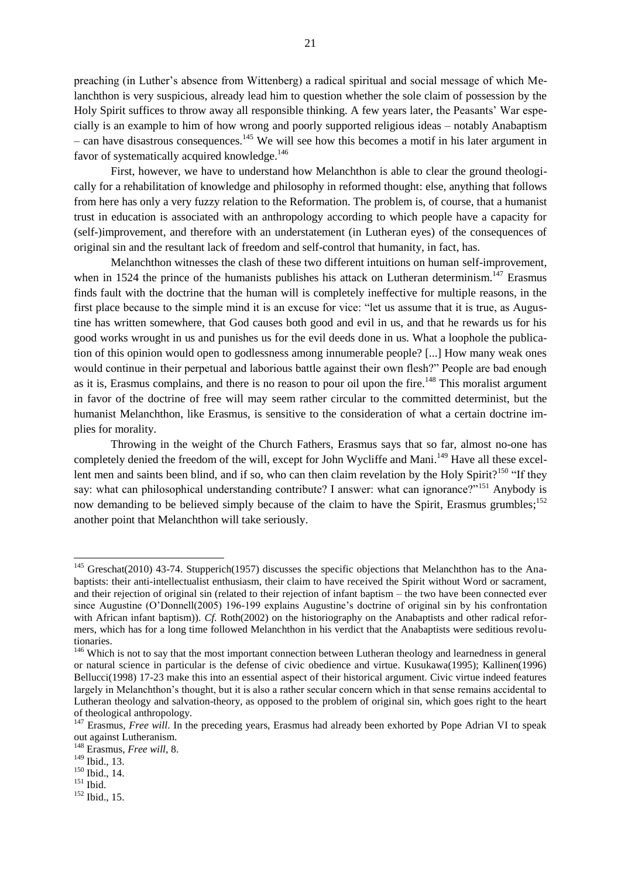preaching (in Luther's absence from Wittenberg) a radical spiritual and social message of which Melanchthon is very suspicious, already lead him to question whether the sole claim of possession by the Holy Spirit suffices to throw away all responsible thinking. A few years later, the Peasants' War especially is an example to him of how wrong and poorly supported religious ideas – notably Anabaptism – can have disastrous consequences.[145] We will see how this becomes a motif in his later argument in favor of systematically acquired knowledge.[146]

First, however, we have to understand how Melanchthon is able to clear the ground theologically for a rehabilitation of knowledge and philosophy in reformed thought: else, anything that follows from here has only a very fuzzy relation to the Reformation. The problem is, of course, that a humanist trust in education is associated with an anthropology according to which people have a capacity for (self-)improvement, and therefore with an understatement (in Lutheran eyes) of the consequences of original sin and the resultant lack of freedom and self-control that humanity, in fact, has.

Melanchthon witnesses the clash of these two different intuitions on human self-improvement, when in 1524 the prince of the humanists publishes his attack on Lutheran determinism.[147] Erasmus finds fault with the doctrine that the human will is completely ineffective for multiple reasons, in the first place because to the simple mind it is an excuse for vice: "let us assume that it is true, as Augustine has written somewhere, that God causes both good and evil in us, and that he rewards us for his good works wrought in us and punishes us for the evil deeds done in us. What a loophole the publication of this opinion would open to godlessness among innumerable people? [...] How many weak ones would continue in their perpetual and laborious battle against their own flesh?" People are bad enough as it is, Erasmus complains, and there is no reason to pour oil upon the fire.[148] This moralist argument in favor of the doctrine of free will may seem rather circular to the committed determinist, but the humanist Melanchthon, like Erasmus, is sensitive to the consideration of what a certain doctrine implies for morality.

Throwing in the weight of the Church Fathers, Erasmus says that so far, almost no-one has completely denied the freedom of the will, except for John Wycliffe and Mani.[149] Have all these excellent men and saints been blind, and if so, who can then claim revelation by the Holy Spirit?[150] "If they say: what can philosophical understanding contribute? I answer: what can ignorance?"[151] Anybody is now demanding to be believed simply because of the claim to have the Spirit, Erasmus grumbles;[152] another point that Melanchthon will take seriously.

---

[145] Greschat(2010) 43-74. Stupperich(1957) discusses the specific objections that Melanchthon has to the Anabaptists: their anti-intellectualist enthusiasm, their claim to have received the Spirit without Word or sacrament, and their rejection of original sin (related to their rejection of infant baptism – the two have been connected ever since Augustine (O'Donnell(2005) 196-199 explains Augustine's doctrine of original sin by his confrontation with African infant baptism)). *Cf.* Roth(2002) on the historiography on the Anabaptists and other radical reformers, which has for a long time followed Melanchthon in his verdict that the Anabaptists were seditious revolutionaries.

[146] Which is not to say that the most important connection between Lutheran theology and learnedness in general or natural science in particular is the defense of civic obedience and virtue. Kusukawa(1995); Kallinen(1996) Bellucci(1998) 17-23 make this into an essential aspect of their historical argument. Civic virtue indeed features largely in Melanchthon's thought, but it is also a rather secular concern which in that sense remains accidental to Lutheran theology and salvation-theory, as opposed to the problem of original sin, which goes right to the heart of theological anthropology.

[147] Erasmus, *Free will*. In the preceding years, Erasmus had already been exhorted by Pope Adrian VI to speak out against Lutheranism.

[148] Erasmus, *Free will*, 8.

[149] Ibid., 13.

[150] Ibid., 14.

[151] Ibid.

[152] Ibid., 15.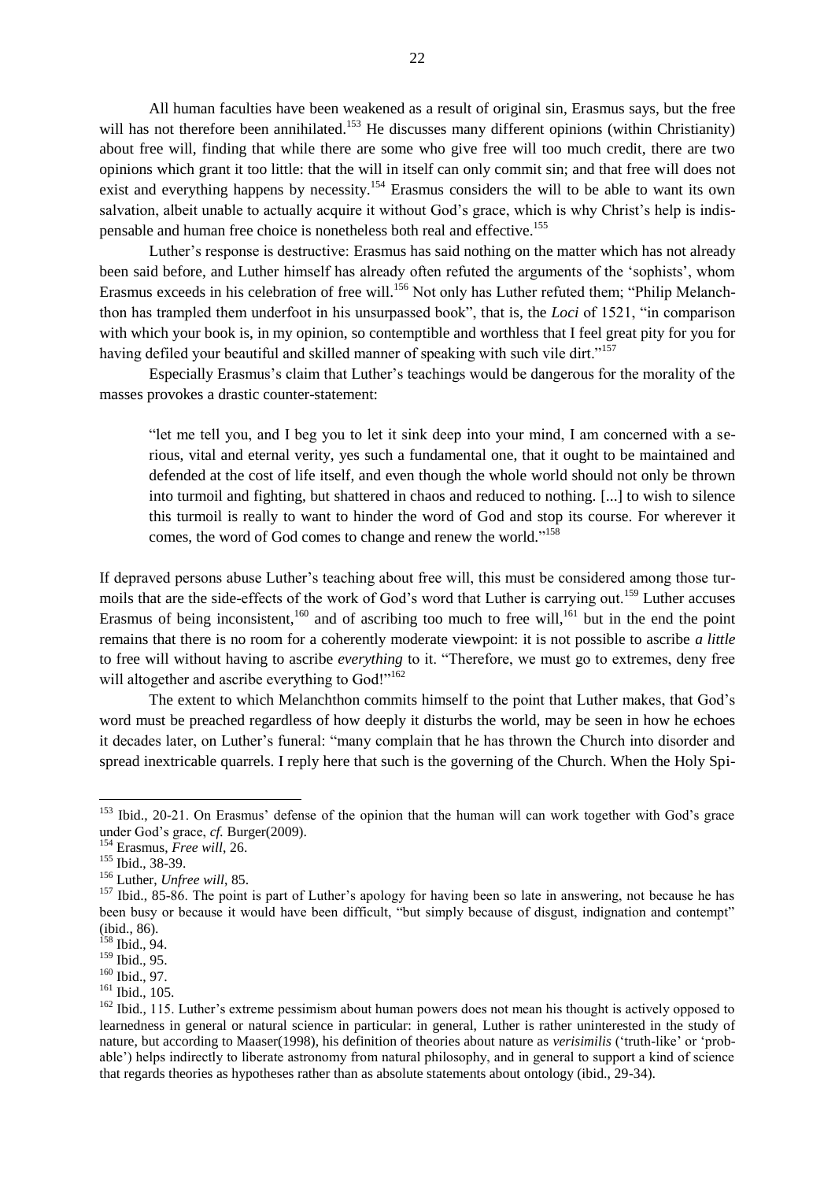All human faculties have been weakened as a result of original sin, Erasmus says, but the free will has not therefore been annihilated.[153] He discusses many different opinions (within Christianity) about free will, finding that while there are some who give free will too much credit, there are two opinions which grant it too little: that the will in itself can only commit sin; and that free will does not exist and everything happens by necessity.[154] Erasmus considers the will to be able to want its own salvation, albeit unable to actually acquire it without God's grace, which is why Christ's help is indispensable and human free choice is nonetheless both real and effective.[155]

Luther's response is destructive: Erasmus has said nothing on the matter which has not already been said before, and Luther himself has already often refuted the arguments of the 'sophists', whom Erasmus exceeds in his celebration of free will.[156] Not only has Luther refuted them; "Philip Melanchthon has trampled them underfoot in his unsurpassed book", that is, the *Loci* of 1521, "in comparison with which your book is, in my opinion, so contemptible and worthless that I feel great pity for you for having defiled your beautiful and skilled manner of speaking with such vile dirt."[157]

Especially Erasmus's claim that Luther's teachings would be dangerous for the morality of the masses provokes a drastic counter-statement:

> "let me tell you, and I beg you to let it sink deep into your mind, I am concerned with a serious, vital and eternal verity, yes such a fundamental one, that it ought to be maintained and defended at the cost of life itself, and even though the whole world should not only be thrown into turmoil and fighting, but shattered in chaos and reduced to nothing. [...] to wish to silence this turmoil is really to want to hinder the word of God and stop its course. For wherever it comes, the word of God comes to change and renew the world."[158]

If depraved persons abuse Luther's teaching about free will, this must be considered among those turmoils that are the side-effects of the work of God's word that Luther is carrying out.[159] Luther accuses Erasmus of being inconsistent,[160] and of ascribing too much to free will,[161] but in the end the point remains that there is no room for a coherently moderate viewpoint: it is not possible to ascribe *a little* to free will without having to ascribe *everything* to it. "Therefore, we must go to extremes, deny free will altogether and ascribe everything to God!"[162]

The extent to which Melanchthon commits himself to the point that Luther makes, that God's word must be preached regardless of how deeply it disturbs the world, may be seen in how he echoes it decades later, on Luther's funeral: "many complain that he has thrown the Church into disorder and spread inextricable quarrels. I reply here that such is the governing of the Church. When the Holy Spi-

---

[153] Ibid., 20-21. On Erasmus' defense of the opinion that the human will can work together with God's grace under God's grace, *cf.* Burger(2009).

[154] Erasmus, *Free will*, 26.

[155] Ibid., 38-39.

[156] Luther, *Unfree will*, 85.

[157] Ibid., 85-86. The point is part of Luther's apology for having been so late in answering, not because he has been busy or because it would have been difficult, "but simply because of disgust, indignation and contempt" (ibid., 86).

[158] Ibid., 94.

[159] Ibid., 95.

[160] Ibid., 97.

[161] Ibid., 105.

[162] Ibid., 115. Luther's extreme pessimism about human powers does not mean his thought is actively opposed to learnedness in general or natural science in particular: in general, Luther is rather uninterested in the study of nature, but according to Maaser(1998), his definition of theories about nature as *verisimilis* ('truth-like' or 'probable') helps indirectly to liberate astronomy from natural philosophy, and in general to support a kind of science that regards theories as hypotheses rather than as absolute statements about ontology (ibid., 29-34).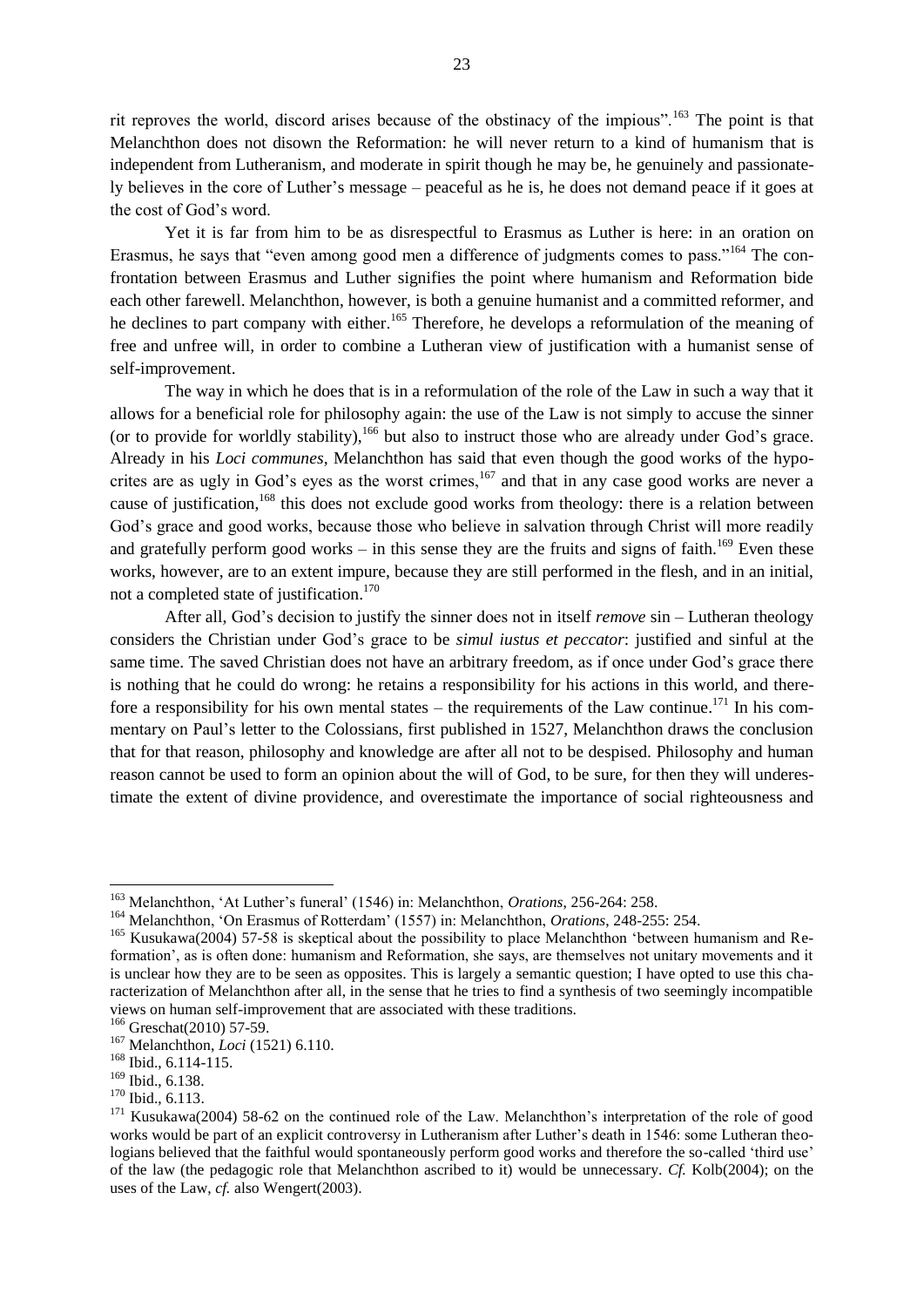rit reproves the world, discord arises because of the obstinacy of the impious".[163] The point is that Melanchthon does not disown the Reformation: he will never return to a kind of humanism that is independent from Lutheranism, and moderate in spirit though he may be, he genuinely and passionately believes in the core of Luther's message – peaceful as he is, he does not demand peace if it goes at the cost of God's word.

Yet it is far from him to be as disrespectful to Erasmus as Luther is here: in an oration on Erasmus, he says that "even among good men a difference of judgments comes to pass."[164] The confrontation between Erasmus and Luther signifies the point where humanism and Reformation bide each other farewell. Melanchthon, however, is both a genuine humanist and a committed reformer, and he declines to part company with either.[165] Therefore, he develops a reformulation of the meaning of free and unfree will, in order to combine a Lutheran view of justification with a humanist sense of self-improvement.

The way in which he does that is in a reformulation of the role of the Law in such a way that it allows for a beneficial role for philosophy again: the use of the Law is not simply to accuse the sinner (or to provide for worldly stability),[166] but also to instruct those who are already under God's grace. Already in his *Loci communes*, Melanchthon has said that even though the good works of the hypocrites are as ugly in God's eyes as the worst crimes,[167] and that in any case good works are never a cause of justification,[168] this does not exclude good works from theology: there is a relation between God's grace and good works, because those who believe in salvation through Christ will more readily and gratefully perform good works – in this sense they are the fruits and signs of faith.[169] Even these works, however, are to an extent impure, because they are still performed in the flesh, and in an initial, not a completed state of justification.[170]

After all, God's decision to justify the sinner does not in itself *remove* sin – Lutheran theology considers the Christian under God's grace to be *simul iustus et peccator*: justified and sinful at the same time. The saved Christian does not have an arbitrary freedom, as if once under God's grace there is nothing that he could do wrong: he retains a responsibility for his actions in this world, and therefore a responsibility for his own mental states – the requirements of the Law continue.[171] In his commentary on Paul's letter to the Colossians, first published in 1527, Melanchthon draws the conclusion that for that reason, philosophy and knowledge are after all not to be despised. Philosophy and human reason cannot be used to form an opinion about the will of God, to be sure, for then they will underestimate the extent of divine providence, and overestimate the importance of social righteousness and

---

[163] Melanchthon, 'At Luther's funeral' (1546) in: Melanchthon, *Orations*, 256-264: 258.

[164] Melanchthon, 'On Erasmus of Rotterdam' (1557) in: Melanchthon, *Orations*, 248-255: 254.

[165] Kusukawa(2004) 57-58 is skeptical about the possibility to place Melanchthon 'between humanism and Reformation', as is often done: humanism and Reformation, she says, are themselves not unitary movements and it is unclear how they are to be seen as opposites. This is largely a semantic question; I have opted to use this characterization of Melanchthon after all, in the sense that he tries to find a synthesis of two seemingly incompatible views on human self-improvement that are associated with these traditions.

[166] Greschat(2010) 57-59.

[167] Melanchthon, *Loci* (1521) 6.110.

[168] Ibid., 6.114-115.

[169] Ibid., 6.138.

[170] Ibid., 6.113.

[171] Kusukawa(2004) 58-62 on the continued role of the Law. Melanchthon's interpretation of the role of good works would be part of an explicit controversy in Lutheranism after Luther's death in 1546: some Lutheran theologians believed that the faithful would spontaneously perform good works and therefore the so-called 'third use' of the law (the pedagogic role that Melanchthon ascribed to it) would be unnecessary. *Cf.* Kolb(2004); on the uses of the Law, *cf.* also Wengert(2003).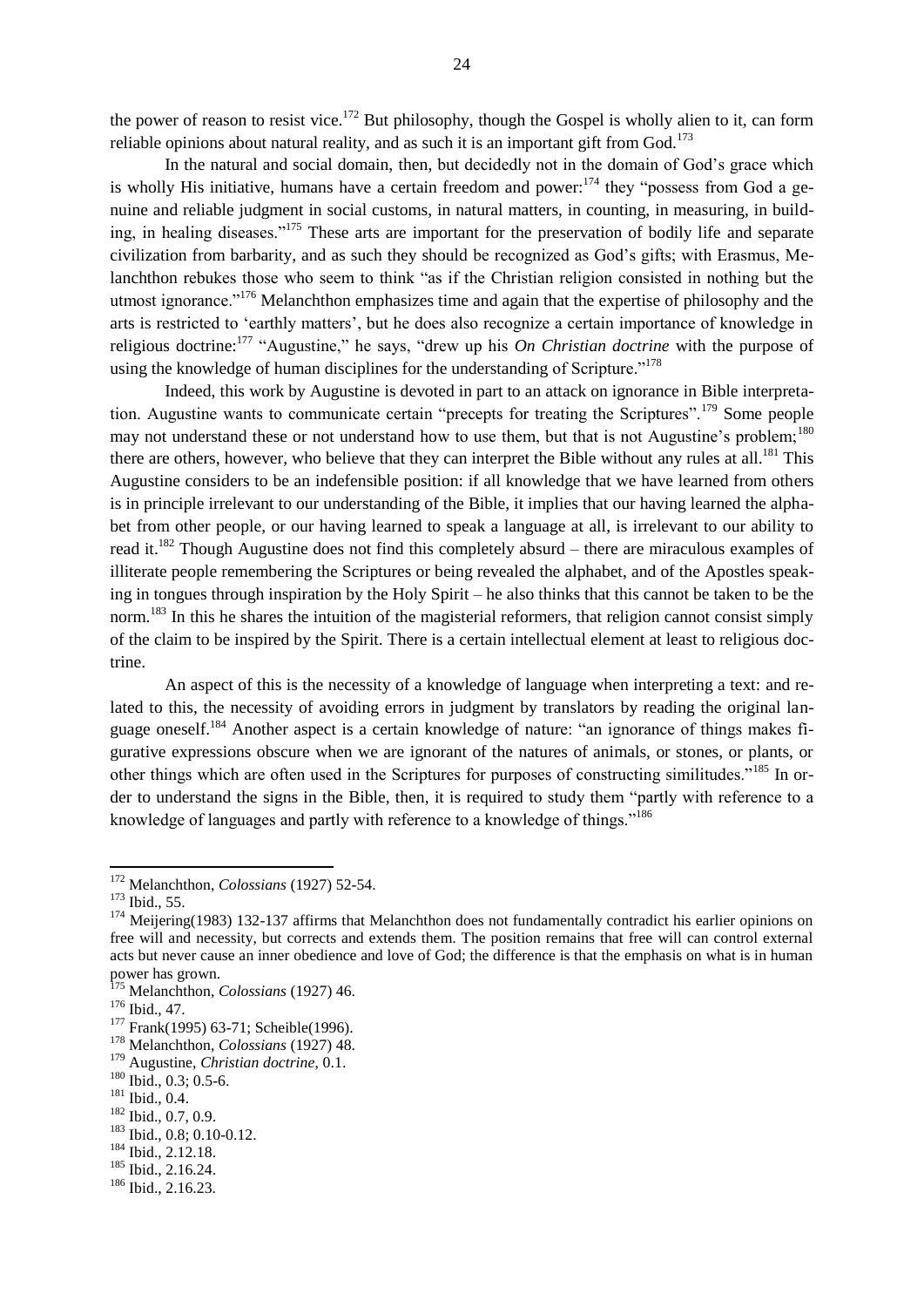the power of reason to resist vice.[172] But philosophy, though the Gospel is wholly alien to it, can form reliable opinions about natural reality, and as such it is an important gift from God.[173]

In the natural and social domain, then, but decidedly not in the domain of God's grace which is wholly His initiative, humans have a certain freedom and power:[174] they "possess from God a genuine and reliable judgment in social customs, in natural matters, in counting, in measuring, in building, in healing diseases."[175] These arts are important for the preservation of bodily life and separate civilization from barbarity, and as such they should be recognized as God's gifts; with Erasmus, Melanchthon rebukes those who seem to think "as if the Christian religion consisted in nothing but the utmost ignorance."[176] Melanchthon emphasizes time and again that the expertise of philosophy and the arts is restricted to 'earthly matters', but he does also recognize a certain importance of knowledge in religious doctrine:[177] "Augustine," he says, "drew up his *On Christian doctrine* with the purpose of using the knowledge of human disciplines for the understanding of Scripture."[178]

Indeed, this work by Augustine is devoted in part to an attack on ignorance in Bible interpretation. Augustine wants to communicate certain "precepts for treating the Scriptures".[179] Some people may not understand these or not understand how to use them, but that is not Augustine's problem;[180] there are others, however, who believe that they can interpret the Bible without any rules at all.[181] This Augustine considers to be an indefensible position: if all knowledge that we have learned from others is in principle irrelevant to our understanding of the Bible, it implies that our having learned the alphabet from other people, or our having learned to speak a language at all, is irrelevant to our ability to read it.[182] Though Augustine does not find this completely absurd – there are miraculous examples of illiterate people remembering the Scriptures or being revealed the alphabet, and of the Apostles speaking in tongues through inspiration by the Holy Spirit – he also thinks that this cannot be taken to be the norm.[183] In this he shares the intuition of the magisterial reformers, that religion cannot consist simply of the claim to be inspired by the Spirit. There is a certain intellectual element at least to religious doctrine.

An aspect of this is the necessity of a knowledge of language when interpreting a text: and related to this, the necessity of avoiding errors in judgment by translators by reading the original language oneself.[184] Another aspect is a certain knowledge of nature: "an ignorance of things makes figurative expressions obscure when we are ignorant of the natures of animals, or stones, or plants, or other things which are often used in the Scriptures for purposes of constructing similitudes."[185] In order to understand the signs in the Bible, then, it is required to study them "partly with reference to a knowledge of languages and partly with reference to a knowledge of things."[186]

---

[172] Melanchthon, *Colossians* (1927) 52-54.

[173] Ibid., 55.

[174] Meijering(1983) 132-137 affirms that Melanchthon does not fundamentally contradict his earlier opinions on free will and necessity, but corrects and extends them. The position remains that free will can control external acts but never cause an inner obedience and love of God; the difference is that the emphasis on what is in human power has grown.

[175] Melanchthon, *Colossians* (1927) 46.

[176] Ibid., 47.

[177] Frank(1995) 63-71; Scheible(1996).

[178] Melanchthon, *Colossians* (1927) 48.

[179] Augustine, *Christian doctrine*, 0.1.

[180] Ibid., 0.3; 0.5-6.

[181] Ibid., 0.4.

[182] Ibid., 0.7, 0.9.

[183] Ibid., 0.8; 0.10-0.12.

[184] Ibid., 2.12.18.

[185] Ibid., 2.16.24.

[186] Ibid., 2.16.23.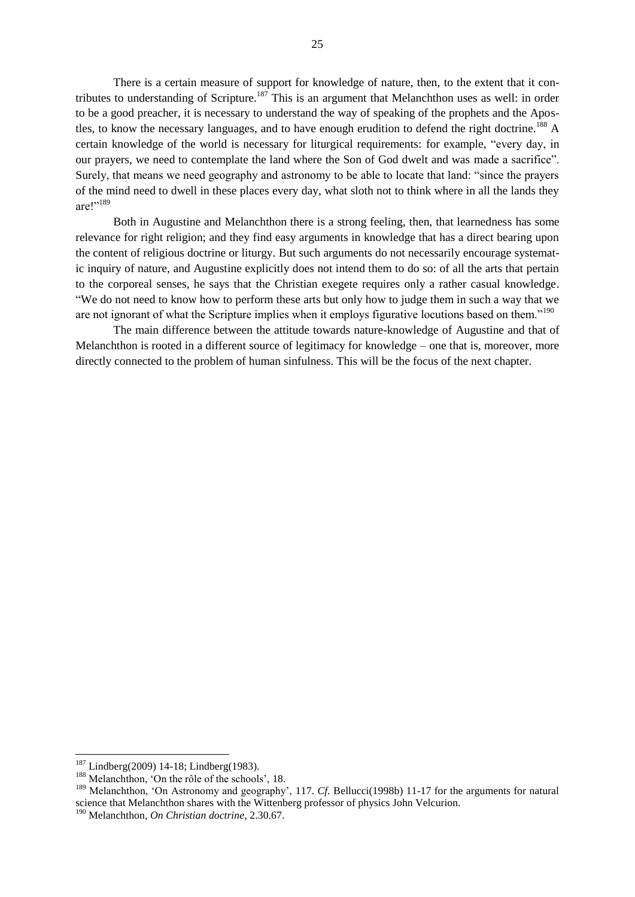There is a certain measure of support for knowledge of nature, then, to the extent that it contributes to understanding of Scripture.[187] This is an argument that Melanchthon uses as well: in order to be a good preacher, it is necessary to understand the way of speaking of the prophets and the Apostles, to know the necessary languages, and to have enough erudition to defend the right doctrine.[188] A certain knowledge of the world is necessary for liturgical requirements: for example, "every day, in our prayers, we need to contemplate the land where the Son of God dwelt and was made a sacrifice". Surely, that means we need geography and astronomy to be able to locate that land: "since the prayers of the mind need to dwell in these places every day, what sloth not to think where in all the lands they are!"[189]

Both in Augustine and Melanchthon there is a strong feeling, then, that learnedness has some relevance for right religion; and they find easy arguments in knowledge that has a direct bearing upon the content of religious doctrine or liturgy. But such arguments do not necessarily encourage systematic inquiry of nature, and Augustine explicitly does not intend them to do so: of all the arts that pertain to the corporeal senses, he says that the Christian exegete requires only a rather casual knowledge. "We do not need to know how to perform these arts but only how to judge them in such a way that we are not ignorant of what the Scripture implies when it employs figurative locutions based on them."[190]

The main difference between the attitude towards nature-knowledge of Augustine and that of Melanchthon is rooted in a different source of legitimacy for knowledge – one that is, moreover, more directly connected to the problem of human sinfulness. This will be the focus of the next chapter.

---

[187] Lindberg(2009) 14-18; Lindberg(1983).

[188] Melanchthon, 'On the rôle of the schools', 18.

[189] Melanchthon, 'On Astronomy and geography', 117. *Cf.* Bellucci(1998b) 11-17 for the arguments for natural science that Melanchthon shares with the Wittenberg professor of physics John Velcurion.

[190] Melanchthon, *On Christian doctrine*, 2.30.67.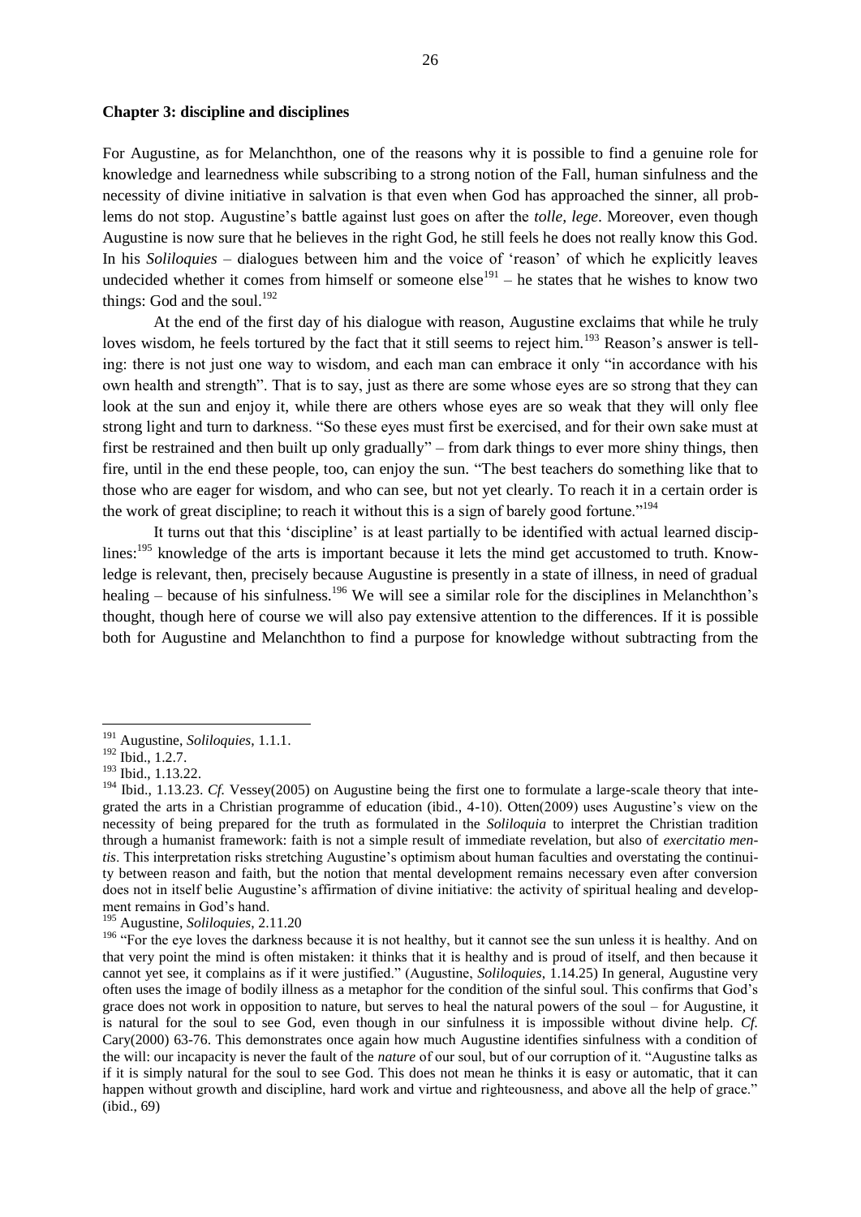**Chapter 3: discipline and disciplines**

For Augustine, as for Melanchthon, one of the reasons why it is possible to find a genuine role for knowledge and learnedness while subscribing to a strong notion of the Fall, human sinfulness and the necessity of divine initiative in salvation is that even when God has approached the sinner, all problems do not stop. Augustine's battle against lust goes on after the *tolle, lege*. Moreover, even though Augustine is now sure that he believes in the right God, he still feels he does not really know this God. In his *Soliloquies* – dialogues between him and the voice of 'reason' of which he explicitly leaves undecided whether it comes from himself or someone else[191] – he states that he wishes to know two things: God and the soul.[192]

At the end of the first day of his dialogue with reason, Augustine exclaims that while he truly loves wisdom, he feels tortured by the fact that it still seems to reject him.[193] Reason's answer is telling: there is not just one way to wisdom, and each man can embrace it only "in accordance with his own health and strength". That is to say, just as there are some whose eyes are so strong that they can look at the sun and enjoy it, while there are others whose eyes are so weak that they will only flee strong light and turn to darkness. "So these eyes must first be exercised, and for their own sake must at first be restrained and then built up only gradually" – from dark things to ever more shiny things, then fire, until in the end these people, too, can enjoy the sun. "The best teachers do something like that to those who are eager for wisdom, and who can see, but not yet clearly. To reach it in a certain order is the work of great discipline; to reach it without this is a sign of barely good fortune."[194]

It turns out that this 'discipline' is at least partially to be identified with actual learned disciplines:[195] knowledge of the arts is important because it lets the mind get accustomed to truth. Knowledge is relevant, then, precisely because Augustine is presently in a state of illness, in need of gradual healing – because of his sinfulness.[196] We will see a similar role for the disciplines in Melanchthon's thought, though here of course we will also pay extensive attention to the differences. If it is possible both for Augustine and Melanchthon to find a purpose for knowledge without subtracting from the

---

[191] Augustine, *Soliloquies*, 1.1.1.

[192] Ibid., 1.2.7.

[193] Ibid., 1.13.22.

[194] Ibid., 1.13.23. *Cf.* Vessey(2005) on Augustine being the first one to formulate a large-scale theory that integrated the arts in a Christian programme of education (ibid., 4-10). Otten(2009) uses Augustine's view on the necessity of being prepared for the truth as formulated in the *Soliloquia* to interpret the Christian tradition through a humanist framework: faith is not a simple result of immediate revelation, but also of *exercitatio mentis*. This interpretation risks stretching Augustine's optimism about human faculties and overstating the continuity between reason and faith, but the notion that mental development remains necessary even after conversion does not in itself belie Augustine's affirmation of divine initiative: the activity of spiritual healing and development remains in God's hand.

[195] Augustine, *Soliloquies*, 2.11.20

[196] "For the eye loves the darkness because it is not healthy, but it cannot see the sun unless it is healthy. And on that very point the mind is often mistaken: it thinks that it is healthy and is proud of itself, and then because it cannot yet see, it complains as if it were justified." (Augustine, *Soliloquies*, 1.14.25) In general, Augustine very often uses the image of bodily illness as a metaphor for the condition of the sinful soul. This confirms that God's grace does not work in opposition to nature, but serves to heal the natural powers of the soul – for Augustine, it is natural for the soul to see God, even though in our sinfulness it is impossible without divine help. *Cf.* Cary(2000) 63-76. This demonstrates once again how much Augustine identifies sinfulness with a condition of the will: our incapacity is never the fault of the *nature* of our soul, but of our corruption of it. "Augustine talks as if it is simply natural for the soul to see God. This does not mean he thinks it is easy or automatic, that it can happen without growth and discipline, hard work and virtue and righteousness, and above all the help of grace." (ibid., 69)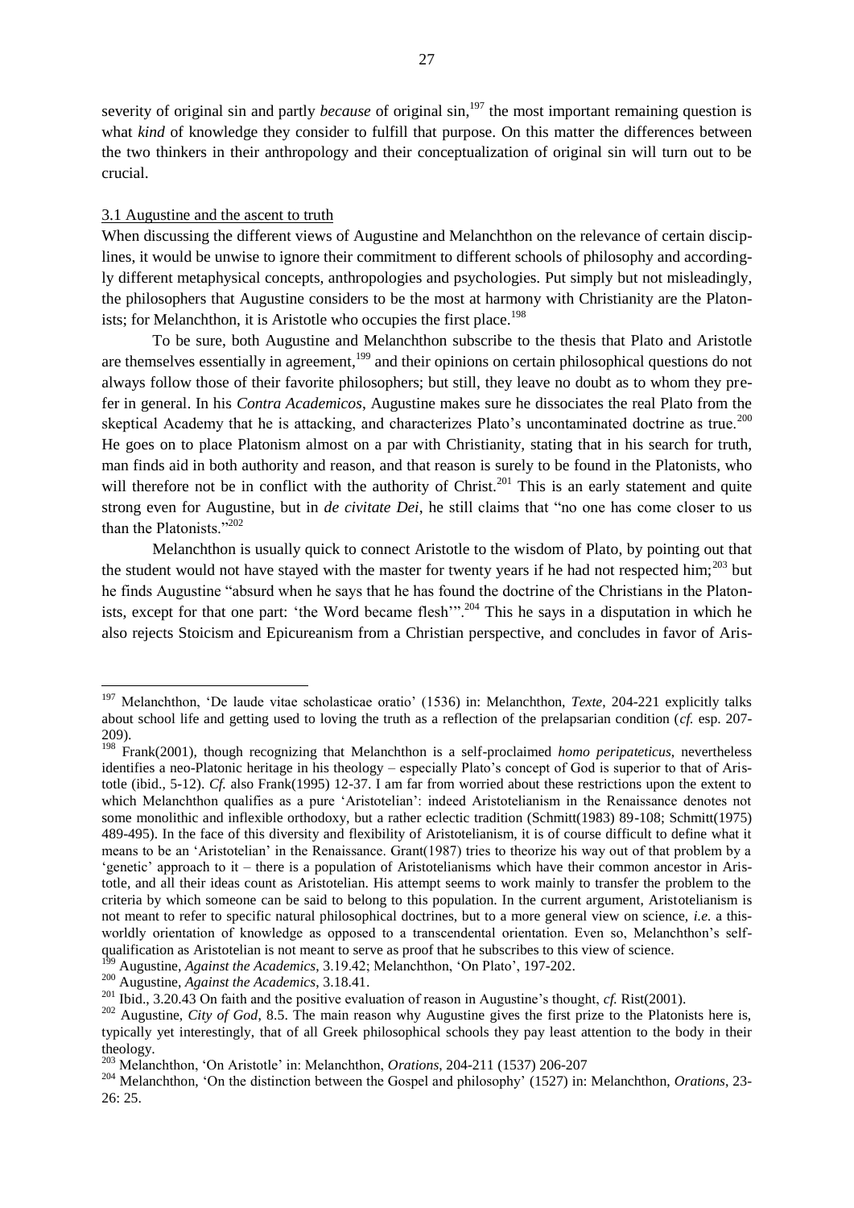severity of original sin and partly *because* of original sin,[197] the most important remaining question is what *kind* of knowledge they consider to fulfill that purpose. On this matter the differences between the two thinkers in their anthropology and their conceptualization of original sin will turn out to be crucial.

### 3.1 Augustine and the ascent to truth

When discussing the different views of Augustine and Melanchthon on the relevance of certain disciplines, it would be unwise to ignore their commitment to different schools of philosophy and accordingly different metaphysical concepts, anthropologies and psychologies. Put simply but not misleadingly, the philosophers that Augustine considers to be the most at harmony with Christianity are the Platonists; for Melanchthon, it is Aristotle who occupies the first place.[198]

To be sure, both Augustine and Melanchthon subscribe to the thesis that Plato and Aristotle are themselves essentially in agreement,[199] and their opinions on certain philosophical questions do not always follow those of their favorite philosophers; but still, they leave no doubt as to whom they prefer in general. In his *Contra Academicos*, Augustine makes sure he dissociates the real Plato from the skeptical Academy that he is attacking, and characterizes Plato's uncontaminated doctrine as true.[200] He goes on to place Platonism almost on a par with Christianity, stating that in his search for truth, man finds aid in both authority and reason, and that reason is surely to be found in the Platonists, who will therefore not be in conflict with the authority of Christ.[201] This is an early statement and quite strong even for Augustine, but in *de civitate Dei*, he still claims that "no one has come closer to us than the Platonists."[202]

Melanchthon is usually quick to connect Aristotle to the wisdom of Plato, by pointing out that the student would not have stayed with the master for twenty years if he had not respected him;[203] but he finds Augustine "absurd when he says that he has found the doctrine of the Christians in the Platonists, except for that one part: 'the Word became flesh'".[204] This he says in a disputation in which he also rejects Stoicism and Epicureanism from a Christian perspective, and concludes in favor of Aris-

---

[197] Melanchthon, 'De laude vitae scholasticae oratio' (1536) in: Melanchthon, *Texte*, 204-221 explicitly talks about school life and getting used to loving the truth as a reflection of the prelapsarian condition (*cf.* esp. 207-209).

[198] Frank(2001), though recognizing that Melanchthon is a self-proclaimed *homo peripateticus*, nevertheless identifies a neo-Platonic heritage in his theology – especially Plato's concept of God is superior to that of Aristotle (ibid., 5-12). *Cf.* also Frank(1995) 12-37. I am far from worried about these restrictions upon the extent to which Melanchthon qualifies as a pure 'Aristotelian': indeed Aristotelianism in the Renaissance denotes not some monolithic and inflexible orthodoxy, but a rather eclectic tradition (Schmitt(1983) 89-108; Schmitt(1975) 489-495). In the face of this diversity and flexibility of Aristotelianism, it is of course difficult to define what it means to be an 'Aristotelian' in the Renaissance. Grant(1987) tries to theorize his way out of that problem by a 'genetic' approach to it – there is a population of Aristotelianisms which have their common ancestor in Aristotle, and all their ideas count as Aristotelian. His attempt seems to work mainly to transfer the problem to the criteria by which someone can be said to belong to this population. In the current argument, Aristotelianism is not meant to refer to specific natural philosophical doctrines, but to a more general view on science, *i.e.* a this-worldly orientation of knowledge as opposed to a transcendental orientation. Even so, Melanchthon's self-qualification as Aristotelian is not meant to serve as proof that he subscribes to this view of science.

[199] Augustine, *Against the Academics*, 3.19.42; Melanchthon, 'On Plato', 197-202.

[200] Augustine, *Against the Academics*, 3.18.41.

[201] Ibid., 3.20.43 On faith and the positive evaluation of reason in Augustine's thought, *cf.* Rist(2001).

[202] Augustine, *City of God*, 8.5. The main reason why Augustine gives the first prize to the Platonists here is, typically yet interestingly, that of all Greek philosophical schools they pay least attention to the body in their theology.

[203] Melanchthon, 'On Aristotle' in: Melanchthon, *Orations*, 204-211 (1537) 206-207

[204] Melanchthon, 'On the distinction between the Gospel and philosophy' (1527) in: Melanchthon, *Orations*, 23-26: 25.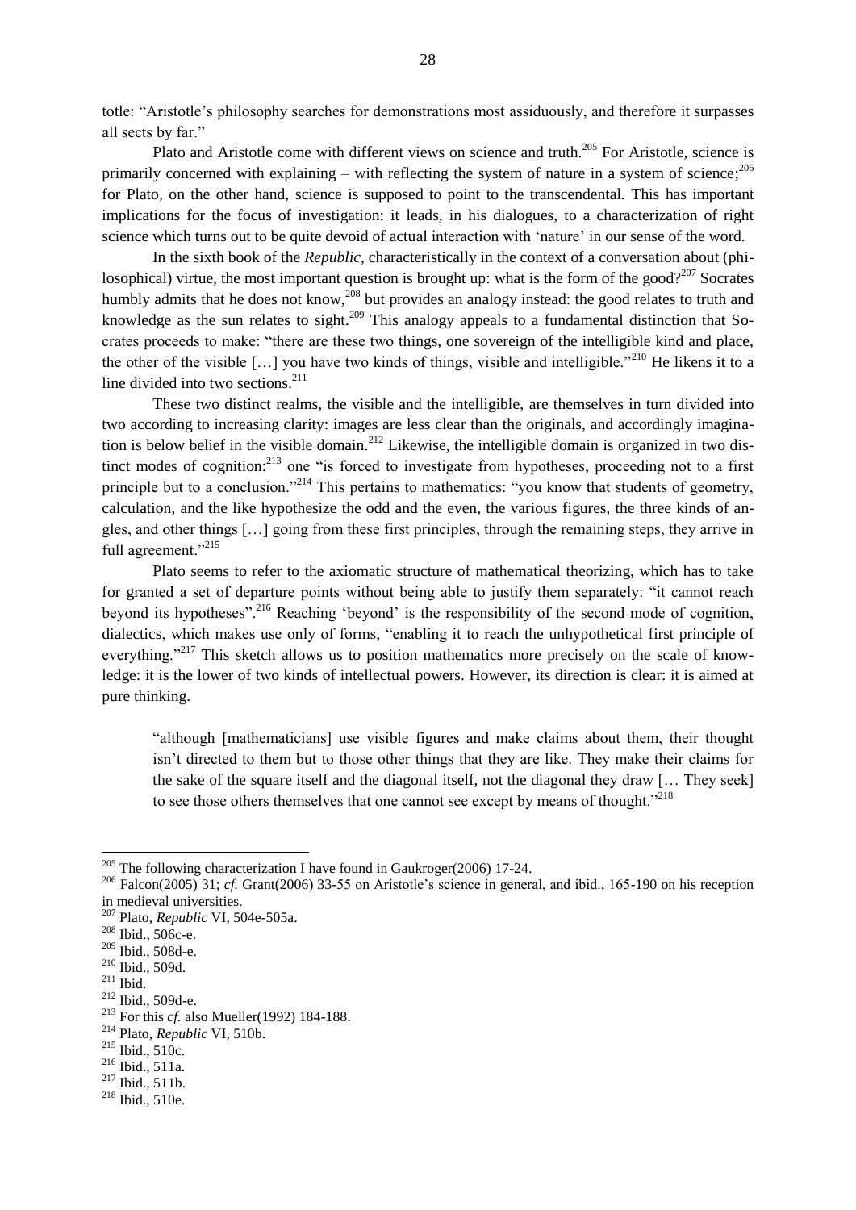totle: "Aristotle's philosophy searches for demonstrations most assiduously, and therefore it surpasses all sects by far."

Plato and Aristotle come with different views on science and truth.[205] For Aristotle, science is primarily concerned with explaining – with reflecting the system of nature in a system of science;[206] for Plato, on the other hand, science is supposed to point to the transcendental. This has important implications for the focus of investigation: it leads, in his dialogues, to a characterization of right science which turns out to be quite devoid of actual interaction with 'nature' in our sense of the word.

In the sixth book of the *Republic*, characteristically in the context of a conversation about (philosophical) virtue, the most important question is brought up: what is the form of the good?[207] Socrates humbly admits that he does not know,[208] but provides an analogy instead: the good relates to truth and knowledge as the sun relates to sight.[209] This analogy appeals to a fundamental distinction that Socrates proceeds to make: "there are these two things, one sovereign of the intelligible kind and place, the other of the visible […] you have two kinds of things, visible and intelligible."[210] He likens it to a line divided into two sections.[211]

These two distinct realms, the visible and the intelligible, are themselves in turn divided into two according to increasing clarity: images are less clear than the originals, and accordingly imagination is below belief in the visible domain.[212] Likewise, the intelligible domain is organized in two distinct modes of cognition:[213] one "is forced to investigate from hypotheses, proceeding not to a first principle but to a conclusion."[214] This pertains to mathematics: "you know that students of geometry, calculation, and the like hypothesize the odd and the even, the various figures, the three kinds of angles, and other things […] going from these first principles, through the remaining steps, they arrive in full agreement."[215]

Plato seems to refer to the axiomatic structure of mathematical theorizing, which has to take for granted a set of departure points without being able to justify them separately: "it cannot reach beyond its hypotheses".[216] Reaching 'beyond' is the responsibility of the second mode of cognition, dialectics, which makes use only of forms, "enabling it to reach the unhypothetical first principle of everything."[217] This sketch allows us to position mathematics more precisely on the scale of knowledge: it is the lower of two kinds of intellectual powers. However, its direction is clear: it is aimed at pure thinking.

> "although [mathematicians] use visible figures and make claims about them, their thought isn't directed to them but to those other things that they are like. They make their claims for the sake of the square itself and the diagonal itself, not the diagonal they draw [… They seek] to see those others themselves that one cannot see except by means of thought."[218]

---

[205] The following characterization I have found in Gaukroger(2006) 17-24.

[206] Falcon(2005) 31; *cf.* Grant(2006) 33-55 on Aristotle's science in general, and ibid., 165-190 on his reception in medieval universities.

[207] Plato, *Republic* VI, 504e-505a.

[208] Ibid., 506c-e.

[209] Ibid., 508d-e.

[210] Ibid., 509d.

[211] Ibid.

[212] Ibid., 509d-e.

[213] For this *cf.* also Mueller(1992) 184-188.

[214] Plato, *Republic* VI, 510b.

[215] Ibid., 510c.

[216] Ibid., 511a.

[217] Ibid., 511b.

[218] Ibid., 510e.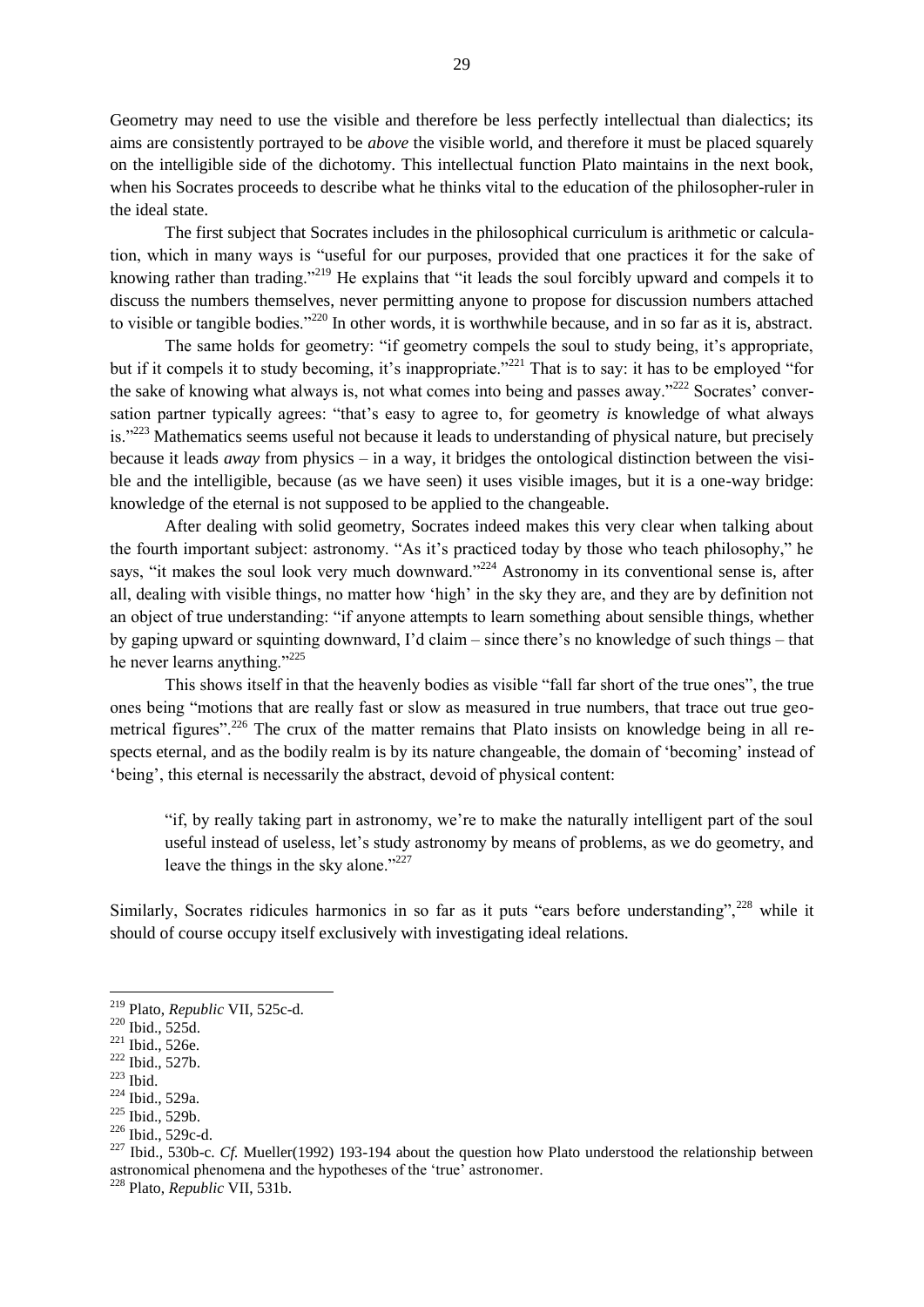Geometry may need to use the visible and therefore be less perfectly intellectual than dialectics; its aims are consistently portrayed to be *above* the visible world, and therefore it must be placed squarely on the intelligible side of the dichotomy. This intellectual function Plato maintains in the next book, when his Socrates proceeds to describe what he thinks vital to the education of the philosopher-ruler in the ideal state.

The first subject that Socrates includes in the philosophical curriculum is arithmetic or calculation, which in many ways is "useful for our purposes, provided that one practices it for the sake of knowing rather than trading."[219] He explains that "it leads the soul forcibly upward and compels it to discuss the numbers themselves, never permitting anyone to propose for discussion numbers attached to visible or tangible bodies."[220] In other words, it is worthwhile because, and in so far as it is, abstract.

The same holds for geometry: "if geometry compels the soul to study being, it's appropriate, but if it compels it to study becoming, it's inappropriate."[221] That is to say: it has to be employed "for the sake of knowing what always is, not what comes into being and passes away."[222] Socrates' conversation partner typically agrees: "that's easy to agree to, for geometry *is* knowledge of what always is."[223] Mathematics seems useful not because it leads to understanding of physical nature, but precisely because it leads *away* from physics – in a way, it bridges the ontological distinction between the visible and the intelligible, because (as we have seen) it uses visible images, but it is a one-way bridge: knowledge of the eternal is not supposed to be applied to the changeable.

After dealing with solid geometry, Socrates indeed makes this very clear when talking about the fourth important subject: astronomy. "As it's practiced today by those who teach philosophy," he says, "it makes the soul look very much downward."[224] Astronomy in its conventional sense is, after all, dealing with visible things, no matter how 'high' in the sky they are, and they are by definition not an object of true understanding: "if anyone attempts to learn something about sensible things, whether by gaping upward or squinting downward, I'd claim – since there's no knowledge of such things – that he never learns anything."[225]

This shows itself in that the heavenly bodies as visible "fall far short of the true ones", the true ones being "motions that are really fast or slow as measured in true numbers, that trace out true geometrical figures".[226] The crux of the matter remains that Plato insists on knowledge being in all respects eternal, and as the bodily realm is by its nature changeable, the domain of 'becoming' instead of 'being', this eternal is necessarily the abstract, devoid of physical content:

> "if, by really taking part in astronomy, we're to make the naturally intelligent part of the soul useful instead of useless, let's study astronomy by means of problems, as we do geometry, and leave the things in the sky alone."[227]

Similarly, Socrates ridicules harmonics in so far as it puts "ears before understanding",[228] while it should of course occupy itself exclusively with investigating ideal relations.

---

[219] Plato, *Republic* VII, 525c-d.
[220] Ibid., 525d.
[221] Ibid., 526e.
[222] Ibid., 527b.
[223] Ibid.
[224] Ibid., 529a.
[225] Ibid., 529b.
[226] Ibid., 529c-d.
[227] Ibid., 530b-c. *Cf.* Mueller(1992) 193-194 about the question how Plato understood the relationship between astronomical phenomena and the hypotheses of the 'true' astronomer.
[228] Plato, *Republic* VII, 531b.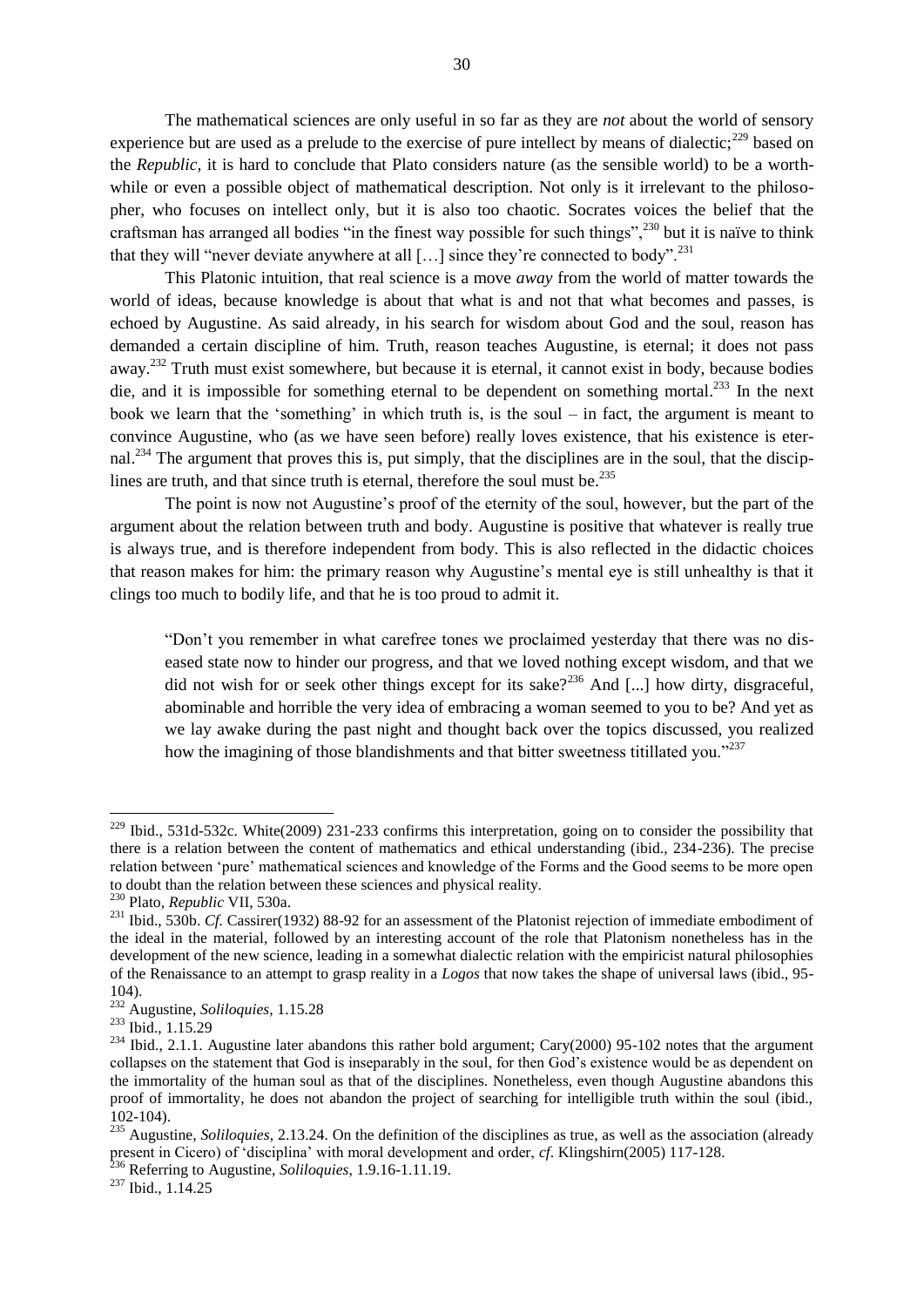The mathematical sciences are only useful in so far as they are *not* about the world of sensory experience but are used as a prelude to the exercise of pure intellect by means of dialectic;[229] based on the *Republic*, it is hard to conclude that Plato considers nature (as the sensible world) to be a worth-while or even a possible object of mathematical description. Not only is it irrelevant to the philosopher, who focuses on intellect only, but it is also too chaotic. Socrates voices the belief that the craftsman has arranged all bodies "in the finest way possible for such things",[230] but it is naïve to think that they will "never deviate anywhere at all […] since they're connected to body".[231]

This Platonic intuition, that real science is a move *away* from the world of matter towards the world of ideas, because knowledge is about that what is and not that what becomes and passes, is echoed by Augustine. As said already, in his search for wisdom about God and the soul, reason has demanded a certain discipline of him. Truth, reason teaches Augustine, is eternal; it does not pass away.[232] Truth must exist somewhere, but because it is eternal, it cannot exist in body, because bodies die, and it is impossible for something eternal to be dependent on something mortal.[233] In the next book we learn that the 'something' in which truth is, is the soul – in fact, the argument is meant to convince Augustine, who (as we have seen before) really loves existence, that his existence is eternal.[234] The argument that proves this is, put simply, that the disciplines are in the soul, that the discipllines are truth, and that since truth is eternal, therefore the soul must be.[235]

The point is now not Augustine's proof of the eternity of the soul, however, but the part of the argument about the relation between truth and body. Augustine is positive that whatever is really true is always true, and is therefore independent from body. This is also reflected in the didactic choices that reason makes for him: the primary reason why Augustine's mental eye is still unhealthy is that it clings too much to bodily life, and that he is too proud to admit it.

> "Don't you remember in what carefree tones we proclaimed yesterday that there was no diseased state now to hinder our progress, and that we loved nothing except wisdom, and that we did not wish for or seek other things except for its sake?[236] And [...] how dirty, disgraceful, abominable and horrible the very idea of embracing a woman seemed to you to be? And yet as we lay awake during the past night and thought back over the topics discussed, you realized how the imagining of those blandishments and that bitter sweetness titillated you."[237]

---

[229] Ibid., 531d-532c. White(2009) 231-233 confirms this interpretation, going on to consider the possibility that there is a relation between the content of mathematics and ethical understanding (ibid., 234-236). The precise relation between 'pure' mathematical sciences and knowledge of the Forms and the Good seems to be more open to doubt than the relation between these sciences and physical reality.

[230] Plato, *Republic* VII, 530a.

[231] Ibid., 530b. *Cf.* Cassirer(1932) 88-92 for an assessment of the Platonist rejection of immediate embodiment of the ideal in the material, followed by an interesting account of the role that Platonism nonetheless has in the development of the new science, leading in a somewhat dialectic relation with the empiricist natural philosophies of the Renaissance to an attempt to grasp reality in a *Logos* that now takes the shape of universal laws (ibid., 95-104).

[232] Augustine, *Soliloquies*, 1.15.28

[233] Ibid., 1.15.29

[234] Ibid., 2.1.1. Augustine later abandons this rather bold argument; Cary(2000) 95-102 notes that the argument collapses on the statement that God is inseparably in the soul, for then God's existence would be as dependent on the immortality of the human soul as that of the disciplines. Nonetheless, even though Augustine abandons this proof of immortality, he does not abandon the project of searching for intelligible truth within the soul (ibid., 102-104).

[235] Augustine, *Soliloquies*, 2.13.24. On the definition of the disciplines as true, as well as the association (already present in Cicero) of 'disciplina' with moral development and order, *cf.* Klingshirn(2005) 117-128.

[236] Referring to Augustine, *Soliloquies*, 1.9.16-1.11.19.

[237] Ibid., 1.14.25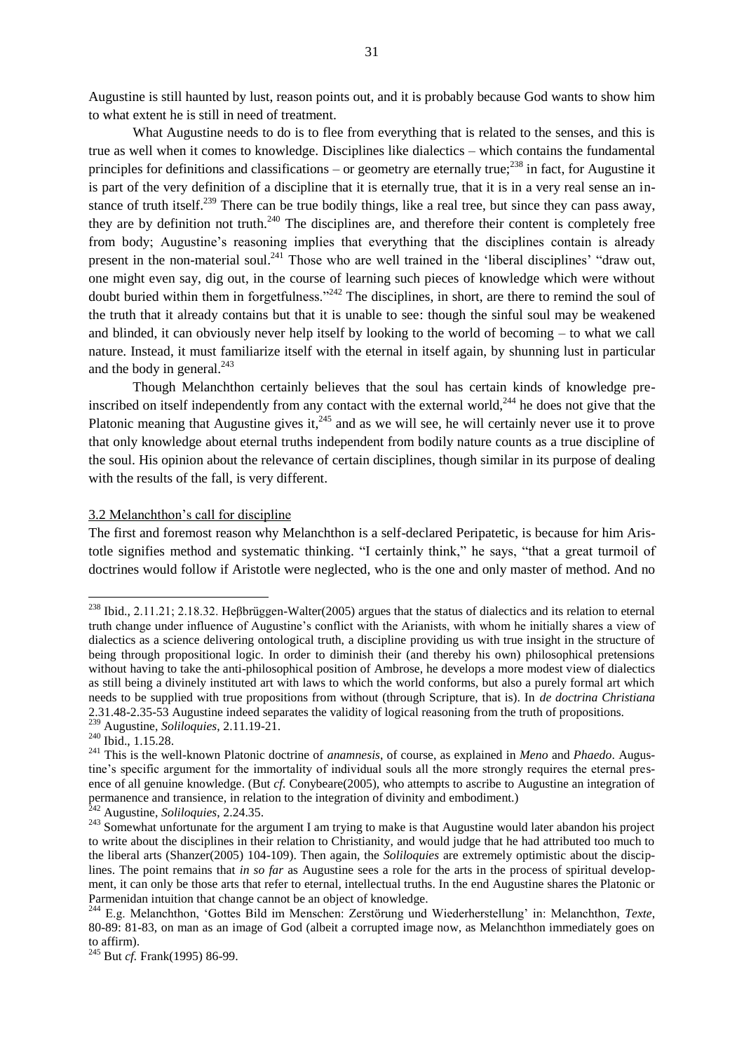Augustine is still haunted by lust, reason points out, and it is probably because God wants to show him to what extent he is still in need of treatment.

What Augustine needs to do is to flee from everything that is related to the senses, and this is true as well when it comes to knowledge. Disciplines like dialectics – which contains the fundamental principles for definitions and classifications – or geometry are eternally true;[238] in fact, for Augustine it is part of the very definition of a discipline that it is eternally true, that it is in a very real sense an instance of truth itself.[239] There can be true bodily things, like a real tree, but since they can pass away, they are by definition not truth.[240] The disciplines are, and therefore their content is completely free from body; Augustine's reasoning implies that everything that the disciplines contain is already present in the non-material soul.[241] Those who are well trained in the 'liberal disciplines' "draw out, one might even say, dig out, in the course of learning such pieces of knowledge which were without doubt buried within them in forgetfulness."[242] The disciplines, in short, are there to remind the soul of the truth that it already contains but that it is unable to see: though the sinful soul may be weakened and blinded, it can obviously never help itself by looking to the world of becoming – to what we call nature. Instead, it must familiarize itself with the eternal in itself again, by shunning lust in particular and the body in general.[243]

Though Melanchthon certainly believes that the soul has certain kinds of knowledge pre-inscribed on itself independently from any contact with the external world,[244] he does not give that the Platonic meaning that Augustine gives it,[245] and as we will see, he will certainly never use it to prove that only knowledge about eternal truths independent from bodily nature counts as a true discipline of the soul. His opinion about the relevance of certain disciplines, though similar in its purpose of dealing with the results of the fall, is very different.

## 3.2 Melanchthon's call for discipline

The first and foremost reason why Melanchthon is a self-declared Peripatetic, is because for him Aristotle signifies method and systematic thinking. "I certainly think," he says, "that a great turmoil of doctrines would follow if Aristotle were neglected, who is the one and only master of method. And no

---

[238] Ibid., 2.11.21; 2.18.32. Heβbrüggen-Walter(2005) argues that the status of dialectics and its relation to eternal truth change under influence of Augustine's conflict with the Arianists, with whom he initially shares a view of dialectics as a science delivering ontological truth, a discipline providing us with true insight in the structure of being through propositional logic. In order to diminish their (and thereby his own) philosophical pretensions without having to take the anti-philosophical position of Ambrose, he develops a more modest view of dialectics as still being a divinely instituted art with laws to which the world conforms, but also a purely formal art which needs to be supplied with true propositions from without (through Scripture, that is). In *de doctrina Christiana* 2.31.48-2.35-53 Augustine indeed separates the validity of logical reasoning from the truth of propositions.

[239] Augustine, *Soliloquies*, 2.11.19-21.

[240] Ibid., 1.15.28.

[241] This is the well-known Platonic doctrine of *anamnesis*, of course, as explained in *Meno* and *Phaedo*. Augustine's specific argument for the immortality of individual souls all the more strongly requires the eternal presence of all genuine knowledge. (But *cf.* Conybeare(2005), who attempts to ascribe to Augustine an integration of permanence and transience, in relation to the integration of divinity and embodiment.)

[242] Augustine, *Soliloquies*, 2.24.35.

[243] Somewhat unfortunate for the argument I am trying to make is that Augustine would later abandon his project to write about the disciplines in their relation to Christianity, and would judge that he had attributed too much to the liberal arts (Shanzer(2005) 104-109). Then again, the *Soliloquies* are extremely optimistic about the disciplines. The point remains that *in so far* as Augustine sees a role for the arts in the process of spiritual development, it can only be those arts that refer to eternal, intellectual truths. In the end Augustine shares the Platonic or Parmenidan intuition that change cannot be an object of knowledge.

[244] E.g. Melanchthon, 'Gottes Bild im Menschen: Zerstörung und Wiederherstellung' in: Melanchthon, *Texte*, 80-89: 81-83, on man as an image of God (albeit a corrupted image now, as Melanchthon immediately goes on to affirm).

[245] But *cf.* Frank(1995) 86-99.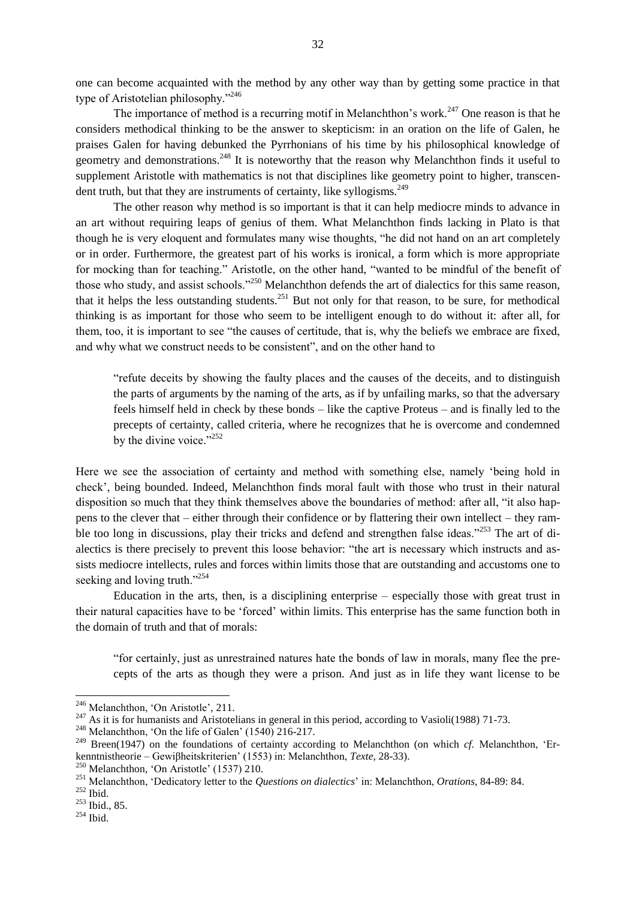one can become acquainted with the method by any other way than by getting some practice in that type of Aristotelian philosophy."[246]

The importance of method is a recurring motif in Melanchthon's work.[247] One reason is that he considers methodical thinking to be the answer to skepticism: in an oration on the life of Galen, he praises Galen for having debunked the Pyrrhonians of his time by his philosophical knowledge of geometry and demonstrations.[248] It is noteworthy that the reason why Melanchthon finds it useful to supplement Aristotle with mathematics is not that disciplines like geometry point to higher, transcendent truth, but that they are instruments of certainty, like syllogisms.[249]

The other reason why method is so important is that it can help mediocre minds to advance in an art without requiring leaps of genius of them. What Melanchthon finds lacking in Plato is that though he is very eloquent and formulates many wise thoughts, "he did not hand on an art completely or in order. Furthermore, the greatest part of his works is ironical, a form which is more appropriate for mocking than for teaching." Aristotle, on the other hand, "wanted to be mindful of the benefit of those who study, and assist schools."[250] Melanchthon defends the art of dialectics for this same reason, that it helps the less outstanding students.[251] But not only for that reason, to be sure, for methodical thinking is as important for those who seem to be intelligent enough to do without it: after all, for them, too, it is important to see "the causes of certitude, that is, why the beliefs we embrace are fixed, and why what we construct needs to be consistent", and on the other hand to

> "refute deceits by showing the faulty places and the causes of the deceits, and to distinguish the parts of arguments by the naming of the arts, as if by unfailing marks, so that the adversary feels himself held in check by these bonds – like the captive Proteus – and is finally led to the precepts of certainty, called criteria, where he recognizes that he is overcome and condemned by the divine voice."[252]

Here we see the association of certainty and method with something else, namely 'being hold in check', being bounded. Indeed, Melanchthon finds moral fault with those who trust in their natural disposition so much that they think themselves above the boundaries of method: after all, "it also happens to the clever that – either through their confidence or by flattering their own intellect – they ramble too long in discussions, play their tricks and defend and strengthen false ideas."[253] The art of dialectics is there precisely to prevent this loose behavior: "the art is necessary which instructs and assists mediocre intellects, rules and forces within limits those that are outstanding and accustoms one to seeking and loving truth."[254]

Education in the arts, then, is a disciplining enterprise – especially those with great trust in their natural capacities have to be 'forced' within limits. This enterprise has the same function both in the domain of truth and that of morals:

> "for certainly, just as unrestrained natures hate the bonds of law in morals, many flee the precepts of the arts as though they were a prison. And just as in life they want license to be

---

[246] Melanchthon, 'On Aristotle', 211.

[247] As it is for humanists and Aristotelians in general in this period, according to Vasioli(1988) 71-73.

[248] Melanchthon, 'On the life of Galen' (1540) 216-217.

[249] Breen(1947) on the foundations of certainty according to Melanchthon (on which *cf.* Melanchthon, 'Erkenntnistheorie – Gewiβheitskriterien' (1553) in: Melanchthon, *Texte*, 28-33).

[250] Melanchthon, 'On Aristotle' (1537) 210.

[251] Melanchthon, 'Dedicatory letter to the *Questions on dialectics*' in: Melanchthon, *Orations*, 84-89: 84.

[252] Ibid.

[253] Ibid., 85.

[254] Ibid.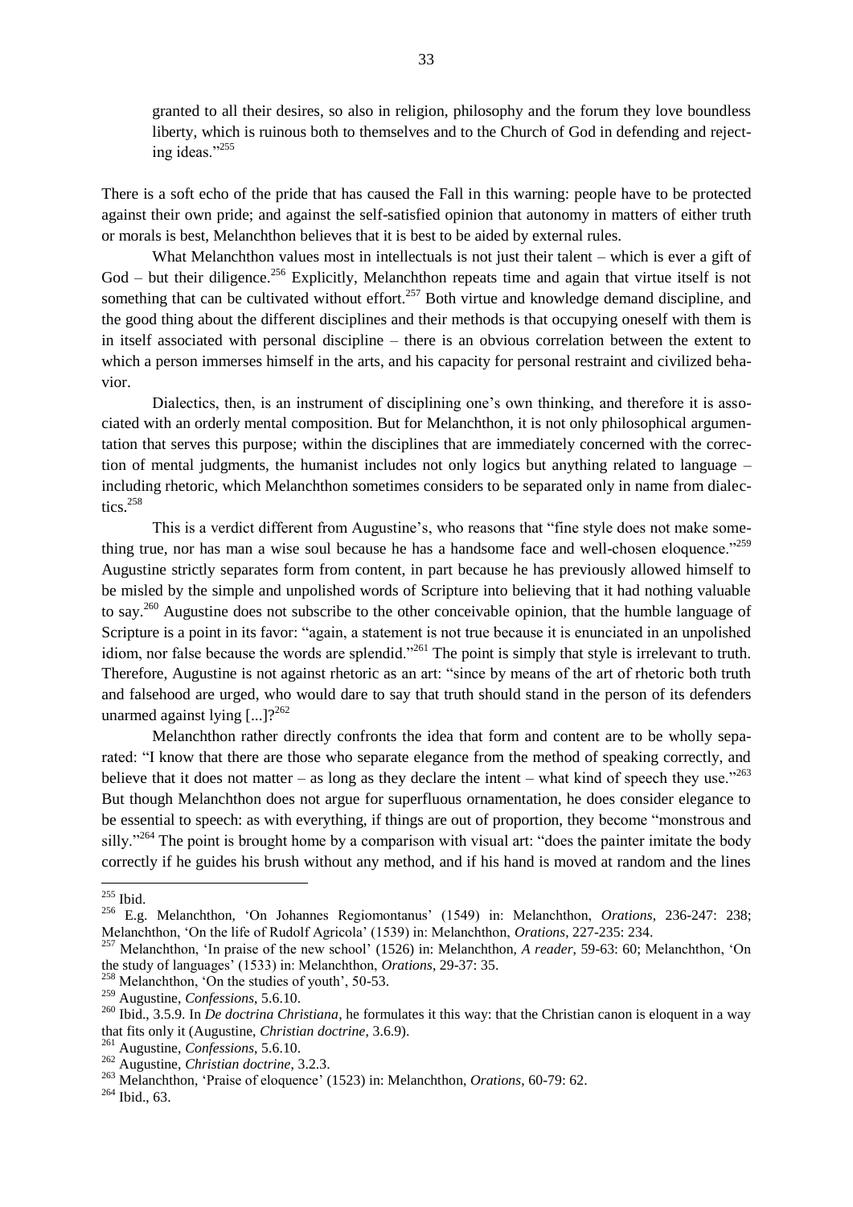granted to all their desires, so also in religion, philosophy and the forum they love boundless liberty, which is ruinous both to themselves and to the Church of God in defending and rejecting ideas."[255]

There is a soft echo of the pride that has caused the Fall in this warning: people have to be protected against their own pride; and against the self-satisfied opinion that autonomy in matters of either truth or morals is best, Melanchthon believes that it is best to be aided by external rules.

What Melanchthon values most in intellectuals is not just their talent – which is ever a gift of God – but their diligence.[256] Explicitly, Melanchthon repeats time and again that virtue itself is not something that can be cultivated without effort.[257] Both virtue and knowledge demand discipline, and the good thing about the different disciplines and their methods is that occupying oneself with them is in itself associated with personal discipline – there is an obvious correlation between the extent to which a person immerses himself in the arts, and his capacity for personal restraint and civilized behavior.

Dialectics, then, is an instrument of disciplining one's own thinking, and therefore it is associated with an orderly mental composition. But for Melanchthon, it is not only philosophical argumentation that serves this purpose; within the disciplines that are immediately concerned with the correction of mental judgments, the humanist includes not only logics but anything related to language – including rhetoric, which Melanchthon sometimes considers to be separated only in name from dialectics.[258]

This is a verdict different from Augustine's, who reasons that "fine style does not make something true, nor has man a wise soul because he has a handsome face and well-chosen eloquence."[259] Augustine strictly separates form from content, in part because he has previously allowed himself to be misled by the simple and unpolished words of Scripture into believing that it had nothing valuable to say.[260] Augustine does not subscribe to the other conceivable opinion, that the humble language of Scripture is a point in its favor: "again, a statement is not true because it is enunciated in an unpolished idiom, nor false because the words are splendid."[261] The point is simply that style is irrelevant to truth. Therefore, Augustine is not against rhetoric as an art: "since by means of the art of rhetoric both truth and falsehood are urged, who would dare to say that truth should stand in the person of its defenders unarmed against lying [...]?[262]

Melanchthon rather directly confronts the idea that form and content are to be wholly separated: "I know that there are those who separate elegance from the method of speaking correctly, and believe that it does not matter – as long as they declare the intent – what kind of speech they use."[263] But though Melanchthon does not argue for superfluous ornamentation, he does consider elegance to be essential to speech: as with everything, if things are out of proportion, they become "monstrous and silly."[264] The point is brought home by a comparison with visual art: "does the painter imitate the body correctly if he guides his brush without any method, and if his hand is moved at random and the lines

---

[255] Ibid.

[256] E.g. Melanchthon, 'On Johannes Regiomontanus' (1549) in: Melanchthon, *Orations*, 236-247: 238; Melanchthon, 'On the life of Rudolf Agricola' (1539) in: Melanchthon, *Orations*, 227-235: 234.

[257] Melanchthon, 'In praise of the new school' (1526) in: Melanchthon, *A reader*, 59-63: 60; Melanchthon, 'On the study of languages' (1533) in: Melanchthon, *Orations*, 29-37: 35.

[258] Melanchthon, 'On the studies of youth', 50-53.

[259] Augustine, *Confessions*, 5.6.10.

[260] Ibid., 3.5.9. In *De doctrina Christiana*, he formulates it this way: that the Christian canon is eloquent in a way that fits only it (Augustine, *Christian doctrine*, 3.6.9).

[261] Augustine, *Confessions*, 5.6.10.

[262] Augustine, *Christian doctrine*, 3.2.3.

[263] Melanchthon, 'Praise of eloquence' (1523) in: Melanchthon, *Orations*, 60-79: 62.

[264] Ibid., 63.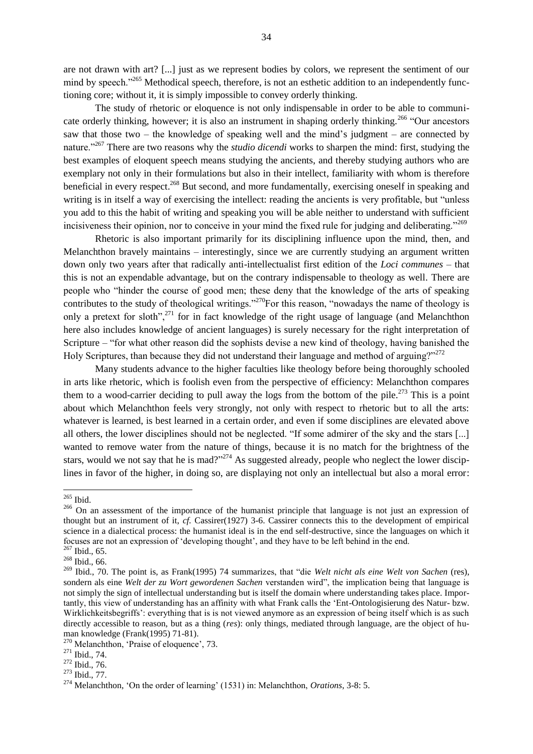are not drawn with art? [...] just as we represent bodies by colors, we represent the sentiment of our mind by speech."[265] Methodical speech, therefore, is not an esthetic addition to an independently functioning core; without it, it is simply impossible to convey orderly thinking.

The study of rhetoric or eloquence is not only indispensable in order to be able to communicate orderly thinking, however; it is also an instrument in shaping orderly thinking.[266] "Our ancestors saw that those two – the knowledge of speaking well and the mind's judgment – are connected by nature."[267] There are two reasons why the *studio dicendi* works to sharpen the mind: first, studying the best examples of eloquent speech means studying the ancients, and thereby studying authors who are exemplary not only in their formulations but also in their intellect, familiarity with whom is therefore beneficial in every respect.[268] But second, and more fundamentally, exercising oneself in speaking and writing is in itself a way of exercising the intellect: reading the ancients is very profitable, but "unless you add to this the habit of writing and speaking you will be able neither to understand with sufficient incisiveness their opinion, nor to conceive in your mind the fixed rule for judging and deliberating."[269]

Rhetoric is also important primarily for its disciplining influence upon the mind, then, and Melanchthon bravely maintains – interestingly, since we are currently studying an argument written down only two years after that radically anti-intellectualist first edition of the *Loci communes* – that this is not an expendable advantage, but on the contrary indispensable to theology as well. There are people who "hinder the course of good men; these deny that the knowledge of the arts of speaking contributes to the study of theological writings."[270]For this reason, "nowadays the name of theology is only a pretext for sloth",[271] for in fact knowledge of the right usage of language (and Melanchthon here also includes knowledge of ancient languages) is surely necessary for the right interpretation of Scripture – "for what other reason did the sophists devise a new kind of theology, having banished the Holy Scriptures, than because they did not understand their language and method of arguing?"[272]

Many students advance to the higher faculties like theology before being thoroughly schooled in arts like rhetoric, which is foolish even from the perspective of efficiency: Melanchthon compares them to a wood-carrier deciding to pull away the logs from the bottom of the pile.[273] This is a point about which Melanchthon feels very strongly, not only with respect to rhetoric but to all the arts: whatever is learned, is best learned in a certain order, and even if some disciplines are elevated above all others, the lower disciplines should not be neglected. "If some admirer of the sky and the stars [...] wanted to remove water from the nature of things, because it is no match for the brightness of the stars, would we not say that he is mad?"[274] As suggested already, people who neglect the lower disciplines in favor of the higher, in doing so, are displaying not only an intellectual but also a moral error:

---

[265] Ibid.

[266] On an assessment of the importance of the humanist principle that language is not just an expression of thought but an instrument of it, *cf.* Cassirer(1927) 3-6. Cassirer connects this to the development of empirical science in a dialectical process: the humanist ideal is in the end self-destructive, since the languages on which it focuses are not an expression of 'developing thought', and they have to be left behind in the end.

[267] Ibid., 65.

[268] Ibid., 66.

[269] Ibid., 70. The point is, as Frank(1995) 74 summarizes, that "die *Welt nicht als eine Welt von Sachen* (res), sondern als eine *Welt der zu Wort gewordenen Sachen* verstanden wird", the implication being that language is not simply the sign of intellectual understanding but is itself the domain where understanding takes place. Importantly, this view of understanding has an affinity with what Frank calls the 'Ent-Ontologisierung des Natur- bzw. Wirklichkeitsbegriffs': everything that is is not viewed anymore as an expression of being itself which is as such directly accessible to reason, but as a thing (*res*): only things, mediated through language, are the object of human knowledge (Frank(1995) 71-81).

[270] Melanchthon, 'Praise of eloquence', 73.

[271] Ibid., 74.

[272] Ibid., 76.

[273] Ibid., 77.

[274] Melanchthon, 'On the order of learning' (1531) in: Melanchthon, *Orations*, 3-8: 5.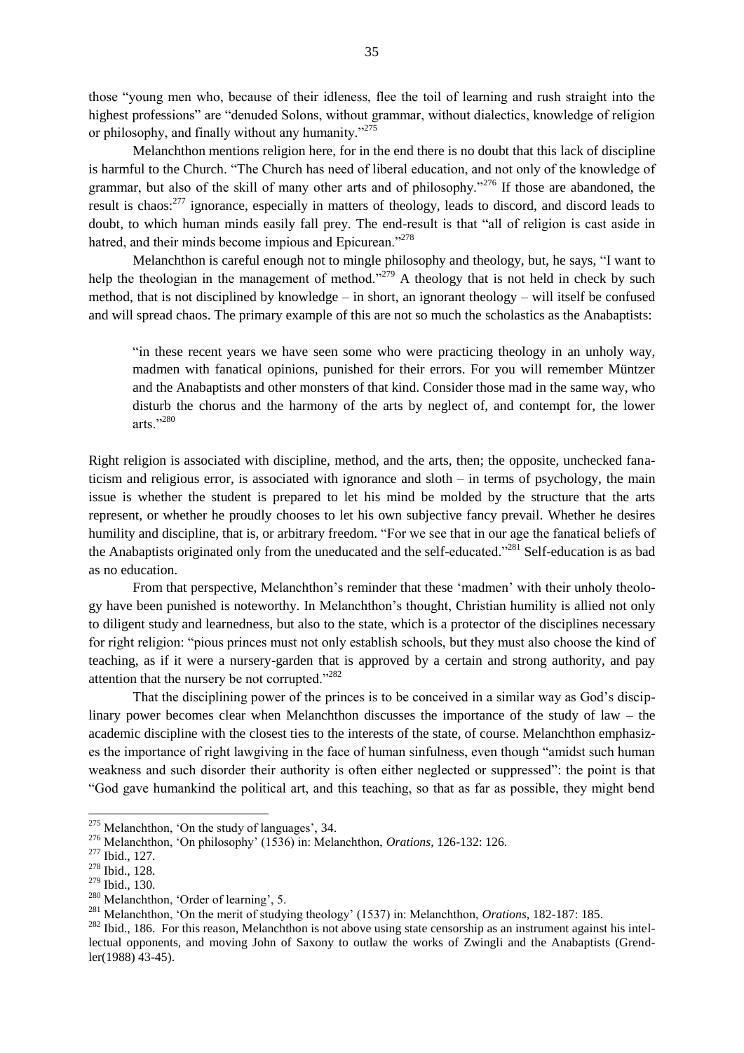those "young men who, because of their idleness, flee the toil of learning and rush straight into the highest professions" are "denuded Solons, without grammar, without dialectics, knowledge of religion or philosophy, and finally without any humanity."[275]

Melanchthon mentions religion here, for in the end there is no doubt that this lack of discipline is harmful to the Church. "The Church has need of liberal education, and not only of the knowledge of grammar, but also of the skill of many other arts and of philosophy."[276] If those are abandoned, the result is chaos:[277] ignorance, especially in matters of theology, leads to discord, and discord leads to doubt, to which human minds easily fall prey. The end-result is that "all of religion is cast aside in hatred, and their minds become impious and Epicurean."[278]

Melanchthon is careful enough not to mingle philosophy and theology, but, he says, "I want to help the theologian in the management of method."[279] A theology that is not held in check by such method, that is not disciplined by knowledge – in short, an ignorant theology – will itself be confused and will spread chaos. The primary example of this are not so much the scholastics as the Anabaptists:

> "in these recent years we have seen some who were practicing theology in an unholy way, madmen with fanatical opinions, punished for their errors. For you will remember Müntzer and the Anabaptists and other monsters of that kind. Consider those mad in the same way, who disturb the chorus and the harmony of the arts by neglect of, and contempt for, the lower arts."[280]

Right religion is associated with discipline, method, and the arts, then; the opposite, unchecked fanaticism and religious error, is associated with ignorance and sloth – in terms of psychology, the main issue is whether the student is prepared to let his mind be molded by the structure that the arts represent, or whether he proudly chooses to let his own subjective fancy prevail. Whether he desires humility and discipline, that is, or arbitrary freedom. "For we see that in our age the fanatical beliefs of the Anabaptists originated only from the uneducated and the self-educated."[281] Self-education is as bad as no education.

From that perspective, Melanchthon's reminder that these 'madmen' with their unholy theology have been punished is noteworthy. In Melanchthon's thought, Christian humility is allied not only to diligent study and learnedness, but also to the state, which is a protector of the disciplines necessary for right religion: "pious princes must not only establish schools, but they must also choose the kind of teaching, as if it were a nursery-garden that is approved by a certain and strong authority, and pay attention that the nursery be not corrupted."[282]

That the disciplining power of the princes is to be conceived in a similar way as God's disciplinary power becomes clear when Melanchthon discusses the importance of the study of law – the academic discipline with the closest ties to the interests of the state, of course. Melanchthon emphasizes the importance of right lawgiving in the face of human sinfulness, even though "amidst such human weakness and such disorder their authority is often either neglected or suppressed": the point is that "God gave humankind the political art, and this teaching, so that as far as possible, they might bend

---

[275] Melanchthon, 'On the study of languages', 34.

[276] Melanchthon, 'On philosophy' (1536) in: Melanchthon, *Orations*, 126-132: 126.

[277] Ibid., 127.

[278] Ibid., 128.

[279] Ibid., 130.

[280] Melanchthon, 'Order of learning', 5.

[281] Melanchthon, 'On the merit of studying theology' (1537) in: Melanchthon, *Orations*, 182-187: 185.

[282] Ibid., 186. For this reason, Melanchthon is not above using state censorship as an instrument against his intellectual opponents, and moving John of Saxony to outlaw the works of Zwingli and the Anabaptists (Grendler(1988) 43-45).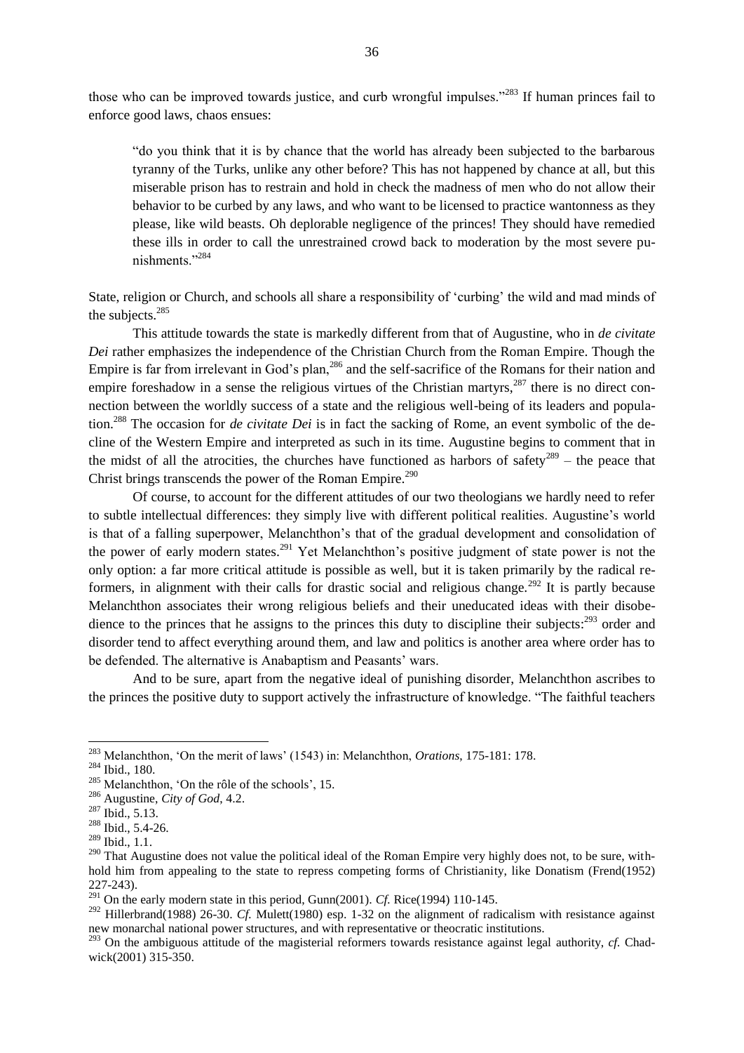those who can be improved towards justice, and curb wrongful impulses."[283] If human princes fail to enforce good laws, chaos ensues:

> "do you think that it is by chance that the world has already been subjected to the barbarous tyranny of the Turks, unlike any other before? This has not happened by chance at all, but this miserable prison has to restrain and hold in check the madness of men who do not allow their behavior to be curbed by any laws, and who want to be licensed to practice wantonness as they please, like wild beasts. Oh deplorable negligence of the princes! They should have remedied these ills in order to call the unrestrained crowd back to moderation by the most severe punishments."[284]

State, religion or Church, and schools all share a responsibility of 'curbing' the wild and mad minds of the subjects.[285]

This attitude towards the state is markedly different from that of Augustine, who in *de civitate Dei* rather emphasizes the independence of the Christian Church from the Roman Empire. Though the Empire is far from irrelevant in God's plan,[286] and the self-sacrifice of the Romans for their nation and empire foreshadow in a sense the religious virtues of the Christian martyrs,[287] there is no direct connection between the worldly success of a state and the religious well-being of its leaders and population.[288] The occasion for *de civitate Dei* is in fact the sacking of Rome, an event symbolic of the decline of the Western Empire and interpreted as such in its time. Augustine begins to comment that in the midst of all the atrocities, the churches have functioned as harbors of safety[289] – the peace that Christ brings transcends the power of the Roman Empire.[290]

Of course, to account for the different attitudes of our two theologians we hardly need to refer to subtle intellectual differences: they simply live with different political realities. Augustine's world is that of a falling superpower, Melanchthon's that of the gradual development and consolidation of the power of early modern states.[291] Yet Melanchthon's positive judgment of state power is not the only option: a far more critical attitude is possible as well, but it is taken primarily by the radical reformers, in alignment with their calls for drastic social and religious change.[292] It is partly because Melanchthon associates their wrong religious beliefs and their uneducated ideas with their disobedience to the princes that he assigns to the princes this duty to discipline their subjects:[293] order and disorder tend to affect everything around them, and law and politics is another area where order has to be defended. The alternative is Anabaptism and Peasants' wars.

And to be sure, apart from the negative ideal of punishing disorder, Melanchthon ascribes to the princes the positive duty to support actively the infrastructure of knowledge. "The faithful teachers

---

[283] Melanchthon, 'On the merit of laws' (1543) in: Melanchthon, *Orations*, 175-181: 178.

[284] Ibid., 180.

[285] Melanchthon, 'On the rôle of the schools', 15.

[286] Augustine, *City of God*, 4.2.

[287] Ibid., 5.13.

[288] Ibid., 5.4-26.

[289] Ibid., 1.1.

[290] That Augustine does not value the political ideal of the Roman Empire very highly does not, to be sure, withhold him from appealing to the state to repress competing forms of Christianity, like Donatism (Frend(1952) 227-243).

[291] On the early modern state in this period, Gunn(2001). *Cf.* Rice(1994) 110-145.

[292] Hillerbrand(1988) 26-30. *Cf.* Mulett(1980) esp. 1-32 on the alignment of radicalism with resistance against new monarchal national power structures, and with representative or theocratic institutions.

[293] On the ambiguous attitude of the magisterial reformers towards resistance against legal authority, *cf.* Chadwick(2001) 315-350.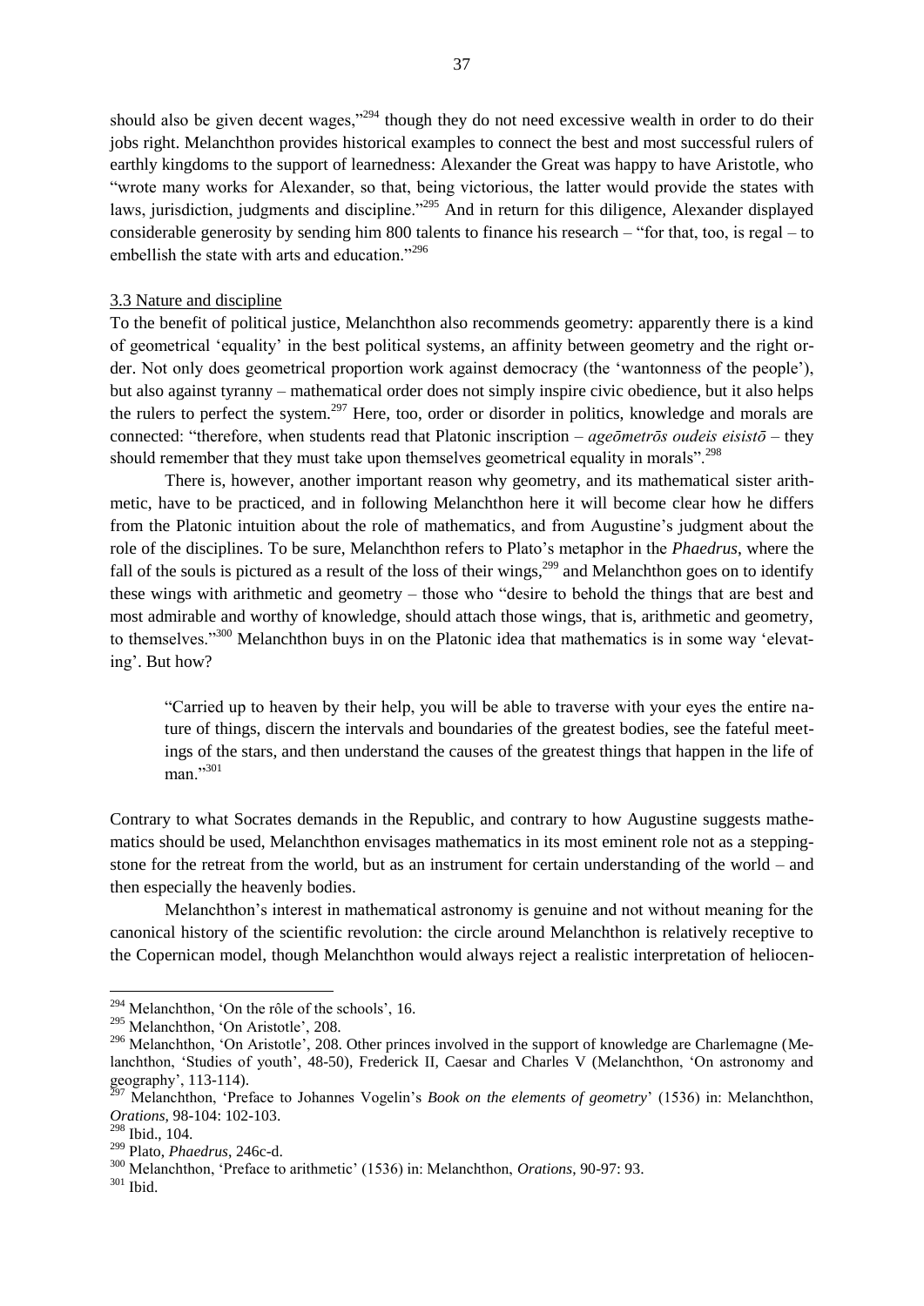should also be given decent wages,"[294] though they do not need excessive wealth in order to do their jobs right. Melanchthon provides historical examples to connect the best and most successful rulers of earthly kingdoms to the support of learnedness: Alexander the Great was happy to have Aristotle, who "wrote many works for Alexander, so that, being victorious, the latter would provide the states with laws, jurisdiction, judgments and discipline."[295] And in return for this diligence, Alexander displayed considerable generosity by sending him 800 talents to finance his research – "for that, too, is regal – to embellish the state with arts and education."[296]

### 3.3 Nature and discipline

To the benefit of political justice, Melanchthon also recommends geometry: apparently there is a kind of geometrical 'equality' in the best political systems, an affinity between geometry and the right order. Not only does geometrical proportion work against democracy (the 'wantonness of the people'), but also against tyranny – mathematical order does not simply inspire civic obedience, but it also helps the rulers to perfect the system.[297] Here, too, order or disorder in politics, knowledge and morals are connected: "therefore, when students read that Platonic inscription – *ageōmetrōs oudeis eisistō* – they should remember that they must take upon themselves geometrical equality in morals".[298]

There is, however, another important reason why geometry, and its mathematical sister arithmetic, have to be practiced, and in following Melanchthon here it will become clear how he differs from the Platonic intuition about the role of mathematics, and from Augustine's judgment about the role of the disciplines. To be sure, Melanchthon refers to Plato's metaphor in the *Phaedrus*, where the fall of the souls is pictured as a result of the loss of their wings,[299] and Melanchthon goes on to identify these wings with arithmetic and geometry – those who "desire to behold the things that are best and most admirable and worthy of knowledge, should attach those wings, that is, arithmetic and geometry, to themselves."[300] Melanchthon buys in on the Platonic idea that mathematics is in some way 'elevating'. But how?

> "Carried up to heaven by their help, you will be able to traverse with your eyes the entire nature of things, discern the intervals and boundaries of the greatest bodies, see the fateful meetings of the stars, and then understand the causes of the greatest things that happen in the life of man."[301]

Contrary to what Socrates demands in the Republic, and contrary to how Augustine suggests mathematics should be used, Melanchthon envisages mathematics in its most eminent role not as a stepping-stone for the retreat from the world, but as an instrument for certain understanding of the world – and then especially the heavenly bodies.

Melanchthon's interest in mathematical astronomy is genuine and not without meaning for the canonical history of the scientific revolution: the circle around Melanchthon is relatively receptive to the Copernican model, though Melanchthon would always reject a realistic interpretation of helioce-

---

[294] Melanchthon, 'On the rôle of the schools', 16.

[295] Melanchthon, 'On Aristotle', 208.

[296] Melanchthon, 'On Aristotle', 208. Other princes involved in the support of knowledge are Charlemagne (Melanchthon, 'Studies of youth', 48-50), Frederick II, Caesar and Charles V (Melanchthon, 'On astronomy and geography', 113-114).

[297] Melanchthon, 'Preface to Johannes Vogelin's *Book on the elements of geometry*' (1536) in: Melanchthon, *Orations*, 98-104: 102-103.

[298] Ibid., 104.

[299] Plato, *Phaedrus*, 246c-d.

[300] Melanchthon, 'Preface to arithmetic' (1536) in: Melanchthon, *Orations*, 90-97: 93.

[301] Ibid.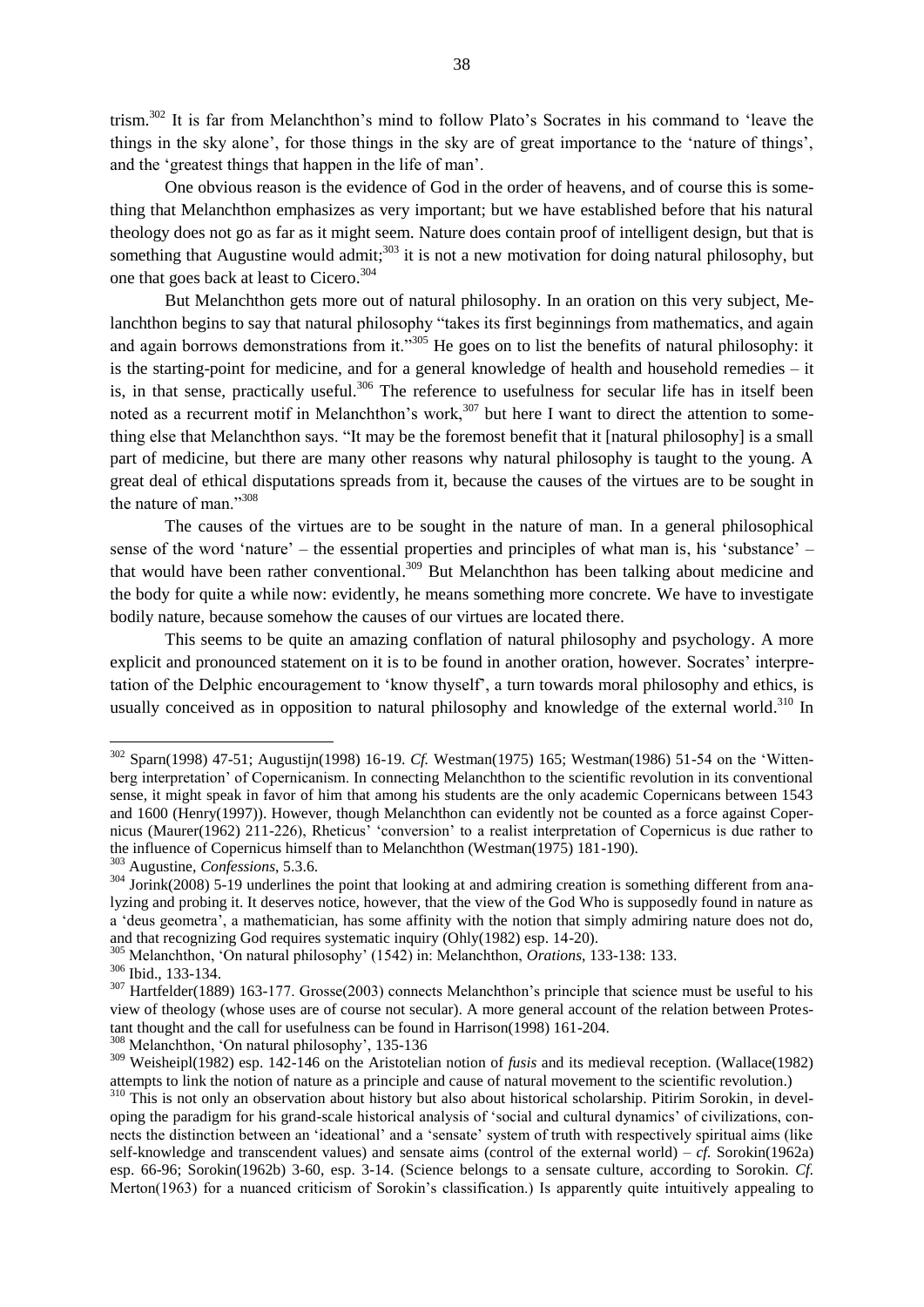trism.[302] It is far from Melanchthon's mind to follow Plato's Socrates in his command to 'leave the things in the sky alone', for those things in the sky are of great importance to the 'nature of things', and the 'greatest things that happen in the life of man'.

One obvious reason is the evidence of God in the order of heavens, and of course this is something that Melanchthon emphasizes as very important; but we have established before that his natural theology does not go as far as it might seem. Nature does contain proof of intelligent design, but that is something that Augustine would admit;[303] it is not a new motivation for doing natural philosophy, but one that goes back at least to Cicero.[304]

But Melanchthon gets more out of natural philosophy. In an oration on this very subject, Melanchthon begins to say that natural philosophy "takes its first beginnings from mathematics, and again and again borrows demonstrations from it."[305] He goes on to list the benefits of natural philosophy: it is the starting-point for medicine, and for a general knowledge of health and household remedies – it is, in that sense, practically useful.[306] The reference to usefulness for secular life has in itself been noted as a recurrent motif in Melanchthon's work,[307] but here I want to direct the attention to something else that Melanchthon says. "It may be the foremost benefit that it [natural philosophy] is a small part of medicine, but there are many other reasons why natural philosophy is taught to the young. A great deal of ethical disputations spreads from it, because the causes of the virtues are to be sought in the nature of man."[308]

The causes of the virtues are to be sought in the nature of man. In a general philosophical sense of the word 'nature' – the essential properties and principles of what man is, his 'substance' – that would have been rather conventional.[309] But Melanchthon has been talking about medicine and the body for quite a while now: evidently, he means something more concrete. We have to investigate bodily nature, because somehow the causes of our virtues are located there.

This seems to be quite an amazing conflation of natural philosophy and psychology. A more explicit and pronounced statement on it is to be found in another oration, however. Socrates' interpretation of the Delphic encouragement to 'know thyself', a turn towards moral philosophy and ethics, is usually conceived as in opposition to natural philosophy and knowledge of the external world.[310] In

---

[302] Sparn(1998) 47-51; Augustijn(1998) 16-19. *Cf.* Westman(1975) 165; Westman(1986) 51-54 on the 'Wittenberg interpretation' of Copernicanism. In connecting Melanchthon to the scientific revolution in its conventional sense, it might speak in favor of him that among his students are the only academic Copernicans between 1543 and 1600 (Henry(1997)). However, though Melanchthon can evidently not be counted as a force against Copernicus (Maurer(1962) 211-226), Rheticus' 'conversion' to a realist interpretation of Copernicus is due rather to the influence of Copernicus himself than to Melanchthon (Westman(1975) 181-190).

[303] Augustine, *Confessions*, 5.3.6.

[304] Jorink(2008) 5-19 underlines the point that looking at and admiring creation is something different from analyzing and probing it. It deserves notice, however, that the view of the God Who is supposedly found in nature as a 'deus geometra', a mathematician, has some affinity with the notion that simply admiring nature does not do, and that recognizing God requires systematic inquiry (Ohly(1982) esp. 14-20).

[305] Melanchthon, 'On natural philosophy' (1542) in: Melanchthon, *Orations*, 133-138: 133.

[306] Ibid., 133-134.

[307] Hartfelder(1889) 163-177. Grosse(2003) connects Melanchthon's principle that science must be useful to his view of theology (whose uses are of course not secular). A more general account of the relation between Protestant thought and the call for usefulness can be found in Harrison(1998) 161-204.

[308] Melanchthon, 'On natural philosophy', 135-136

[309] Weisheipl(1982) esp. 142-146 on the Aristotelian notion of *fusis* and its medieval reception. (Wallace(1982) attempts to link the notion of nature as a principle and cause of natural movement to the scientific revolution.)

[310] This is not only an observation about history but also about historical scholarship. Pitirim Sorokin, in developing the paradigm for his grand-scale historical analysis of 'social and cultural dynamics' of civilizations, connects the distinction between an 'ideational' and a 'sensate' system of truth with respectively spiritual aims (like self-knowledge and transcendent values) and sensate aims (control of the external world) – *cf.* Sorokin(1962a) esp. 66-96; Sorokin(1962b) 3-60, esp. 3-14. (Science belongs to a sensate culture, according to Sorokin. *Cf.* Merton(1963) for a nuanced criticism of Sorokin's classification.) Is apparently quite intuitively appealing to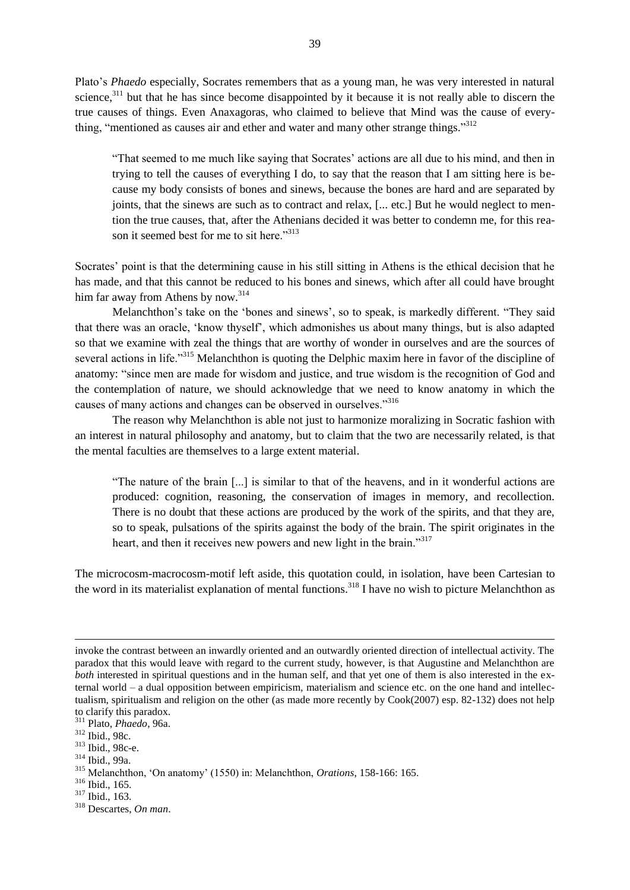Plato's *Phaedo* especially, Socrates remembers that as a young man, he was very interested in natural science,[311] but that he has since become disappointed by it because it is not really able to discern the true causes of things. Even Anaxagoras, who claimed to believe that Mind was the cause of everything, "mentioned as causes air and ether and water and many other strange things."[312]

> "That seemed to me much like saying that Socrates' actions are all due to his mind, and then in trying to tell the causes of everything I do, to say that the reason that I am sitting here is because my body consists of bones and sinews, because the bones are hard and are separated by joints, that the sinews are such as to contract and relax, [... etc.] But he would neglect to mention the true causes, that, after the Athenians decided it was better to condemn me, for this reason it seemed best for me to sit here."[313]

Socrates' point is that the determining cause in his still sitting in Athens is the ethical decision that he has made, and that this cannot be reduced to his bones and sinews, which after all could have brought him far away from Athens by now.[314]

Melanchthon's take on the 'bones and sinews', so to speak, is markedly different. "They said that there was an oracle, 'know thyself', which admonishes us about many things, but is also adapted so that we examine with zeal the things that are worthy of wonder in ourselves and are the sources of several actions in life."[315] Melanchthon is quoting the Delphic maxim here in favor of the discipline of anatomy: "since men are made for wisdom and justice, and true wisdom is the recognition of God and the contemplation of nature, we should acknowledge that we need to know anatomy in which the causes of many actions and changes can be observed in ourselves."[316]

The reason why Melanchthon is able not just to harmonize moralizing in Socratic fashion with an interest in natural philosophy and anatomy, but to claim that the two are necessarily related, is that the mental faculties are themselves to a large extent material.

> "The nature of the brain [...] is similar to that of the heavens, and in it wonderful actions are produced: cognition, reasoning, the conservation of images in memory, and recollection. There is no doubt that these actions are produced by the work of the spirits, and that they are, so to speak, pulsations of the spirits against the body of the brain. The spirit originates in the heart, and then it receives new powers and new light in the brain."[317]

The microcosm-macrocosm-motif left aside, this quotation could, in isolation, have been Cartesian to the word in its materialist explanation of mental functions.[318] I have no wish to picture Melanchthon as

---

invoke the contrast between an inwardly oriented and an outwardly oriented direction of intellectual activity. The paradox that this would leave with regard to the current study, however, is that Augustine and Melanchthon are *both* interested in spiritual questions and in the human self, and that yet one of them is also interested in the external world – a dual opposition between empiricism, materialism and science etc. on the one hand and intellectualism, spiritualism and religion on the other (as made more recently by Cook(2007) esp. 82-132) does not help to clarify this paradox.

[311] Plato, *Phaedo*, 96a.

[312] Ibid., 98c.

[313] Ibid., 98c-e.

[314] Ibid., 99a.

[315] Melanchthon, 'On anatomy' (1550) in: Melanchthon, *Orations*, 158-166: 165.

[316] Ibid., 165.

[317] Ibid., 163.

[318] Descartes, *On man*.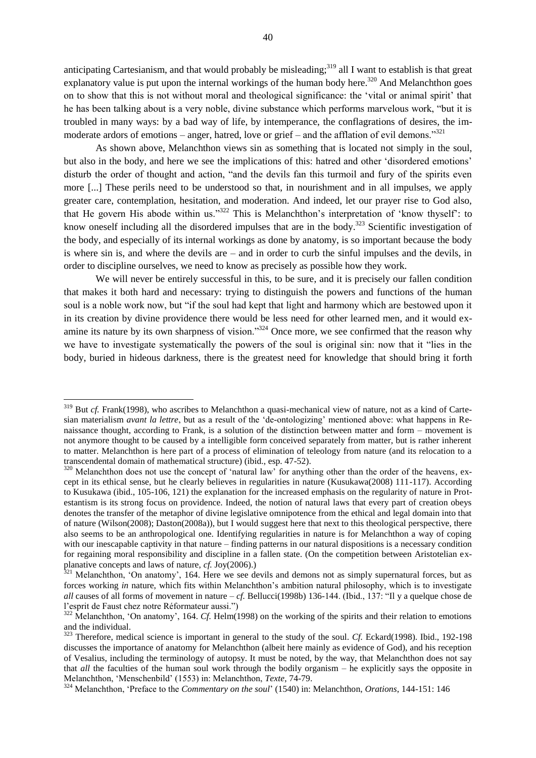anticipating Cartesianism, and that would probably be misleading;[319] all I want to establish is that great explanatory value is put upon the internal workings of the human body here.[320] And Melanchthon goes on to show that this is not without moral and theological significance: the 'vital or animal spirit' that he has been talking about is a very noble, divine substance which performs marvelous work, "but it is troubled in many ways: by a bad way of life, by intemperance, the conflagrations of desires, the immoderate ardors of emotions – anger, hatred, love or grief – and the afflation of evil demons."[321]

As shown above, Melanchthon views sin as something that is located not simply in the soul, but also in the body, and here we see the implications of this: hatred and other 'disordered emotions' disturb the order of thought and action, "and the devils fan this turmoil and fury of the spirits even more [...] These perils need to be understood so that, in nourishment and in all impulses, we apply greater care, contemplation, hesitation, and moderation. And indeed, let our prayer rise to God also, that He govern His abode within us."[322] This is Melanchthon's interpretation of 'know thyself': to know oneself including all the disordered impulses that are in the body.[323] Scientific investigation of the body, and especially of its internal workings as done by anatomy, is so important because the body is where sin is, and where the devils are – and in order to curb the sinful impulses and the devils, in order to discipline ourselves, we need to know as precisely as possible how they work.

We will never be entirely successful in this, to be sure, and it is precisely our fallen condition that makes it both hard and necessary: trying to distinguish the powers and functions of the human soul is a noble work now, but "if the soul had kept that light and harmony which are bestowed upon it in its creation by divine providence there would be less need for other learned men, and it would examine its nature by its own sharpness of vision."[324] Once more, we see confirmed that the reason why we have to investigate systematically the powers of the soul is original sin: now that it "lies in the body, buried in hideous darkness, there is the greatest need for knowledge that should bring it forth

---

[319] But *cf.* Frank(1998), who ascribes to Melanchthon a quasi-mechanical view of nature, not as a kind of Cartesian materialism *avant la lettre*, but as a result of the 'de-ontologizing' mentioned above: what happens in Renaissance thought, according to Frank, is a solution of the distinction between matter and form – movement is not anymore thought to be caused by a intelligible form conceived separately from matter, but is rather inherent to matter. Melanchthon is here part of a process of elimination of teleology from nature (and its relocation to a transcendental domain of mathematical structure) (ibid., esp. 47-52).

[320] Melanchthon does not use the concept of 'natural law' for anything other than the order of the heavens, except in its ethical sense, but he clearly believes in regularities in nature (Kusukawa(2008) 111-117). According to Kusukawa (ibid., 105-106, 121) the explanation for the increased emphasis on the regularity of nature in Protestantism is its strong focus on providence. Indeed, the notion of natural laws that every part of creation obeys denotes the transfer of the metaphor of divine legislative omnipotence from the ethical and legal domain into that of nature (Wilson(2008); Daston(2008a)), but I would suggest here that next to this theological perspective, there also seems to be an anthropological one. Identifying regularities in nature is for Melanchthon a way of coping with our inescapable captivity in that nature – finding patterns in our natural dispositions is a necessary condition for regaining moral responsibility and discipline in a fallen state. (On the competition between Aristotelian explanative concepts and laws of nature, *cf.* Joy(2006).)

[321] Melanchthon, 'On anatomy', 164. Here we see devils and demons not as simply supernatural forces, but as forces working *in* nature, which fits within Melanchthon's ambition natural philosophy, which is to investigate *all* causes of all forms of movement in nature – *cf.* Bellucci(1998b) 136-144. (Ibid., 137: "Il y a quelque chose de l'esprit de Faust chez notre Réformateur aussi.")

[322] Melanchthon, 'On anatomy', 164. *Cf.* Helm(1998) on the working of the spirits and their relation to emotions and the individual.

[323] Therefore, medical science is important in general to the study of the soul. *Cf.* Eckard(1998). Ibid., 192-198 discusses the importance of anatomy for Melanchthon (albeit here mainly as evidence of God), and his reception of Vesalius, including the terminology of autopsy. It must be noted, by the way, that Melanchthon does not say that *all* the faculties of the human soul work through the bodily organism – he explicitly says the opposite in Melanchthon, 'Menschenbild' (1553) in: Melanchthon, *Texte*, 74-79.

[324] Melanchthon, 'Preface to the *Commentary on the soul*' (1540) in: Melanchthon, *Orations*, 144-151: 146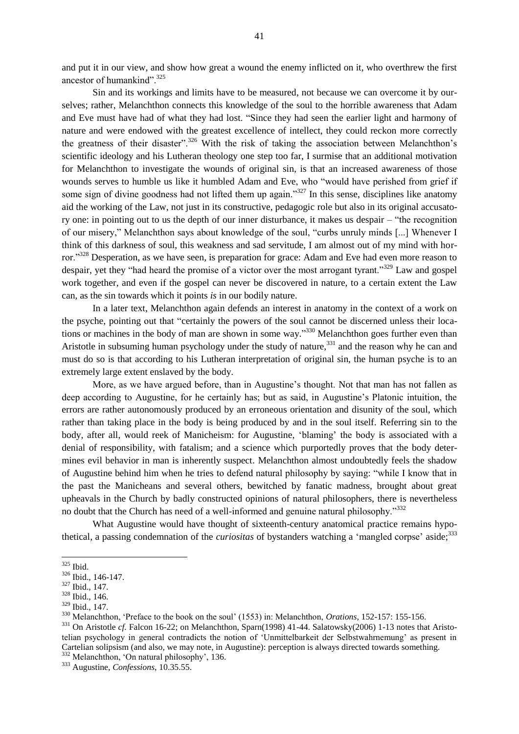and put it in our view, and show how great a wound the enemy inflicted on it, who overthrew the first ancestor of humankind".[325]

Sin and its workings and limits have to be measured, not because we can overcome it by ourselves; rather, Melanchthon connects this knowledge of the soul to the horrible awareness that Adam and Eve must have had of what they had lost. "Since they had seen the earlier light and harmony of nature and were endowed with the greatest excellence of intellect, they could reckon more correctly the greatness of their disaster".[326] With the risk of taking the association between Melanchthon's scientific ideology and his Lutheran theology one step too far, I surmise that an additional motivation for Melanchthon to investigate the wounds of original sin, is that an increased awareness of those wounds serves to humble us like it humbled Adam and Eve, who "would have perished from grief if some sign of divine goodness had not lifted them up again."[327] In this sense, disciplines like anatomy aid the working of the Law, not just in its constructive, pedagogic role but also in its original accusatory one: in pointing out to us the depth of our inner disturbance, it makes us despair – "the recognition of our misery," Melanchthon says about knowledge of the soul, "curbs unruly minds [...] Whenever I think of this darkness of soul, this weakness and sad servitude, I am almost out of my mind with horror."[328] Desperation, as we have seen, is preparation for grace: Adam and Eve had even more reason to despair, yet they "had heard the promise of a victor over the most arrogant tyrant."[329] Law and gospel work together, and even if the gospel can never be discovered in nature, to a certain extent the Law can, as the sin towards which it points *is* in our bodily nature.

In a later text, Melanchthon again defends an interest in anatomy in the context of a work on the psyche, pointing out that "certainly the powers of the soul cannot be discerned unless their locations or machines in the body of man are shown in some way."[330] Melanchthon goes further even than Aristotle in subsuming human psychology under the study of nature,[331] and the reason why he can and must do so is that according to his Lutheran interpretation of original sin, the human psyche is to an extremely large extent enslaved by the body.

More, as we have argued before, than in Augustine's thought. Not that man has not fallen as deep according to Augustine, for he certainly has; but as said, in Augustine's Platonic intuition, the errors are rather autonomously produced by an erroneous orientation and disunity of the soul, which rather than taking place in the body is being produced by and in the soul itself. Referring sin to the body, after all, would reek of Manicheism: for Augustine, 'blaming' the body is associated with a denial of responsibility, with fatalism; and a science which purportedly proves that the body determines evil behavior in man is inherently suspect. Melanchthon almost undoubtedly feels the shadow of Augustine behind him when he tries to defend natural philosophy by saying: "while I know that in the past the Manicheans and several others, bewitched by fanatic madness, brought about great upheavals in the Church by badly constructed opinions of natural philosophers, there is nevertheless no doubt that the Church has need of a well-informed and genuine natural philosophy."[332]

What Augustine would have thought of sixteenth-century anatomical practice remains hypothetical, a passing condemnation of the *curiositas* of bystanders watching a 'mangled corpse' aside;[333]

---

[325] Ibid.

[326] Ibid., 146-147.

[327] Ibid., 147.

[328] Ibid., 146.

[329] Ibid., 147.

[330] Melanchthon, 'Preface to the book on the soul' (1553) in: Melanchthon, *Orations*, 152-157: 155-156.

[331] On Aristotle *cf.* Falcon 16-22; on Melanchthon, Sparn(1998) 41-44. Salatowsky(2006) 1-13 notes that Aristotelian psychology in general contradicts the notion of 'Unmittelbarkeit der Selbstwahrnemung' as present in Cartelian solipsism (and also, we may note, in Augustine): perception is always directed towards something.

[332] Melanchthon, 'On natural philosophy', 136.

[333] Augustine, *Confessions*, 10.35.55.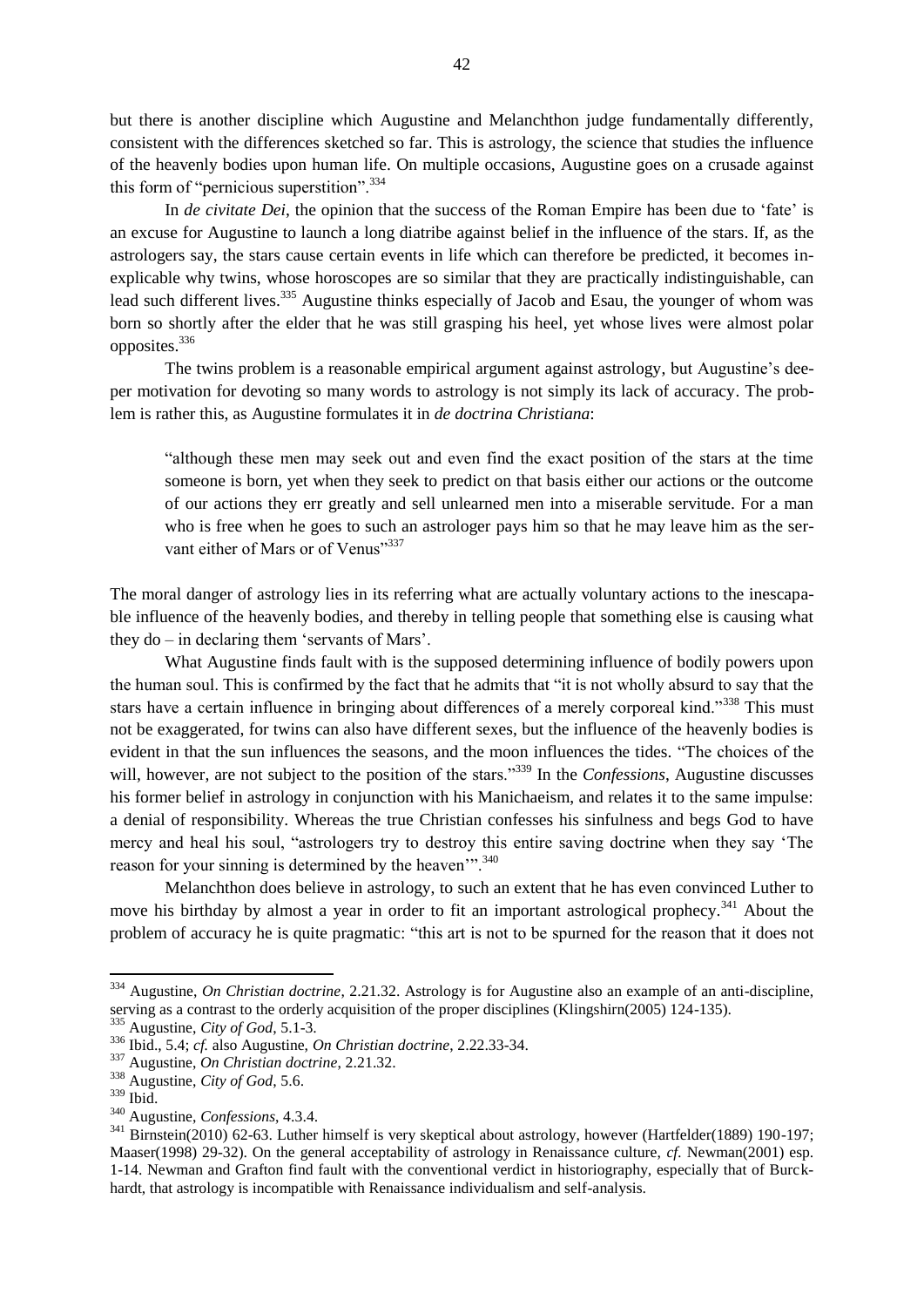but there is another discipline which Augustine and Melanchthon judge fundamentally differently, consistent with the differences sketched so far. This is astrology, the science that studies the influence of the heavenly bodies upon human life. On multiple occasions, Augustine goes on a crusade against this form of "pernicious superstition".[334]

In *de civitate Dei*, the opinion that the success of the Roman Empire has been due to 'fate' is an excuse for Augustine to launch a long diatribe against belief in the influence of the stars. If, as the astrologers say, the stars cause certain events in life which can therefore be predicted, it becomes inexplicable why twins, whose horoscopes are so similar that they are practically indistinguishable, can lead such different lives.[335] Augustine thinks especially of Jacob and Esau, the younger of whom was born so shortly after the elder that he was still grasping his heel, yet whose lives were almost polar opposites.[336]

The twins problem is a reasonable empirical argument against astrology, but Augustine's deeper motivation for devoting so many words to astrology is not simply its lack of accuracy. The problem is rather this, as Augustine formulates it in *de doctrina Christiana*:

> "although these men may seek out and even find the exact position of the stars at the time someone is born, yet when they seek to predict on that basis either our actions or the outcome of our actions they err greatly and sell unlearned men into a miserable servitude. For a man who is free when he goes to such an astrologer pays him so that he may leave him as the servant either of Mars or of Venus"[337]

The moral danger of astrology lies in its referring what are actually voluntary actions to the inescapable influence of the heavenly bodies, and thereby in telling people that something else is causing what they do – in declaring them 'servants of Mars'.

What Augustine finds fault with is the supposed determining influence of bodily powers upon the human soul. This is confirmed by the fact that he admits that "it is not wholly absurd to say that the stars have a certain influence in bringing about differences of a merely corporeal kind."[338] This must not be exaggerated, for twins can also have different sexes, but the influence of the heavenly bodies is evident in that the sun influences the seasons, and the moon influences the tides. "The choices of the will, however, are not subject to the position of the stars."[339] In the *Confessions*, Augustine discusses his former belief in astrology in conjunction with his Manichaeism, and relates it to the same impulse: a denial of responsibility. Whereas the true Christian confesses his sinfulness and begs God to have mercy and heal his soul, "astrologers try to destroy this entire saving doctrine when they say 'The reason for your sinning is determined by the heaven'".[340]

Melanchthon does believe in astrology, to such an extent that he has even convinced Luther to move his birthday by almost a year in order to fit an important astrological prophecy.[341] About the problem of accuracy he is quite pragmatic: "this art is not to be spurned for the reason that it does not

---

[334] Augustine, *On Christian doctrine*, 2.21.32. Astrology is for Augustine also an example of an anti-discipline, serving as a contrast to the orderly acquisition of the proper disciplines (Klingshirn(2005) 124-135).

[335] Augustine, *City of God*, 5.1-3.

[336] Ibid., 5.4; *cf.* also Augustine, *On Christian doctrine*, 2.22.33-34.

[337] Augustine, *On Christian doctrine*, 2.21.32.

[338] Augustine, *City of God*, 5.6.

[339] Ibid.

[340] Augustine, *Confessions*, 4.3.4.

[341] Birnstein(2010) 62-63. Luther himself is very skeptical about astrology, however (Hartfelder(1889) 190-197; Maaser(1998) 29-32). On the general acceptability of astrology in Renaissance culture, *cf.* Newman(2001) esp. 1-14. Newman and Grafton find fault with the conventional verdict in historiography, especially that of Burckhardt, that astrology is incompatible with Renaissance individualism and self-analysis.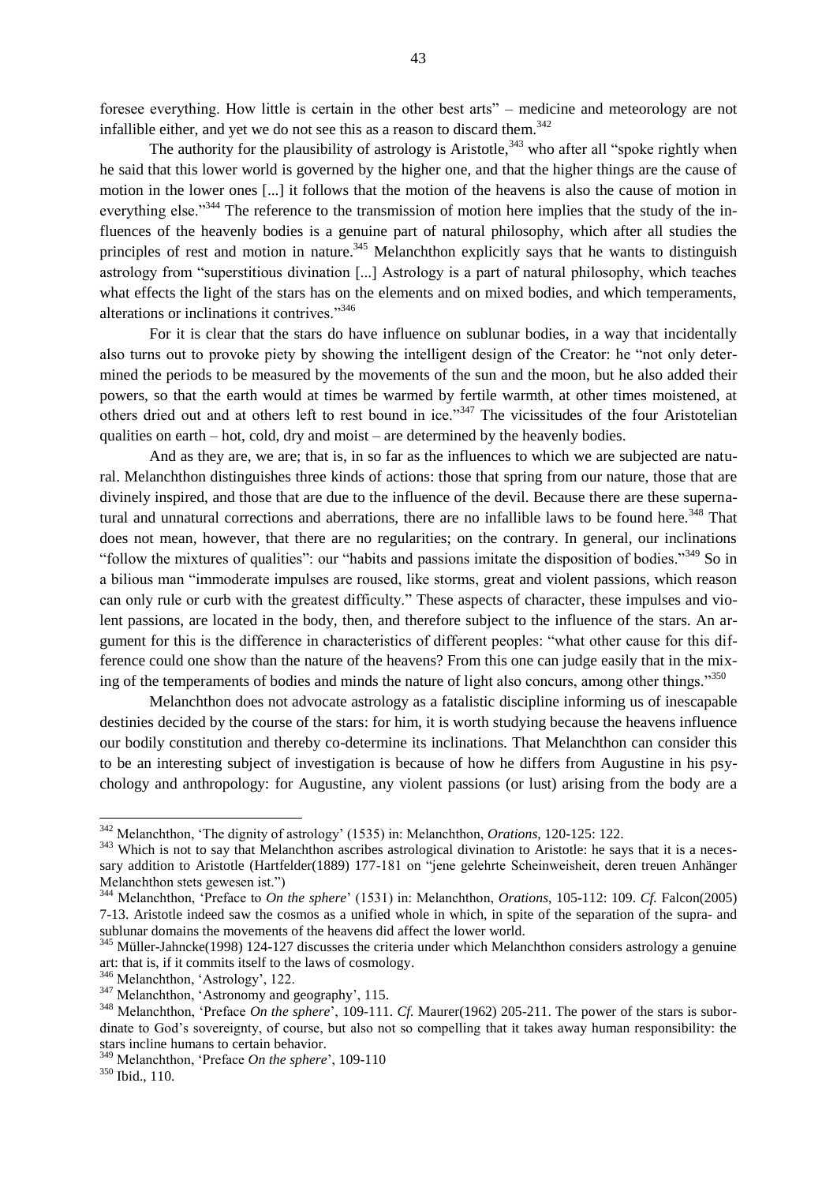foresee everything. How little is certain in the other best arts" – medicine and meteorology are not infallible either, and yet we do not see this as a reason to discard them.[342]

The authority for the plausibility of astrology is Aristotle,[343] who after all "spoke rightly when he said that this lower world is governed by the higher one, and that the higher things are the cause of motion in the lower ones [...] it follows that the motion of the heavens is also the cause of motion in everything else."[344] The reference to the transmission of motion here implies that the study of the influences of the heavenly bodies is a genuine part of natural philosophy, which after all studies the principles of rest and motion in nature.[345] Melanchthon explicitly says that he wants to distinguish astrology from "superstitious divination [...] Astrology is a part of natural philosophy, which teaches what effects the light of the stars has on the elements and on mixed bodies, and which temperaments, alterations or inclinations it contrives."[346]

For it is clear that the stars do have influence on sublunar bodies, in a way that incidentally also turns out to provoke piety by showing the intelligent design of the Creator: he "not only determined the periods to be measured by the movements of the sun and the moon, but he also added their powers, so that the earth would at times be warmed by fertile warmth, at other times moistened, at others dried out and at others left to rest bound in ice."[347] The vicissitudes of the four Aristotelian qualities on earth – hot, cold, dry and moist – are determined by the heavenly bodies.

And as they are, we are; that is, in so far as the influences to which we are subjected are natural. Melanchthon distinguishes three kinds of actions: those that spring from our nature, those that are divinely inspired, and those that are due to the influence of the devil. Because there are these supernatural and unnatural corrections and aberrations, there are no infallible laws to be found here.[348] That does not mean, however, that there are no regularities; on the contrary. In general, our inclinations "follow the mixtures of qualities": our "habits and passions imitate the disposition of bodies."[349] So in a bilious man "immoderate impulses are roused, like storms, great and violent passions, which reason can only rule or curb with the greatest difficulty." These aspects of character, these impulses and violent passions, are located in the body, then, and therefore subject to the influence of the stars. An argument for this is the difference in characteristics of different peoples: "what other cause for this difference could one show than the nature of the heavens? From this one can judge easily that in the mixing of the temperaments of bodies and minds the nature of light also concurs, among other things."[350]

Melanchthon does not advocate astrology as a fatalistic discipline informing us of inescapable destinies decided by the course of the stars: for him, it is worth studying because the heavens influence our bodily constitution and thereby co-determine its inclinations. That Melanchthon can consider this to be an interesting subject of investigation is because of how he differs from Augustine in his psychology and anthropology: for Augustine, any violent passions (or lust) arising from the body are a

---

[342] Melanchthon, 'The dignity of astrology' (1535) in: Melanchthon, *Orations*, 120-125: 122.

[343] Which is not to say that Melanchthon ascribes astrological divination to Aristotle: he says that it is a necessary addition to Aristotle (Hartfelder(1889) 177-181 on "jene gelehrte Scheinweisheit, deren treuen Anhänger Melanchthon stets gewesen ist.")

[344] Melanchthon, 'Preface to *On the sphere*' (1531) in: Melanchthon, *Orations*, 105-112: 109. *Cf.* Falcon(2005) 7-13. Aristotle indeed saw the cosmos as a unified whole in which, in spite of the separation of the supra- and sublunar domains the movements of the heavens did affect the lower world.

[345] Müller-Jahncke(1998) 124-127 discusses the criteria under which Melanchthon considers astrology a genuine art: that is, if it commits itself to the laws of cosmology.

[346] Melanchthon, 'Astrology', 122.

[347] Melanchthon, 'Astronomy and geography', 115.

[348] Melanchthon, 'Preface *On the sphere*', 109-111. *Cf.* Maurer(1962) 205-211. The power of the stars is subordinate to God's sovereignty, of course, but also not so compelling that it takes away human responsibility: the stars incline humans to certain behavior.

[349] Melanchthon, 'Preface *On the sphere*', 109-110

[350] Ibid., 110.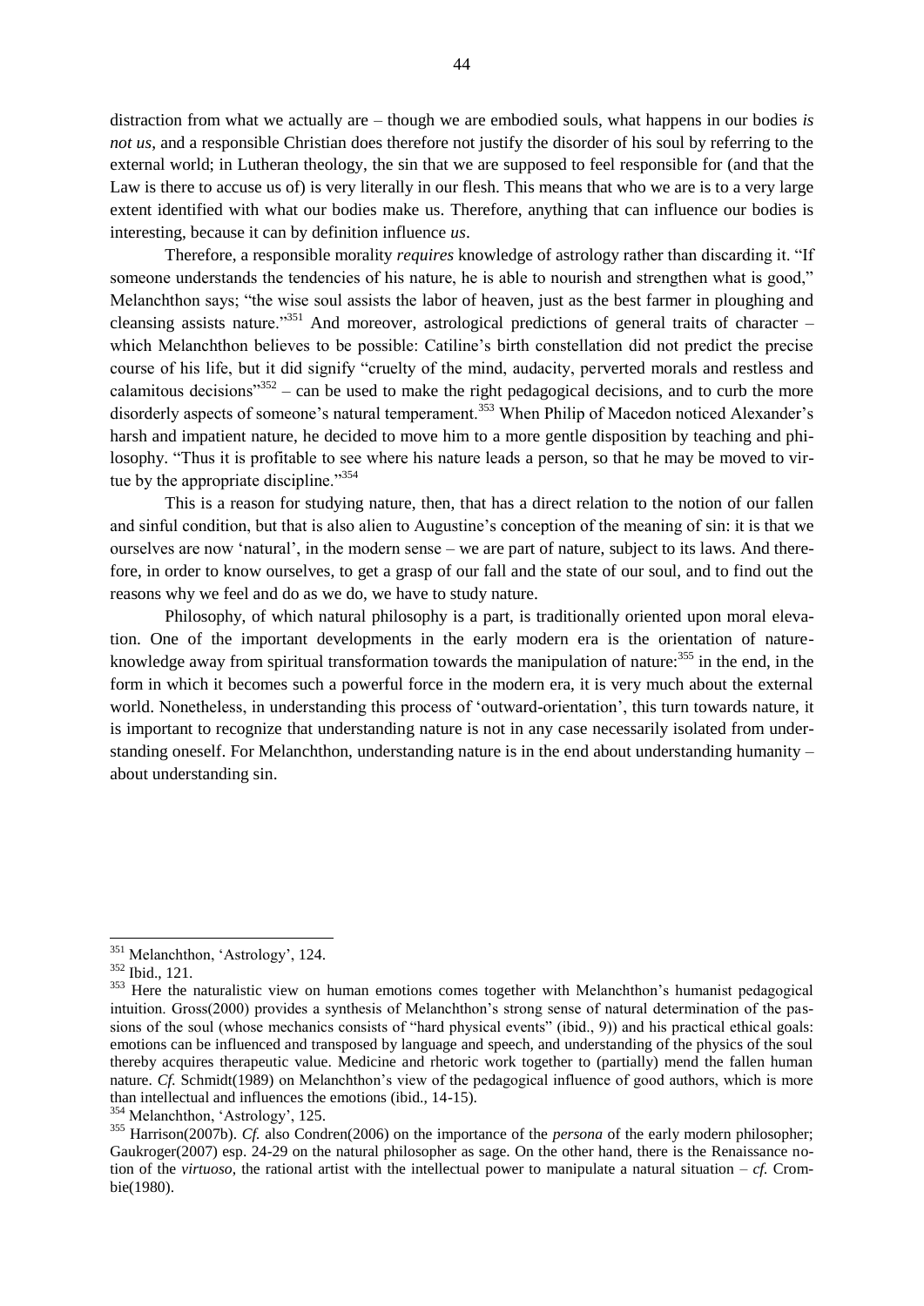distraction from what we actually are – though we are embodied souls, what happens in our bodies *is not us*, and a responsible Christian does therefore not justify the disorder of his soul by referring to the external world; in Lutheran theology, the sin that we are supposed to feel responsible for (and that the Law is there to accuse us of) is very literally in our flesh. This means that who we are is to a very large extent identified with what our bodies make us. Therefore, anything that can influence our bodies is interesting, because it can by definition influence *us*.

Therefore, a responsible morality *requires* knowledge of astrology rather than discarding it. "If someone understands the tendencies of his nature, he is able to nourish and strengthen what is good," Melanchthon says; "the wise soul assists the labor of heaven, just as the best farmer in ploughing and cleansing assists nature."[351] And moreover, astrological predictions of general traits of character – which Melanchthon believes to be possible: Catiline's birth constellation did not predict the precise course of his life, but it did signify "cruelty of the mind, audacity, perverted morals and restless and calamitous decisions"[352] – can be used to make the right pedagogical decisions, and to curb the more disorderly aspects of someone's natural temperament.[353] When Philip of Macedon noticed Alexander's harsh and impatient nature, he decided to move him to a more gentle disposition by teaching and philosophy. "Thus it is profitable to see where his nature leads a person, so that he may be moved to virtue by the appropriate discipline."[354]

This is a reason for studying nature, then, that has a direct relation to the notion of our fallen and sinful condition, but that is also alien to Augustine's conception of the meaning of sin: it is that we ourselves are now 'natural', in the modern sense – we are part of nature, subject to its laws. And therefore, in order to know ourselves, to get a grasp of our fall and the state of our soul, and to find out the reasons why we feel and do as we do, we have to study nature.

Philosophy, of which natural philosophy is a part, is traditionally oriented upon moral elevation. One of the important developments in the early modern era is the orientation of nature-knowledge away from spiritual transformation towards the manipulation of nature:[355] in the end, in the form in which it becomes such a powerful force in the modern era, it is very much about the external world. Nonetheless, in understanding this process of 'outward-orientation', this turn towards nature, it is important to recognize that understanding nature is not in any case necessarily isolated from understanding oneself. For Melanchthon, understanding nature is in the end about understanding humanity – about understanding sin.

---

[351] Melanchthon, 'Astrology', 124.

[352] Ibid., 121.

[353] Here the naturalistic view on human emotions comes together with Melanchthon's humanist pedagogical intuition. Gross(2000) provides a synthesis of Melanchthon's strong sense of natural determination of the passions of the soul (whose mechanics consists of "hard physical events" (ibid., 9)) and his practical ethical goals: emotions can be influenced and transposed by language and speech, and understanding of the physics of the soul thereby acquires therapeutic value. Medicine and rhetoric work together to (partially) mend the fallen human nature. *Cf.* Schmidt(1989) on Melanchthon's view of the pedagogical influence of good authors, which is more than intellectual and influences the emotions (ibid., 14-15).

[354] Melanchthon, 'Astrology', 125.

[355] Harrison(2007b). *Cf.* also Condren(2006) on the importance of the *persona* of the early modern philosopher; Gaukroger(2007) esp. 24-29 on the natural philosopher as sage. On the other hand, there is the Renaissance notion of the *virtuoso*, the rational artist with the intellectual power to manipulate a natural situation – *cf.* Crombie(1980).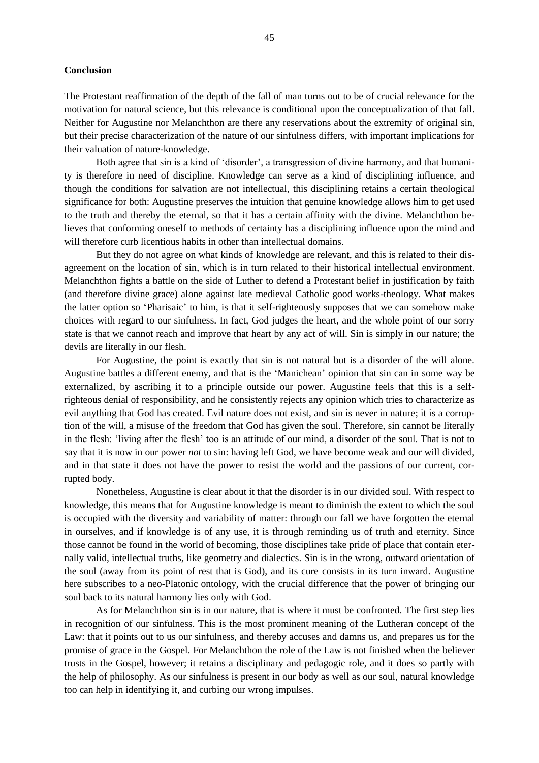## Conclusion

The Protestant reaffirmation of the depth of the fall of man turns out to be of crucial relevance for the motivation for natural science, but this relevance is conditional upon the conceptualization of that fall. Neither for Augustine nor Melanchthon are there any reservations about the extremity of original sin, but their precise characterization of the nature of our sinfulness differs, with important implications for their valuation of nature-knowledge.

Both agree that sin is a kind of 'disorder', a transgression of divine harmony, and that humanity is therefore in need of discipline. Knowledge can serve as a kind of disciplining influence, and though the conditions for salvation are not intellectual, this disciplining retains a certain theological significance for both: Augustine preserves the intuition that genuine knowledge allows him to get used to the truth and thereby the eternal, so that it has a certain affinity with the divine. Melanchthon believes that conforming oneself to methods of certainty has a disciplining influence upon the mind and will therefore curb licentious habits in other than intellectual domains.

But they do not agree on what kinds of knowledge are relevant, and this is related to their disagreement on the location of sin, which is in turn related to their historical intellectual environment. Melanchthon fights a battle on the side of Luther to defend a Protestant belief in justification by faith (and therefore divine grace) alone against late medieval Catholic good works-theology. What makes the latter option so 'Pharisaic' to him, is that it self-righteously supposes that we can somehow make choices with regard to our sinfulness. In fact, God judges the heart, and the whole point of our sorry state is that we cannot reach and improve that heart by any act of will. Sin is simply in our nature; the devils are literally in our flesh.

For Augustine, the point is exactly that sin is not natural but is a disorder of the will alone. Augustine battles a different enemy, and that is the 'Manichean' opinion that sin can in some way be externalized, by ascribing it to a principle outside our power. Augustine feels that this is a self-righteous denial of responsibility, and he consistently rejects any opinion which tries to characterize as evil anything that God has created. Evil nature does not exist, and sin is never in nature; it is a corruption of the will, a misuse of the freedom that God has given the soul. Therefore, sin cannot be literally in the flesh: 'living after the flesh' too is an attitude of our mind, a disorder of the soul. That is not to say that it is now in our power *not* to sin: having left God, we have become weak and our will divided, and in that state it does not have the power to resist the world and the passions of our current, corrupted body.

Nonetheless, Augustine is clear about it that the disorder is in our divided soul. With respect to knowledge, this means that for Augustine knowledge is meant to diminish the extent to which the soul is occupied with the diversity and variability of matter: through our fall we have forgotten the eternal in ourselves, and if knowledge is of any use, it is through reminding us of truth and eternity. Since those cannot be found in the world of becoming, those disciplines take pride of place that contain eternally valid, intellectual truths, like geometry and dialectics. Sin is in the wrong, outward orientation of the soul (away from its point of rest that is God), and its cure consists in its turn inward. Augustine here subscribes to a neo-Platonic ontology, with the crucial difference that the power of bringing our soul back to its natural harmony lies only with God.

As for Melanchthon sin is in our nature, that is where it must be confronted. The first step lies in recognition of our sinfulness. This is the most prominent meaning of the Lutheran concept of the Law: that it points out to us our sinfulness, and thereby accuses and damns us, and prepares us for the promise of grace in the Gospel. For Melanchthon the role of the Law is not finished when the believer trusts in the Gospel, however; it retains a disciplinary and pedagogic role, and it does so partly with the help of philosophy. As our sinfulness is present in our body as well as our soul, natural knowledge too can help in identifying it, and curbing our wrong impulses.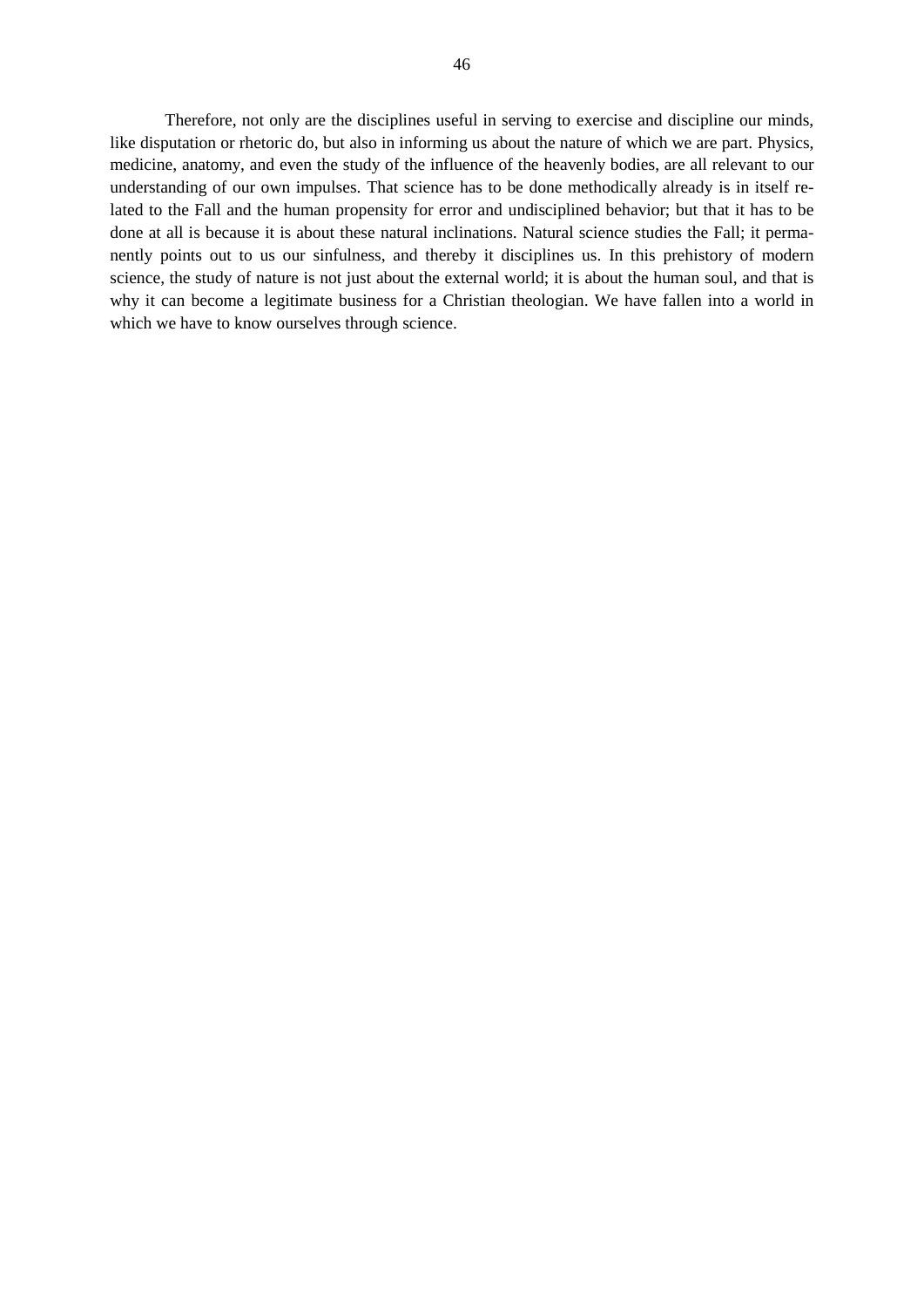Therefore, not only are the disciplines useful in serving to exercise and discipline our minds, like disputation or rhetoric do, but also in informing us about the nature of which we are part. Physics, medicine, anatomy, and even the study of the influence of the heavenly bodies, are all relevant to our understanding of our own impulses. That science has to be done methodically already is in itself related to the Fall and the human propensity for error and undisciplined behavior; but that it has to be done at all is because it is about these natural inclinations. Natural science studies the Fall; it permanently points out to us our sinfulness, and thereby it disciplines us. In this prehistory of modern science, the study of nature is not just about the external world; it is about the human soul, and that is why it can become a legitimate business for a Christian theologian. We have fallen into a world in which we have to know ourselves through science.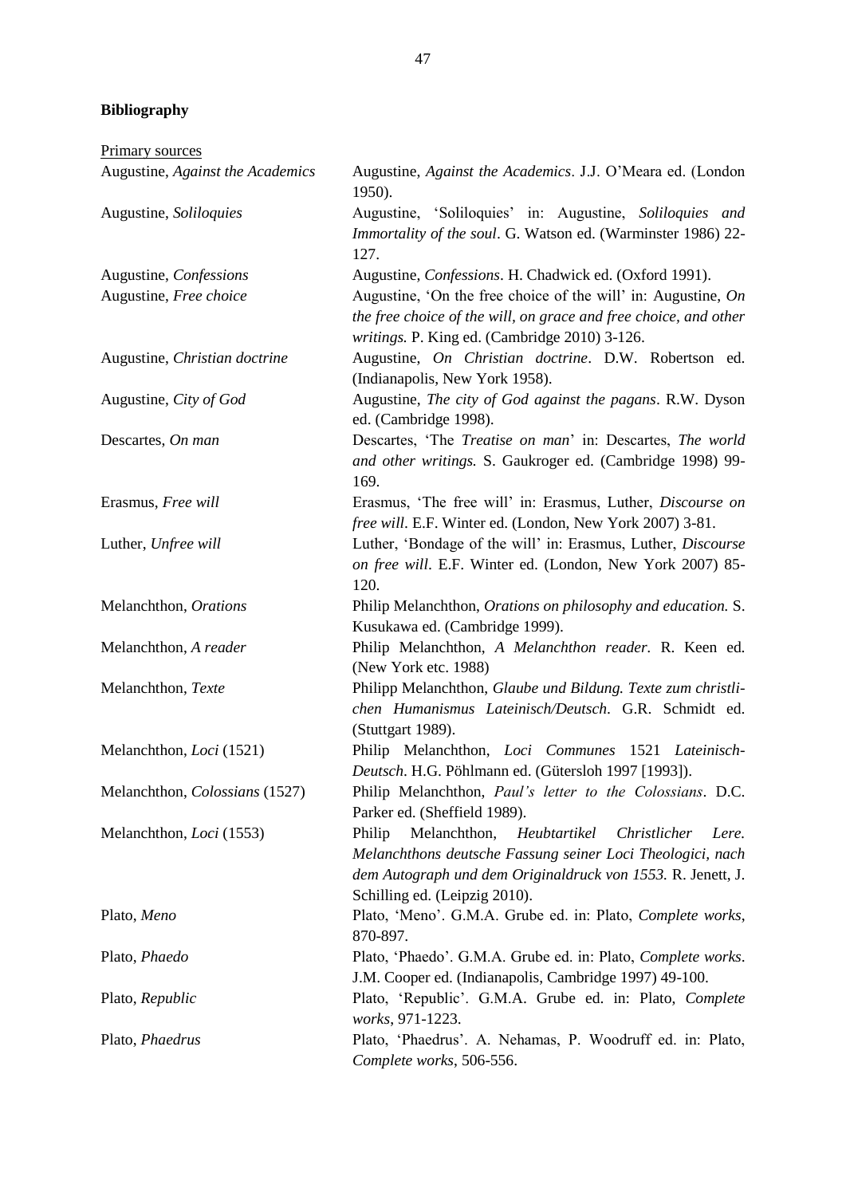**Bibliography**

Primary sources

| | |
|---|---|
| Augustine, *Against the Academics* | Augustine, *Against the Academics*. J.J. O'Meara ed. (London 1950). |
| Augustine, *Soliloquies* | Augustine, 'Soliloquies' in: Augustine, *Soliloquies and Immortality of the soul*. G. Watson ed. (Warminster 1986) 22-127. |
| Augustine, *Confessions* | Augustine, *Confessions*. H. Chadwick ed. (Oxford 1991). |
| Augustine, *Free choice* | Augustine, 'On the free choice of the will' in: Augustine, *On the free choice of the will, on grace and free choice, and other writings.* P. King ed. (Cambridge 2010) 3-126. |
| Augustine, *Christian doctrine* | Augustine, *On Christian doctrine*. D.W. Robertson ed. (Indianapolis, New York 1958). |
| Augustine, *City of God* | Augustine, *The city of God against the pagans*. R.W. Dyson ed. (Cambridge 1998). |
| Descartes, *On man* | Descartes, 'The *Treatise on man*' in: Descartes, *The world and other writings.* S. Gaukroger ed. (Cambridge 1998) 99-169. |
| Erasmus, *Free will* | Erasmus, 'The free will' in: Erasmus, Luther, *Discourse on free will*. E.F. Winter ed. (London, New York 2007) 3-81. |
| Luther, *Unfree will* | Luther, 'Bondage of the will' in: Erasmus, Luther, *Discourse on free will*. E.F. Winter ed. (London, New York 2007) 85-120. |
| Melanchthon, *Orations* | Philip Melanchthon, *Orations on philosophy and education.* S. Kusukawa ed. (Cambridge 1999). |
| Melanchthon, *A reader* | Philip Melanchthon, *A Melanchthon reader*. R. Keen ed. (New York etc. 1988) |
| Melanchthon, *Texte* | Philipp Melanchthon, *Glaube und Bildung. Texte zum christlichen Humanismus Lateinisch/Deutsch*. G.R. Schmidt ed. (Stuttgart 1989). |
| Melanchthon, *Loci* (1521) | Philip Melanchthon, *Loci Communes* 1521 *Lateinisch-Deutsch*. H.G. Pöhlmann ed. (Gütersloh 1997 [1993]). |
| Melanchthon, *Colossians* (1527) | Philip Melanchthon, *Paul's letter to the Colossians*. D.C. Parker ed. (Sheffield 1989). |
| Melanchthon, *Loci* (1553) | Philip Melanchthon, *Heubtartikel Christlicher Lere. Melanchthons deutsche Fassung seiner Loci Theologici, nach dem Autograph und dem Originaldruck von 1553.* R. Jenett, J. Schilling ed. (Leipzig 2010). |
| Plato, *Meno* | Plato, 'Meno'. G.M.A. Grube ed. in: Plato, *Complete works*, 870-897. |
| Plato, *Phaedo* | Plato, 'Phaedo'. G.M.A. Grube ed. in: Plato, *Complete works*. J.M. Cooper ed. (Indianapolis, Cambridge 1997) 49-100. |
| Plato, *Republic* | Plato, 'Republic'. G.M.A. Grube ed. in: Plato, *Complete works*, 971-1223. |
| Plato, *Phaedrus* | Plato, 'Phaedrus'. A. Nehamas, P. Woodruff ed. in: Plato, *Complete works*, 506-556. |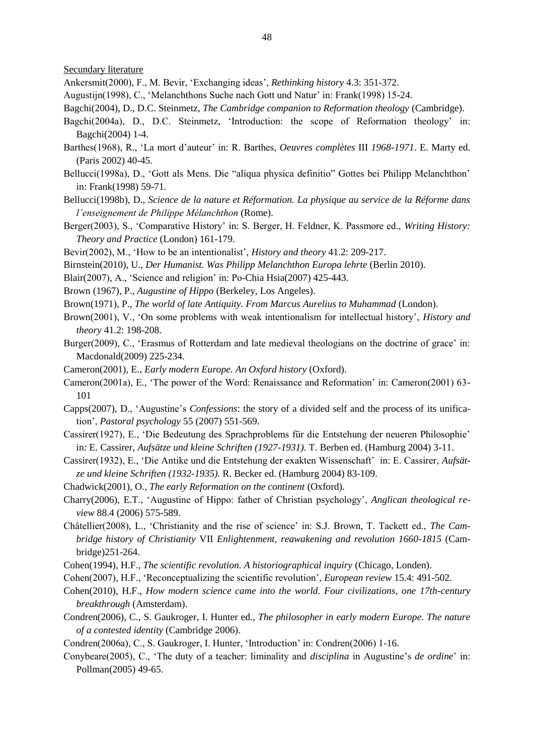Secundary literature

Ankersmit(2000), F., M. Bevir, 'Exchanging ideas', *Rethinking history* 4.3: 351-372.

Augustijn(1998), C., 'Melanchthons Suche nach Gott und Natur' in: Frank(1998) 15-24.

Bagchi(2004), D., D.C. Steinmetz, *The Cambridge companion to Reformation theology* (Cambridge).

Bagchi(2004a), D., D.C. Steinmetz, 'Introduction: the scope of Reformation theology' in: Bagchi(2004) 1-4.

Barthes(1968), R., 'La mort d'auteur' in: R. Barthes, *Oeuvres complètes* III *1968-1971*. E. Marty ed. (Paris 2002) 40-45.

Bellucci(1998a), D., 'Gott als Mens. Die "aliqua physica definitio" Gottes bei Philipp Melanchthon' in: Frank(1998) 59-71.

Bellucci(1998b), D., *Science de la nature et Réformation. La physique au service de la Réforme dans l'enseignement de Philippe Mélanchthon* (Rome).

Berger(2003), S., 'Comparative History' in: S. Berger, H. Feldner, K. Passmore ed., *Writing History: Theory and Practice* (London) 161-179.

Bevir(2002), M., 'How to be an intentionalist', *History and theory* 41.2: 209-217.

Birnstein(2010), U., *Der Humanist. Was Philipp Melanchthon Europa lehrte* (Berlin 2010).

Blair(2007), A., 'Science and religion' in: Po-Chia Hsia(2007) 425-443.

Brown (1967), P., *Augustine of Hippo* (Berkeley, Los Angeles).

Brown(1971), P., *The world of late Antiquity. From Marcus Aurelius to Muhammad* (London).

Brown(2001), V., 'On some problems with weak intentionalism for intellectual history', *History and theory* 41.2: 198-208.

Burger(2009), C., 'Erasmus of Rotterdam and late medieval theologians on the doctrine of grace' in: Macdonald(2009) 225-234.

Cameron(2001), E., *Early modern Europe. An Oxford history* (Oxford).

Cameron(2001a), E., 'The power of the Word: Renaissance and Reformation' in: Cameron(2001) 63-101

Capps(2007), D., 'Augustine's *Confessions*: the story of a divided self and the process of its unification', *Pastoral psychology* 55 (2007) 551-569.

Cassirer(1927), E., 'Die Bedeutung des Sprachproblems für die Entstehung der neueren Philosophie' in: E. Cassirer, *Aufsätze und kleine Schriften (1927-1931).* T. Berben ed. (Hamburg 2004) 3-11.

Cassirer(1932), E., 'Die Antike und die Entstehung der exakten Wissenschaft' in: E. Cassirer, *Aufsätze und kleine Schriften (1932-1935).* R. Becker ed. (Hamburg 2004) 83-109.

Chadwick(2001), O., *The early Reformation on the continent* (Oxford).

Charry(2006), E.T., 'Augustine of Hippo: father of Christian psychology', *Anglican theological review* 88.4 (2006) 575-589.

Châtellier(2008), L., 'Christianity and the rise of science' in: S.J. Brown, T. Tackett ed., *The Cambridge history of Christianity* VII *Enlightenment, reawakening and revolution 1660-1815* (Cambridge)251-264.

Cohen(1994), H.F., *The scientific revolution. A historiographical inquiry* (Chicago, Londen).

Cohen(2007), H.F., 'Reconceptualizing the scientific revolution', *European review* 15.4: 491-502.

Cohen(2010), H.F., *How modern science came into the world. Four civilizations, one 17th-century breakthrough* (Amsterdam).

Condren(2006), C., S. Gaukroger, I. Hunter ed., *The philosopher in early modern Europe. The nature of a contested identity* (Cambridge 2006).

Condren(2006a), C., S. Gaukroger, I. Hunter, 'Introduction' in: Condren(2006) 1-16.

Conybeare(2005), C., 'The duty of a teacher: liminality and *disciplina* in Augustine's *de ordine*' in: Pollman(2005) 49-65.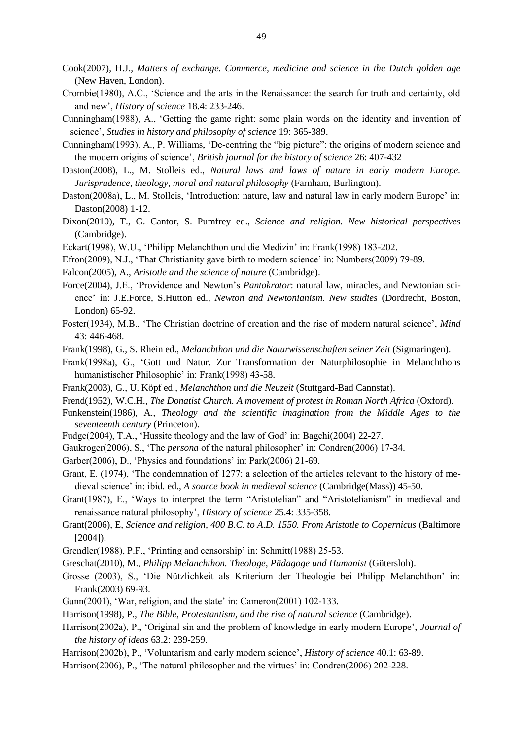Cook(2007), H.J., *Matters of exchange. Commerce, medicine and science in the Dutch golden age* (New Haven, London).

Crombie(1980), A.C., 'Science and the arts in the Renaissance: the search for truth and certainty, old and new', *History of science* 18.4: 233-246.

Cunningham(1988), A., 'Getting the game right: some plain words on the identity and invention of science', *Studies in history and philosophy of science* 19: 365-389.

Cunningham(1993), A., P. Williams, 'De-centring the "big picture": the origins of modern science and the modern origins of science', *British journal for the history of science* 26: 407-432

Daston(2008), L., M. Stolleis ed., *Natural laws and laws of nature in early modern Europe. Jurisprudence, theology, moral and natural philosophy* (Farnham, Burlington).

Daston(2008a), L., M. Stolleis, 'Introduction: nature, law and natural law in early modern Europe' in: Daston(2008) 1-12.

Dixon(2010), T., G. Cantor, S. Pumfrey ed., *Science and religion. New historical perspectives* (Cambridge).

Eckart(1998), W.U., 'Philipp Melanchthon und die Medizin' in: Frank(1998) 183-202.

Efron(2009), N.J., 'That Christianity gave birth to modern science' in: Numbers(2009) 79-89.

Falcon(2005), A., *Aristotle and the science of nature* (Cambridge).

Force(2004), J.E., 'Providence and Newton's *Pantokrator*: natural law, miracles, and Newtonian science' in: J.E.Force, S.Hutton ed., *Newton and Newtonianism. New studies* (Dordrecht, Boston, London) 65-92.

Foster(1934), M.B., 'The Christian doctrine of creation and the rise of modern natural science', *Mind* 43: 446-468.

Frank(1998), G., S. Rhein ed., *Melanchthon und die Naturwissenschaften seiner Zeit* (Sigmaringen).

Frank(1998a), G., 'Gott und Natur. Zur Transformation der Naturphilosophie in Melanchthons humanistischer Philosophie' in: Frank(1998) 43-58.

Frank(2003), G., U. Köpf ed., *Melanchthon und die Neuzeit* (Stuttgard-Bad Cannstat).

Frend(1952), W.C.H., *The Donatist Church. A movement of protest in Roman North Africa* (Oxford).

Funkenstein(1986), A., *Theology and the scientific imagination from the Middle Ages to the seventeenth century* (Princeton).

Fudge(2004), T.A., 'Hussite theology and the law of God' in: Bagchi(2004) 22-27.

Gaukroger(2006), S., 'The *persona* of the natural philosopher' in: Condren(2006) 17-34.

Garber(2006), D., 'Physics and foundations' in: Park(2006) 21-69.

Grant, E. (1974), 'The condemnation of 1277: a selection of the articles relevant to the history of medieval science' in: ibid. ed., *A source book in medieval science* (Cambridge(Mass)) 45-50.

Grant(1987), E., 'Ways to interpret the term "Aristotelian" and "Aristotelianism" in medieval and renaissance natural philosophy', *History of science* 25.4: 335-358.

Grant(2006), E, *Science and religion, 400 B.C. to A.D. 1550. From Aristotle to Copernicus* (Baltimore [2004]).

Grendler(1988), P.F., 'Printing and censorship' in: Schmitt(1988) 25-53.

Greschat(2010), M., *Philipp Melanchthon. Theologe, Pädagoge und Humanist* (Gütersloh).

Grosse (2003), S., 'Die Nützlichkeit als Kriterium der Theologie bei Philipp Melanchthon' in: Frank(2003) 69-93.

Gunn(2001), 'War, religion, and the state' in: Cameron(2001) 102-133.

Harrison(1998), P., *The Bible, Protestantism, and the rise of natural science* (Cambridge).

Harrison(2002a), P., 'Original sin and the problem of knowledge in early modern Europe', *Journal of the history of ideas* 63.2: 239-259.

Harrison(2002b), P., 'Voluntarism and early modern science', *History of science* 40.1: 63-89.

Harrison(2006), P., 'The natural philosopher and the virtues' in: Condren(2006) 202-228.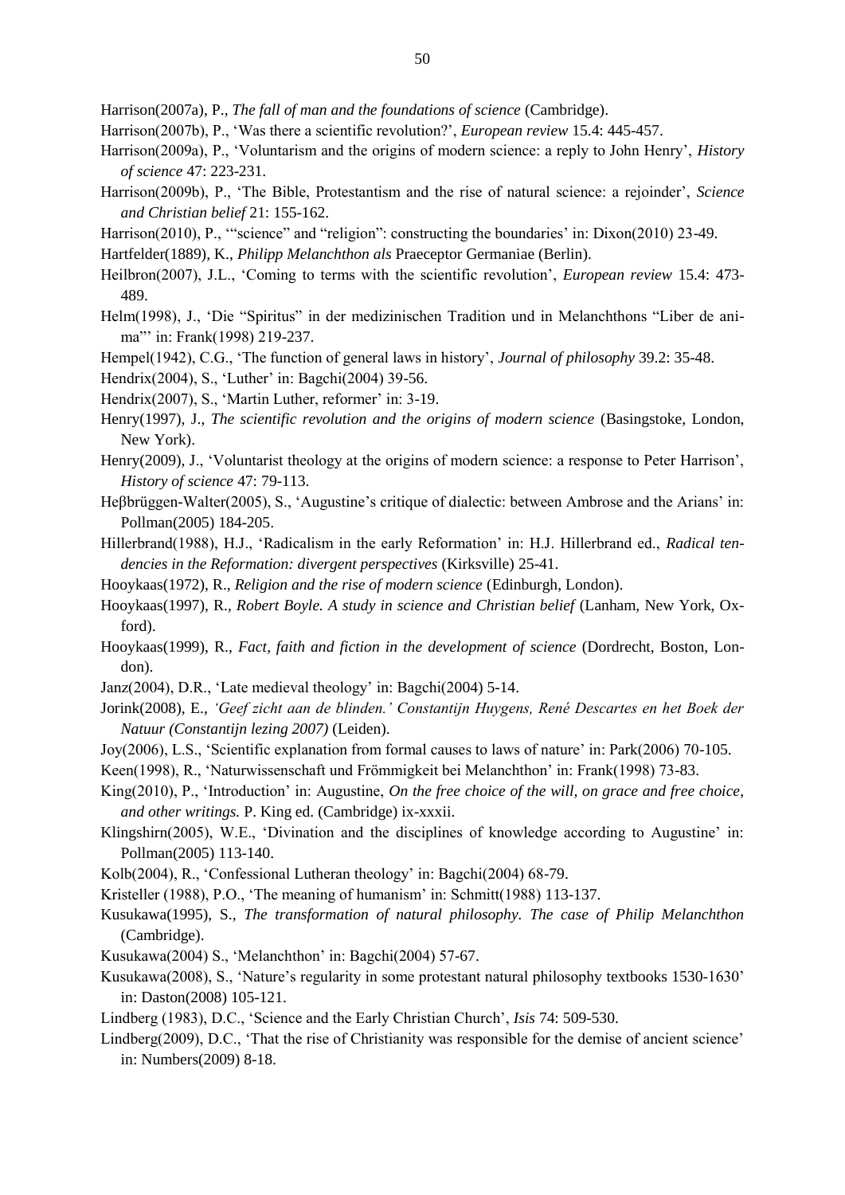Harrison(2007a), P., *The fall of man and the foundations of science* (Cambridge).

Harrison(2007b), P., 'Was there a scientific revolution?', *European review* 15.4: 445-457.

Harrison(2009a), P., 'Voluntarism and the origins of modern science: a reply to John Henry', *History of science* 47: 223-231.

Harrison(2009b), P., 'The Bible, Protestantism and the rise of natural science: a rejoinder', *Science and Christian belief* 21: 155-162.

Harrison(2010), P., '"science" and "religion": constructing the boundaries' in: Dixon(2010) 23-49.

Hartfelder(1889), K., *Philipp Melanchthon als* Praeceptor Germaniae (Berlin).

Heilbron(2007), J.L., 'Coming to terms with the scientific revolution', *European review* 15.4: 473-489.

Helm(1998), J., 'Die "Spiritus" in der medizinischen Tradition und in Melanchthons "Liber de anima"' in: Frank(1998) 219-237.

Hempel(1942), C.G., 'The function of general laws in history', *Journal of philosophy* 39.2: 35-48.

Hendrix(2004), S., 'Luther' in: Bagchi(2004) 39-56.

Hendrix(2007), S., 'Martin Luther, reformer' in: 3-19.

Henry(1997), J., *The scientific revolution and the origins of modern science* (Basingstoke, London, New York).

Henry(2009), J., 'Voluntarist theology at the origins of modern science: a response to Peter Harrison', *History of science* 47: 79-113.

Heβbrüggen-Walter(2005), S., 'Augustine's critique of dialectic: between Ambrose and the Arians' in: Pollman(2005) 184-205.

Hillerbrand(1988), H.J., 'Radicalism in the early Reformation' in: H.J. Hillerbrand ed., *Radical tendencies in the Reformation: divergent perspectives* (Kirksville) 25-41.

Hooykaas(1972), R., *Religion and the rise of modern science* (Edinburgh, London).

Hooykaas(1997), R., *Robert Boyle. A study in science and Christian belief* (Lanham, New York, Oxford).

Hooykaas(1999), R., *Fact, faith and fiction in the development of science* (Dordrecht, Boston, London).

Janz(2004), D.R., 'Late medieval theology' in: Bagchi(2004) 5-14.

Jorink(2008), E., *'Geef zicht aan de blinden.' Constantijn Huygens, René Descartes en het Boek der Natuur (Constantijn lezing 2007)* (Leiden).

Joy(2006), L.S., 'Scientific explanation from formal causes to laws of nature' in: Park(2006) 70-105.

Keen(1998), R., 'Naturwissenschaft und Frömmigkeit bei Melanchthon' in: Frank(1998) 73-83.

King(2010), P., 'Introduction' in: Augustine, *On the free choice of the will, on grace and free choice, and other writings.* P. King ed. (Cambridge) ix-xxxii.

Klingshirn(2005), W.E., 'Divination and the disciplines of knowledge according to Augustine' in: Pollman(2005) 113-140.

Kolb(2004), R., 'Confessional Lutheran theology' in: Bagchi(2004) 68-79.

Kristeller (1988), P.O., 'The meaning of humanism' in: Schmitt(1988) 113-137.

Kusukawa(1995), S., *The transformation of natural philosophy. The case of Philip Melanchthon* (Cambridge).

Kusukawa(2004) S., 'Melanchthon' in: Bagchi(2004) 57-67.

Kusukawa(2008), S., 'Nature's regularity in some protestant natural philosophy textbooks 1530-1630' in: Daston(2008) 105-121.

Lindberg (1983), D.C., 'Science and the Early Christian Church', *Isis* 74: 509-530.

Lindberg(2009), D.C., 'That the rise of Christianity was responsible for the demise of ancient science' in: Numbers(2009) 8-18.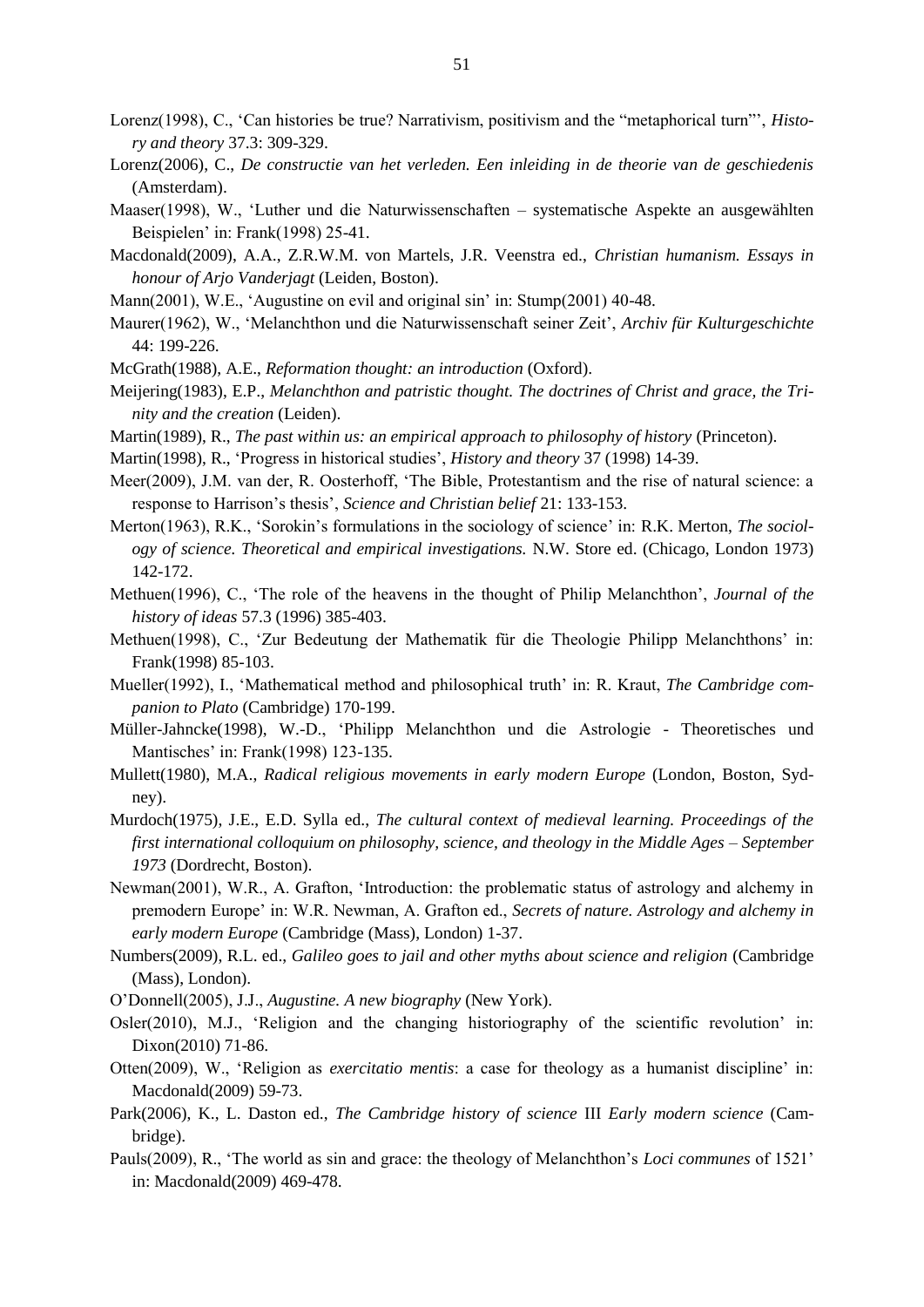Lorenz(1998), C., ‘Can histories be true? Narrativism, positivism and the “metaphorical turn”’, *History and theory* 37.3: 309-329.

Lorenz(2006), C., *De constructie van het verleden. Een inleiding in de theorie van de geschiedenis* (Amsterdam).

Maaser(1998), W., ‘Luther und die Naturwissenschaften – systematische Aspekte an ausgewählten Beispielen’ in: Frank(1998) 25-41.

Macdonald(2009), A.A., Z.R.W.M. von Martels, J.R. Veenstra ed., *Christian humanism. Essays in honour of Arjo Vanderjagt* (Leiden, Boston).

Mann(2001), W.E., ‘Augustine on evil and original sin’ in: Stump(2001) 40-48.

Maurer(1962), W., ‘Melanchthon und die Naturwissenschaft seiner Zeit’, *Archiv für Kulturgeschichte* 44: 199-226.

McGrath(1988), A.E., *Reformation thought: an introduction* (Oxford).

Meijering(1983), E.P., *Melanchthon and patristic thought. The doctrines of Christ and grace, the Trinity and the creation* (Leiden).

Martin(1989), R., *The past within us: an empirical approach to philosophy of history* (Princeton).

Martin(1998), R., ‘Progress in historical studies’, *History and theory* 37 (1998) 14-39.

Meer(2009), J.M. van der, R. Oosterhoff, ‘The Bible, Protestantism and the rise of natural science: a response to Harrison’s thesis’, *Science and Christian belief* 21: 133-153.

Merton(1963), R.K., ‘Sorokin’s formulations in the sociology of science’ in: R.K. Merton, *The sociology of science. Theoretical and empirical investigations.* N.W. Store ed. (Chicago, London 1973) 142-172.

Methuen(1996), C., ‘The role of the heavens in the thought of Philip Melanchthon’, *Journal of the history of ideas* 57.3 (1996) 385-403.

Methuen(1998), C., ‘Zur Bedeutung der Mathematik für die Theologie Philipp Melanchthons’ in: Frank(1998) 85-103.

Mueller(1992), I., ‘Mathematical method and philosophical truth’ in: R. Kraut, *The Cambridge companion to Plato* (Cambridge) 170-199.

Müller-Jahncke(1998), W.-D., ‘Philipp Melanchthon und die Astrologie - Theoretisches und Mantisches’ in: Frank(1998) 123-135.

Mullett(1980), M.A., *Radical religious movements in early modern Europe* (London, Boston, Sydney).

Murdoch(1975), J.E., E.D. Sylla ed., *The cultural context of medieval learning. Proceedings of the first international colloquium on philosophy, science, and theology in the Middle Ages – September 1973* (Dordrecht, Boston).

Newman(2001), W.R., A. Grafton, ‘Introduction: the problematic status of astrology and alchemy in premodern Europe’ in: W.R. Newman, A. Grafton ed., *Secrets of nature. Astrology and alchemy in early modern Europe* (Cambridge (Mass), London) 1-37.

Numbers(2009), R.L. ed., *Galileo goes to jail and other myths about science and religion* (Cambridge (Mass), London).

O’Donnell(2005), J.J., *Augustine. A new biography* (New York).

Osler(2010), M.J., ‘Religion and the changing historiography of the scientific revolution’ in: Dixon(2010) 71-86.

Otten(2009), W., ‘Religion as *exercitatio mentis*: a case for theology as a humanist discipline’ in: Macdonald(2009) 59-73.

Park(2006), K., L. Daston ed., *The Cambridge history of science* III *Early modern science* (Cambridge).

Pauls(2009), R., ‘The world as sin and grace: the theology of Melanchthon’s *Loci communes* of 1521’ in: Macdonald(2009) 469-478.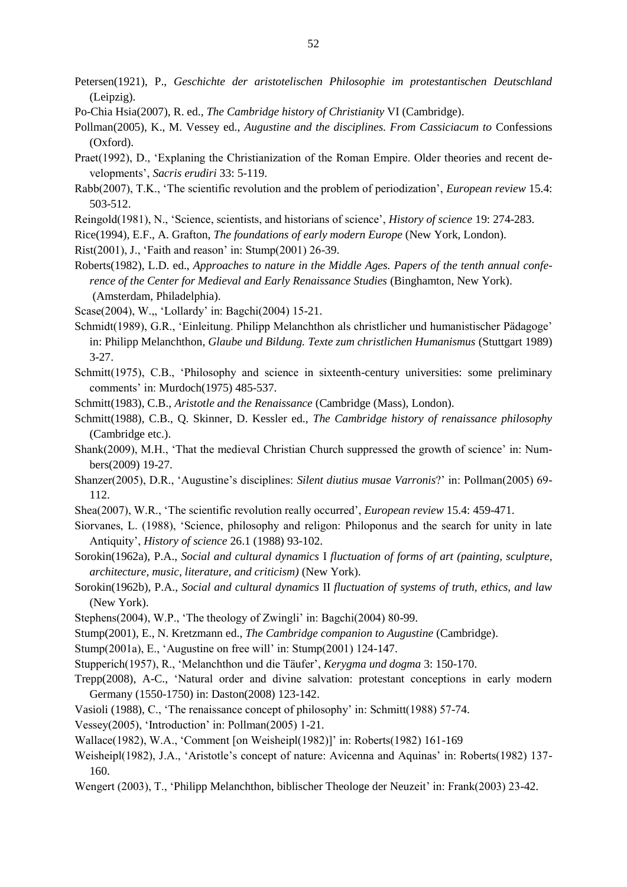Petersen(1921), P., *Geschichte der aristotelischen Philosophie im protestantischen Deutschland* (Leipzig).

Po-Chia Hsia(2007), R. ed., *The Cambridge history of Christianity* VI (Cambridge).

Pollman(2005), K., M. Vessey ed., *Augustine and the disciplines. From Cassiciacum to* Confessions (Oxford).

Praet(1992), D., 'Explaning the Christianization of the Roman Empire. Older theories and recent developments', *Sacris erudiri* 33: 5-119.

Rabb(2007), T.K., 'The scientific revolution and the problem of periodization', *European review* 15.4: 503-512.

Reingold(1981), N., 'Science, scientists, and historians of science', *History of science* 19: 274-283.

Rice(1994), E.F., A. Grafton, *The foundations of early modern Europe* (New York, London).

Rist(2001), J., 'Faith and reason' in: Stump(2001) 26-39.

Roberts(1982), L.D. ed., *Approaches to nature in the Middle Ages. Papers of the tenth annual conference of the Center for Medieval and Early Renaissance Studies* (Binghamton, New York). (Amsterdam, Philadelphia).

Scase(2004), W.,, 'Lollardy' in: Bagchi(2004) 15-21.

Schmidt(1989), G.R., 'Einleitung. Philipp Melanchthon als christlicher und humanistischer Pädagoge' in: Philipp Melanchthon, *Glaube und Bildung. Texte zum christlichen Humanismus* (Stuttgart 1989) 3-27.

Schmitt(1975), C.B., 'Philosophy and science in sixteenth-century universities: some preliminary comments' in: Murdoch(1975) 485-537.

Schmitt(1983), C.B., *Aristotle and the Renaissance* (Cambridge (Mass), London).

Schmitt(1988), C.B., Q. Skinner, D. Kessler ed., *The Cambridge history of renaissance philosophy* (Cambridge etc.).

Shank(2009), M.H., 'That the medieval Christian Church suppressed the growth of science' in: Numbers(2009) 19-27.

Shanzer(2005), D.R., 'Augustine's disciplines: *Silent diutius musae Varronis*?' in: Pollman(2005) 69-112.

Shea(2007), W.R., 'The scientific revolution really occurred', *European review* 15.4: 459-471.

Siorvanes, L. (1988), 'Science, philosophy and religon: Philoponus and the search for unity in late Antiquity', *History of science* 26.1 (1988) 93-102.

Sorokin(1962a), P.A., *Social and cultural dynamics* I *fluctuation of forms of art (painting, sculpture, architecture, music, literature, and criticism)* (New York).

Sorokin(1962b), P.A., *Social and cultural dynamics* II *fluctuation of systems of truth, ethics, and law* (New York).

Stephens(2004), W.P., 'The theology of Zwingli' in: Bagchi(2004) 80-99.

Stump(2001), E., N. Kretzmann ed., *The Cambridge companion to Augustine* (Cambridge).

Stump(2001a), E., 'Augustine on free will' in: Stump(2001) 124-147.

Stupperich(1957), R., 'Melanchthon und die Täufer', *Kerygma und dogma* 3: 150-170.

Trepp(2008), A-C., 'Natural order and divine salvation: protestant conceptions in early modern Germany (1550-1750) in: Daston(2008) 123-142.

Vasioli (1988), C., 'The renaissance concept of philosophy' in: Schmitt(1988) 57-74.

Vessey(2005), 'Introduction' in: Pollman(2005) 1-21.

Wallace(1982), W.A., 'Comment [on Weisheipl(1982)]' in: Roberts(1982) 161-169

Weisheipl(1982), J.A., 'Aristotle's concept of nature: Avicenna and Aquinas' in: Roberts(1982) 137-160.

Wengert (2003), T., 'Philipp Melanchthon, biblischer Theologe der Neuzeit' in: Frank(2003) 23-42.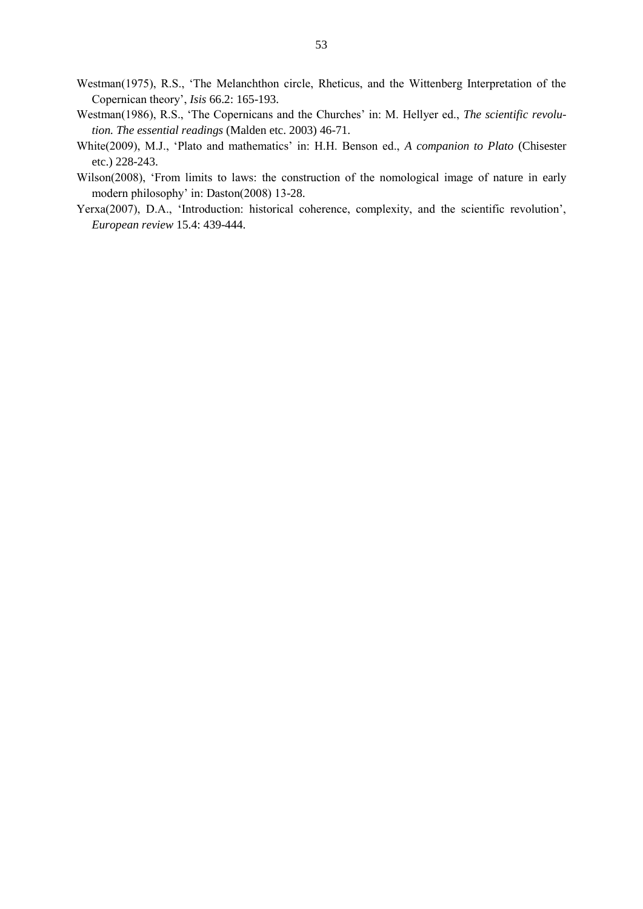Westman(1975), R.S., 'The Melanchthon circle, Rheticus, and the Wittenberg Interpretation of the Copernican theory', *Isis* 66.2: 165-193.

Westman(1986), R.S., 'The Copernicans and the Churches' in: M. Hellyer ed., *The scientific revolution. The essential readings* (Malden etc. 2003) 46-71.

White(2009), M.J., 'Plato and mathematics' in: H.H. Benson ed., *A companion to Plato* (Chisester etc.) 228-243.

Wilson(2008), 'From limits to laws: the construction of the nomological image of nature in early modern philosophy' in: Daston(2008) 13-28.

Yerxa(2007), D.A., 'Introduction: historical coherence, complexity, and the scientific revolution', *European review* 15.4: 439-444.